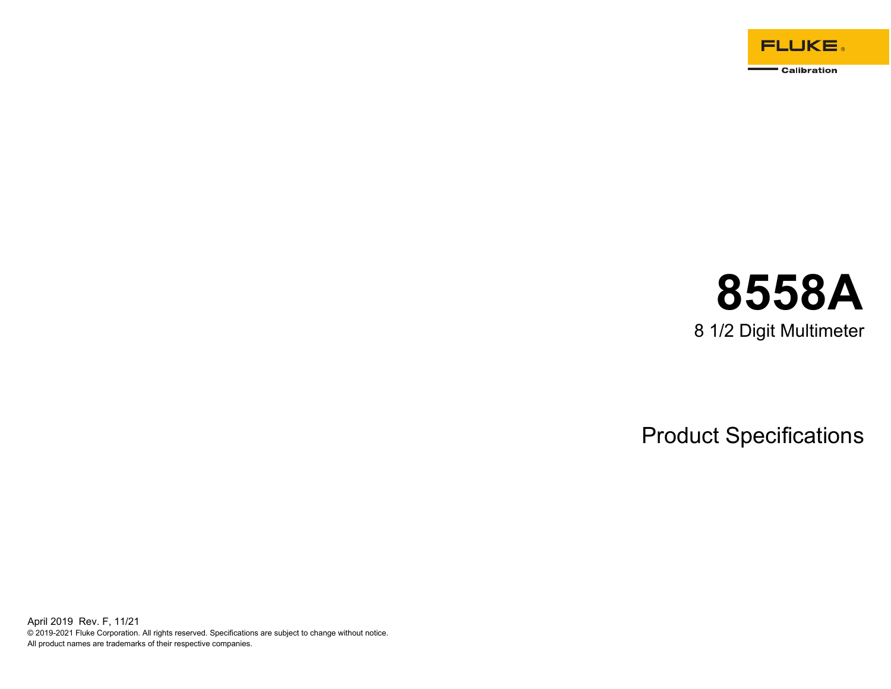FLUKE®

Calibration

# 8558A

## 8 1/2 Digit Multimeter

## Product Specifications

April 2019 Rev. F, 11/21

© 2019-2021 Fluke Corporation. All rights reserved. Specifications are subject to change without notice.

All product names are trademarks of their respective companies.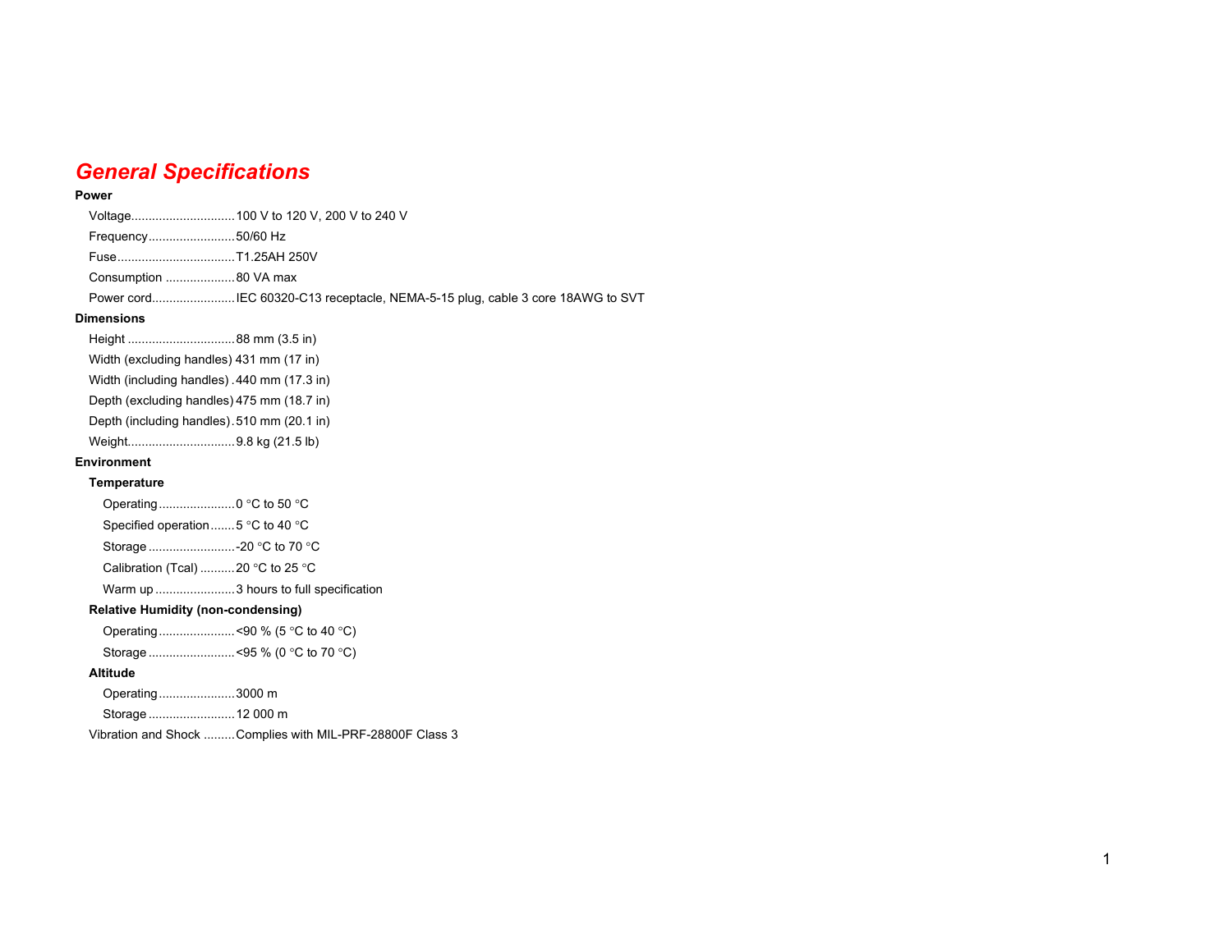# General Specifications

**Power**

Voltage.............................100 V to 120 V, 200 V to 240 V

Frequency.........................50/60 Hz

Fuse..................................T1.25AH 250V

Consumption ....................80 VA max

Power cord........................IEC 60320-C13 receptacle, NEMA-5-15 plug, cable 3 core 18AWG to SVT

**Dimensions**

Height ...............................88 mm (3.5 in)

Width (excluding handles) 431 mm (17 in)

Width (including handles) .440 mm (17.3 in)

Depth (excluding handles) 475 mm (18.7 in)

Depth (including handles).510 mm (20.1 in)

Weight...............................9.8 kg (21.5 lb)

**Environment**

**Temperature**

Operating......................0 °C to 50 °C

Specified operation.......5 °C to 40 °C

Storage .........................-20 °C to 70 °C

Calibration (Tcal) ..........20 °C to 25 °C

Warm up .......................3 hours to full specification

**Relative Humidity (non-condensing)**

Operating......................<90 % (5 °C to 40 °C)

Storage .........................<95 % (0 °C to 70 °C)

**Altitude**

Operating......................3000 m

Storage .........................12 000 m

Vibration and Shock .........Complies with MIL-PRF-28800F Class 3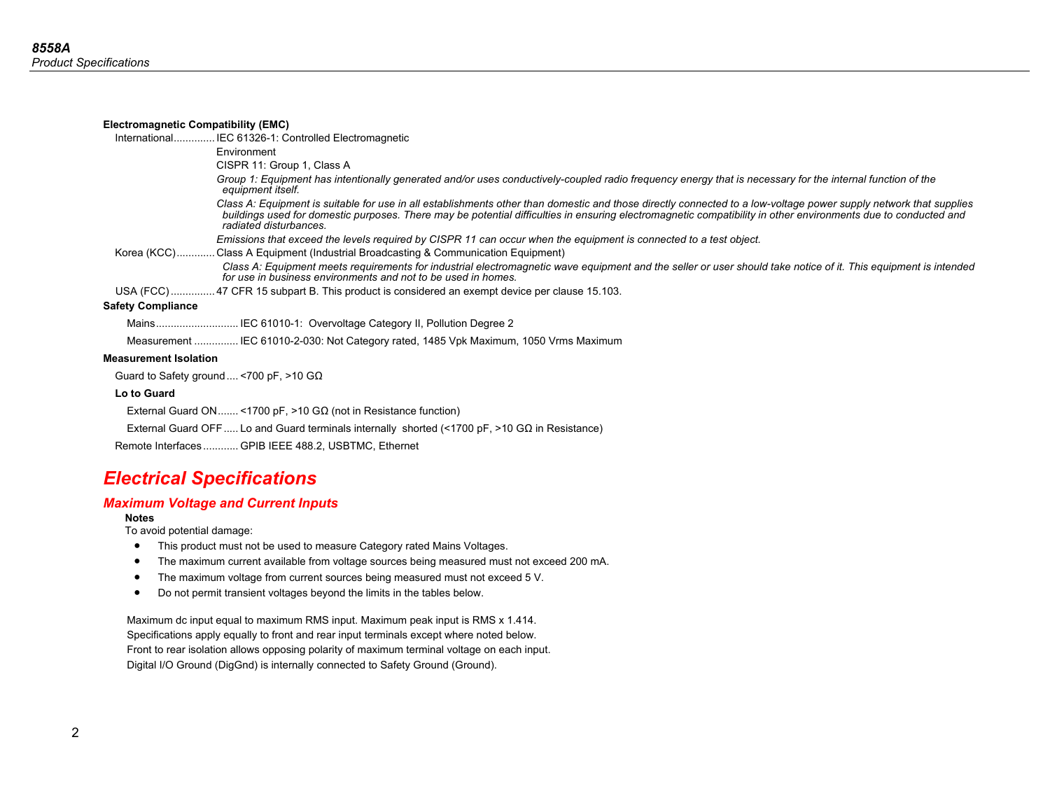**Electromagnetic Compatibility (EMC)**

International............. IEC 61326-1: Controlled Electromagnetic Environment

CISPR 11: Group 1, Class A

*Group 1: Equipment has intentionally generated and/or uses conductively-coupled radio frequency energy that is necessary for the internal function of the equipment itself.*

*Class A: Equipment is suitable for use in all establishments other than domestic and those directly connected to a low-voltage power supply network that supplies buildings used for domestic purposes. There may be potential difficulties in ensuring electromagnetic compatibility in other environments due to conducted and radiated disturbances.*

*Emissions that exceed the levels required by CISPR 11 can occur when the equipment is connected to a test object.*

Korea (KCC)............ Class A Equipment (Industrial Broadcasting & Communication Equipment)

*Class A: Equipment meets requirements for industrial electromagnetic wave equipment and the seller or user should take notice of it. This equipment is intended for use in business environments and not to be used in homes.*

USA (FCC).............. 47 CFR 15 subpart B. This product is considered an exempt device per clause 15.103.

**Safety Compliance**

Mains........................... IEC 61010-1: Overvoltage Category II, Pollution Degree 2

Measurement .............. IEC 61010-2-030: Not Category rated, 1485 Vpk Maximum, 1050 Vrms Maximum

**Measurement Isolation**

Guard to Safety ground.... <700 pF, >10 GΩ

**Lo to Guard**

External Guard ON....... <1700 pF, >10 GΩ (not in Resistance function)

External Guard OFF..... Lo and Guard terminals internally shorted (<1700 pF, >10 GΩ in Resistance)

Remote Interfaces........... GPIB IEEE 488.2, USBTMC, Ethernet

# *Electrical Specifications*

## *Maximum Voltage and Current Inputs*

**Notes**

To avoid potential damage:

- This product must not be used to measure Category rated Mains Voltages.
- The maximum current available from voltage sources being measured must not exceed 200 mA.
- The maximum voltage from current sources being measured must not exceed 5 V.
- Do not permit transient voltages beyond the limits in the tables below.

Maximum dc input equal to maximum RMS input. Maximum peak input is RMS x 1.414.

Specifications apply equally to front and rear input terminals except where noted below.

Front to rear isolation allows opposing polarity of maximum terminal voltage on each input.

Digital I/O Ground (DigGnd) is internally connected to Safety Ground (Ground).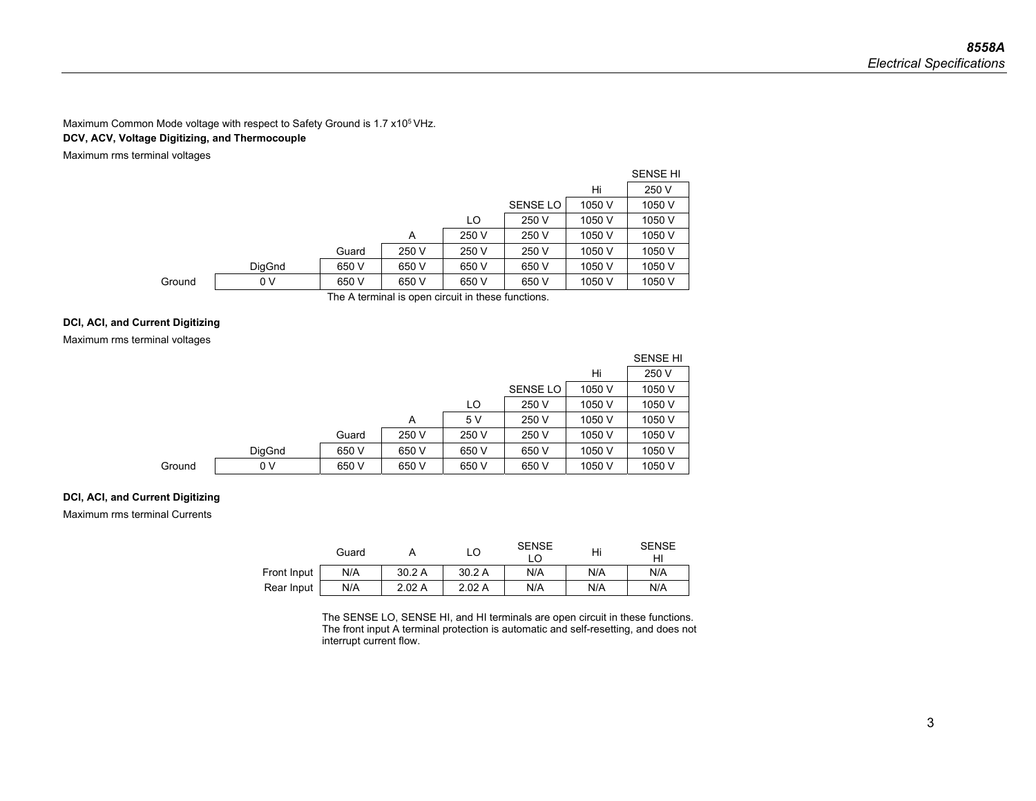Maximum Common Mode voltage with respect to Safety Ground is 1.7 x$10^5$ VHz.

**DCV, ACV, Voltage Digitizing, and Thermocouple**

Maximum rms terminal voltages

| | DigGnd | Guard | A | LO | SENSE LO | Hi | SENSE HI |
|---|---|---|---|---|---|---|---|
| Hi | | | | | | | 250 V |
| SENSE LO | | | | | | 1050 V | 1050 V |
| LO | | | | | 250 V | 1050 V | 1050 V |
| A | | | | 250 V | 250 V | 1050 V | 1050 V |
| Guard | | | 250 V | 250 V | 250 V | 1050 V | 1050 V |
| DigGnd | | 650 V | 650 V | 650 V | 650 V | 1050 V | 1050 V |
| Ground | 0 V | 650 V | 650 V | 650 V | 650 V | 1050 V | 1050 V |

The A terminal is open circuit in these functions.

**DCI, ACI, and Current Digitizing**

Maximum rms terminal voltages

| | DigGnd | Guard | A | LO | SENSE LO | Hi | SENSE HI |
|---|---|---|---|---|---|---|---|
| Hi | | | | | | | 250 V |
| SENSE LO | | | | | | 1050 V | 1050 V |
| LO | | | | | 250 V | 1050 V | 1050 V |
| A | | | | 5 V | 250 V | 1050 V | 1050 V |
| Guard | | | 250 V | 250 V | 250 V | 1050 V | 1050 V |
| DigGnd | | 650 V | 650 V | 650 V | 650 V | 1050 V | 1050 V |
| Ground | 0 V | 650 V | 650 V | 650 V | 650 V | 1050 V | 1050 V |

**DCI, ACI, and Current Digitizing**

Maximum rms terminal Currents

| | Guard | A | LO | SENSE LO | Hi | SENSE HI |
|---|---|---|---|---|---|---|
| Front Input | N/A | 30.2 A | 30.2 A | N/A | N/A | N/A |
| Rear Input | N/A | 2.02 A | 2.02 A | N/A | N/A | N/A |

The SENSE LO, SENSE HI, and HI terminals are open circuit in these functions. The front input A terminal protection is automatic and self-resetting, and does not interrupt current flow.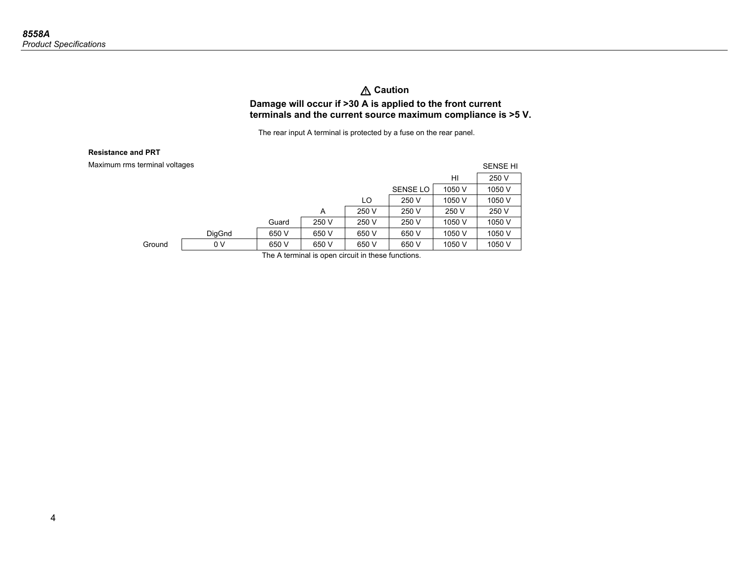⚠ **Caution**

**Damage will occur if >30 A is applied to the front current terminals and the current source maximum compliance is >5 V.**

The rear input A terminal is protected by a fuse on the rear panel.

**Resistance and PRT**

Maximum rms terminal voltages

| | DigGnd | Guard | A | LO | SENSE LO | HI | SENSE HI |
|---|---|---|---|---|---|---|---|
| HI | | | | | | | 250 V |
| SENSE LO | | | | | | 1050 V | 1050 V |
| LO | | | | | 250 V | 1050 V | 1050 V |
| A | | | | 250 V | 250 V | 250 V | 250 V |
| Guard | | | 250 V | 250 V | 250 V | 1050 V | 1050 V |
| DigGnd | | 650 V | 650 V | 650 V | 650 V | 1050 V | 1050 V |
| Ground | 0 V | 650 V | 650 V | 650 V | 650 V | 1050 V | 1050 V |

The A terminal is open circuit in these functions.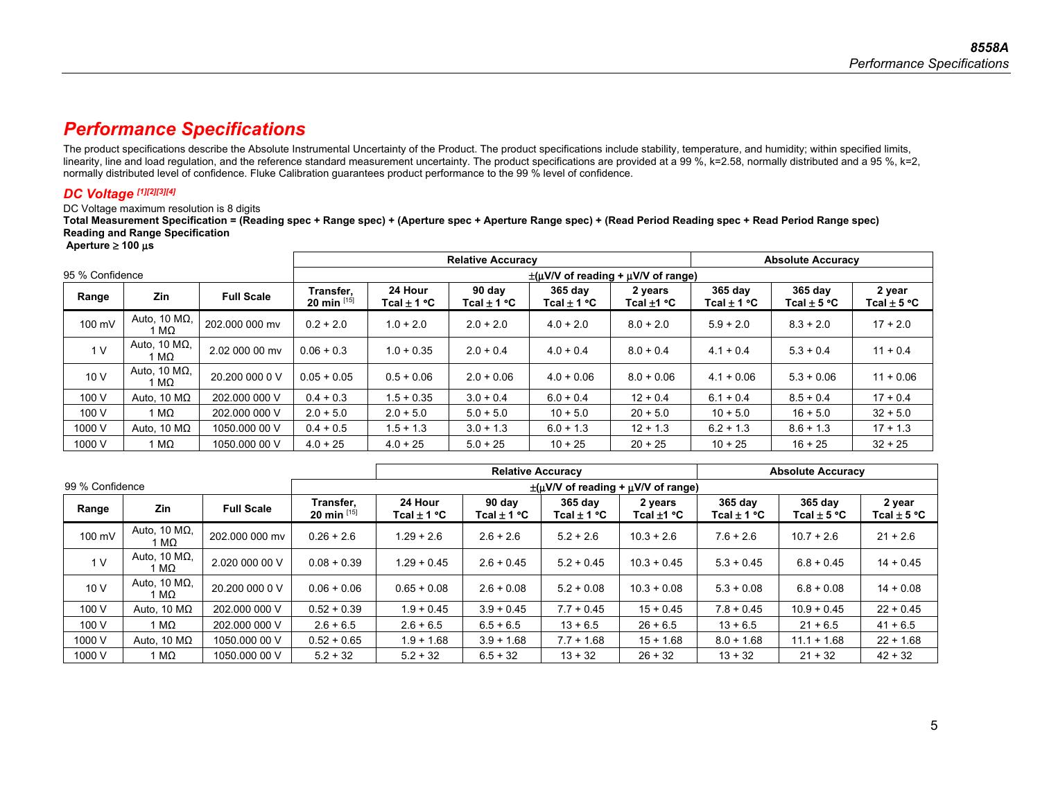# Performance Specifications

The product specifications describe the Absolute Instrumental Uncertainty of the Product. The product specifications include stability, temperature, and humidity; within specified limits, linearity, line and load regulation, and the reference standard measurement uncertainty. The product specifications are provided at a 99 %, k=2.58, normally distributed and a 95 %, k=2, normally distributed level of confidence. Fluke Calibration guarantees product performance to the 99 % level of confidence.

## DC Voltage [1][2][3][4]

DC Voltage maximum resolution is 8 digits

**Total Measurement Specification = (Reading spec + Range spec) + (Aperture spec + Aperture Range spec) + (Read Period Reading spec + Read Period Range spec)**

**Reading and Range Specification**

**Aperture ≥ 100 µs**

| 95 % Confidence | | | Relative Accuracy | | | | | Absolute Accuracy | | |
|---|---|---|---|---|---|---|---|---|---|---|
| | | | ±(µV/V of reading + µV/V of range) | | | | | | | |
| **Range** | **Zin** | **Full Scale** | **Transfer, 20 min [15]** | **24 Hour Tcal ± 1 °C** | **90 day Tcal ± 1 °C** | **365 day Tcal ± 1 °C** | **2 years Tcal ±1 °C** | **365 day Tcal ± 1 °C** | **365 day Tcal ± 5 °C** | **2 year Tcal ± 5 °C** |
| 100 mV | Auto, 10 MΩ, 1 MΩ | 202.000 000 mv | 0.2 + 2.0 | 1.0 + 2.0 | 2.0 + 2.0 | 4.0 + 2.0 | 8.0 + 2.0 | 5.9 + 2.0 | 8.3 + 2.0 | 17 + 2.0 |
| 1 V | Auto, 10 MΩ, 1 MΩ | 2.02 000 00 mv | 0.06 + 0.3 | 1.0 + 0.35 | 2.0 + 0.4 | 4.0 + 0.4 | 8.0 + 0.4 | 4.1 + 0.4 | 5.3 + 0.4 | 11 + 0.4 |
| 10 V | Auto, 10 MΩ, 1 MΩ | 20.200 000 0 V | 0.05 + 0.05 | 0.5 + 0.06 | 2.0 + 0.06 | 4.0 + 0.06 | 8.0 + 0.06 | 4.1 + 0.06 | 5.3 + 0.06 | 11 + 0.06 |
| 100 V | Auto, 10 MΩ | 202.000 000 V | 0.4 + 0.3 | 1.5 + 0.35 | 3.0 + 0.4 | 6.0 + 0.4 | 12 + 0.4 | 6.1 + 0.4 | 8.5 + 0.4 | 17 + 0.4 |
| 100 V | 1 MΩ | 202.000 000 V | 2.0 + 5.0 | 2.0 + 5.0 | 5.0 + 5.0 | 10 + 5.0 | 20 + 5.0 | 10 + 5.0 | 16 + 5.0 | 32 + 5.0 |
| 1000 V | Auto, 10 MΩ | 1050.000 00 V | 0.4 + 0.5 | 1.5 + 1.3 | 3.0 + 1.3 | 6.0 + 1.3 | 12 + 1.3 | 6.2 + 1.3 | 8.6 + 1.3 | 17 + 1.3 |
| 1000 V | 1 MΩ | 1050.000 00 V | 4.0 + 25 | 4.0 + 25 | 5.0 + 25 | 10 + 25 | 20 + 25 | 10 + 25 | 16 + 25 | 32 + 25 |

| 99 % Confidence | | | | Relative Accuracy | | | | Absolute Accuracy | | |
|---|---|---|---|---|---|---|---|---|---|---|
| | | | ±(µV/V of reading + µV/V of range) | | | | | | | |
| **Range** | **Zin** | **Full Scale** | **Transfer, 20 min [15]** | **24 Hour Tcal ± 1 °C** | **90 day Tcal ± 1 °C** | **365 day Tcal ± 1 °C** | **2 years Tcal ±1 °C** | **365 day Tcal ± 1 °C** | **365 day Tcal ± 5 °C** | **2 year Tcal ± 5 °C** |
| 100 mV | Auto, 10 MΩ, 1 MΩ | 202.000 000 mv | 0.26 + 2.6 | 1.29 + 2.6 | 2.6 + 2.6 | 5.2 + 2.6 | 10.3 + 2.6 | 7.6 + 2.6 | 10.7 + 2.6 | 21 + 2.6 |
| 1 V | Auto, 10 MΩ, 1 MΩ | 2.020 000 00 V | 0.08 + 0.39 | 1.29 + 0.45 | 2.6 + 0.45 | 5.2 + 0.45 | 10.3 + 0.45 | 5.3 + 0.45 | 6.8 + 0.45 | 14 + 0.45 |
| 10 V | Auto, 10 MΩ, 1 MΩ | 20.200 000 0 V | 0.06 + 0.06 | 0.65 + 0.08 | 2.6 + 0.08 | 5.2 + 0.08 | 10.3 + 0.08 | 5.3 + 0.08 | 6.8 + 0.08 | 14 + 0.08 |
| 100 V | Auto, 10 MΩ | 202.000 000 V | 0.52 + 0.39 | 1.9 + 0.45 | 3.9 + 0.45 | 7.7 + 0.45 | 15 + 0.45 | 7.8 + 0.45 | 10.9 + 0.45 | 22 + 0.45 |
| 100 V | 1 MΩ | 202.000 000 V | 2.6 + 6.5 | 2.6 + 6.5 | 6.5 + 6.5 | 13 + 6.5 | 26 + 6.5 | 13 + 6.5 | 21 + 6.5 | 41 + 6.5 |
| 1000 V | Auto, 10 MΩ | 1050.000 00 V | 0.52 + 0.65 | 1.9 + 1.68 | 3.9 + 1.68 | 7.7 + 1.68 | 15 + 1.68 | 8.0 + 1.68 | 11.1 + 1.68 | 22 + 1.68 |
| 1000 V | 1 MΩ | 1050.000 00 V | 5.2 + 32 | 5.2 + 32 | 6.5 + 32 | 13 + 32 | 26 + 32 | 13 + 32 | 21 + 32 | 42 + 32 |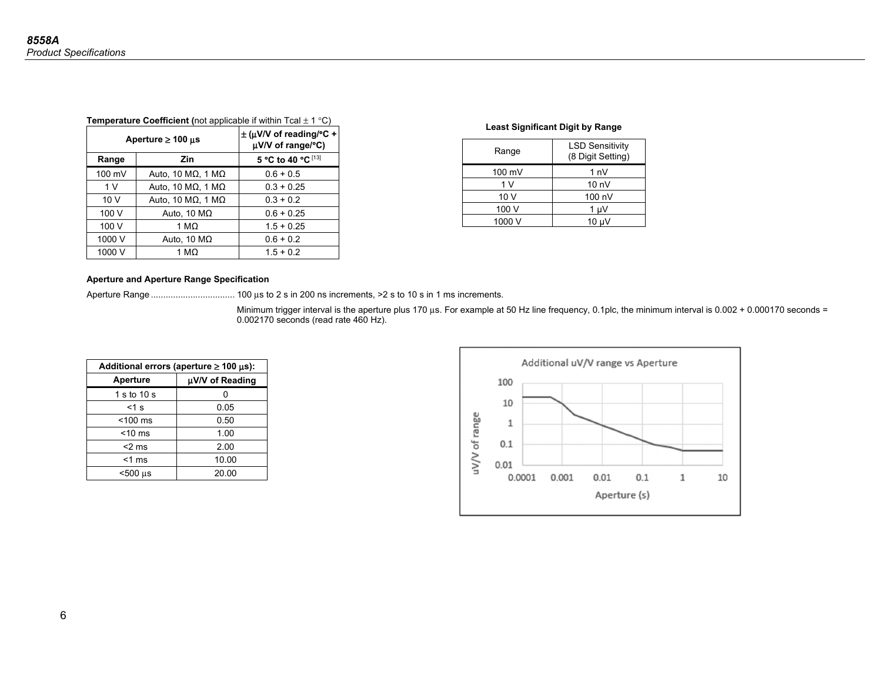**Temperature Coefficient (**not applicable if within Tcal ± 1 °C)

| Aperture ≥ 100 µs | | ± (µV/V of reading/°C + µV/V of range/°C) |
|---|---|---|
| Range | Zin | 5 °C to 40 °C [13] |
| 100 mV | Auto, 10 MΩ, 1 MΩ | 0.6 + 0.5 |
| 1 V | Auto, 10 MΩ, 1 MΩ | 0.3 + 0.25 |
| 10 V | Auto, 10 MΩ, 1 MΩ | 0.3 + 0.2 |
| 100 V | Auto, 10 MΩ | 0.6 + 0.25 |
| 100 V | 1 MΩ | 1.5 + 0.25 |
| 1000 V | Auto, 10 MΩ | 0.6 + 0.2 |
| 1000 V | 1 MΩ | 1.5 + 0.2 |

**Least Significant Digit by Range**

| Range | LSD Sensitivity (8 Digit Setting) |
|---|---|
| 100 mV | 1 nV |
| 1 V | 10 nV |
| 10 V | 100 nV |
| 100 V | 1 µV |
| 1000 V | 10 µV |

**Aperture and Aperture Range Specification**

Aperture Range .................................. 100 µs to 2 s in 200 ns increments, >2 s to 10 s in 1 ms increments.

Minimum trigger interval is the aperture plus 170 µs. For example at 50 Hz line frequency, 0.1plc, the minimum interval is 0.002 + 0.000170 seconds = 0.002170 seconds (read rate 460 Hz).

| Additional errors (aperture ≥ 100 µs): | |
|---|---|
| Aperture | µV/V of Reading |
| 1 s to 10 s | 0 |
| <1 s | 0.05 |
| <100 ms | 0.50 |
| <10 ms | 1.00 |
| <2 ms | 2.00 |
| <1 ms | 10.00 |
| <500 µs | 20.00 |

Additional uV/V range vs Aperture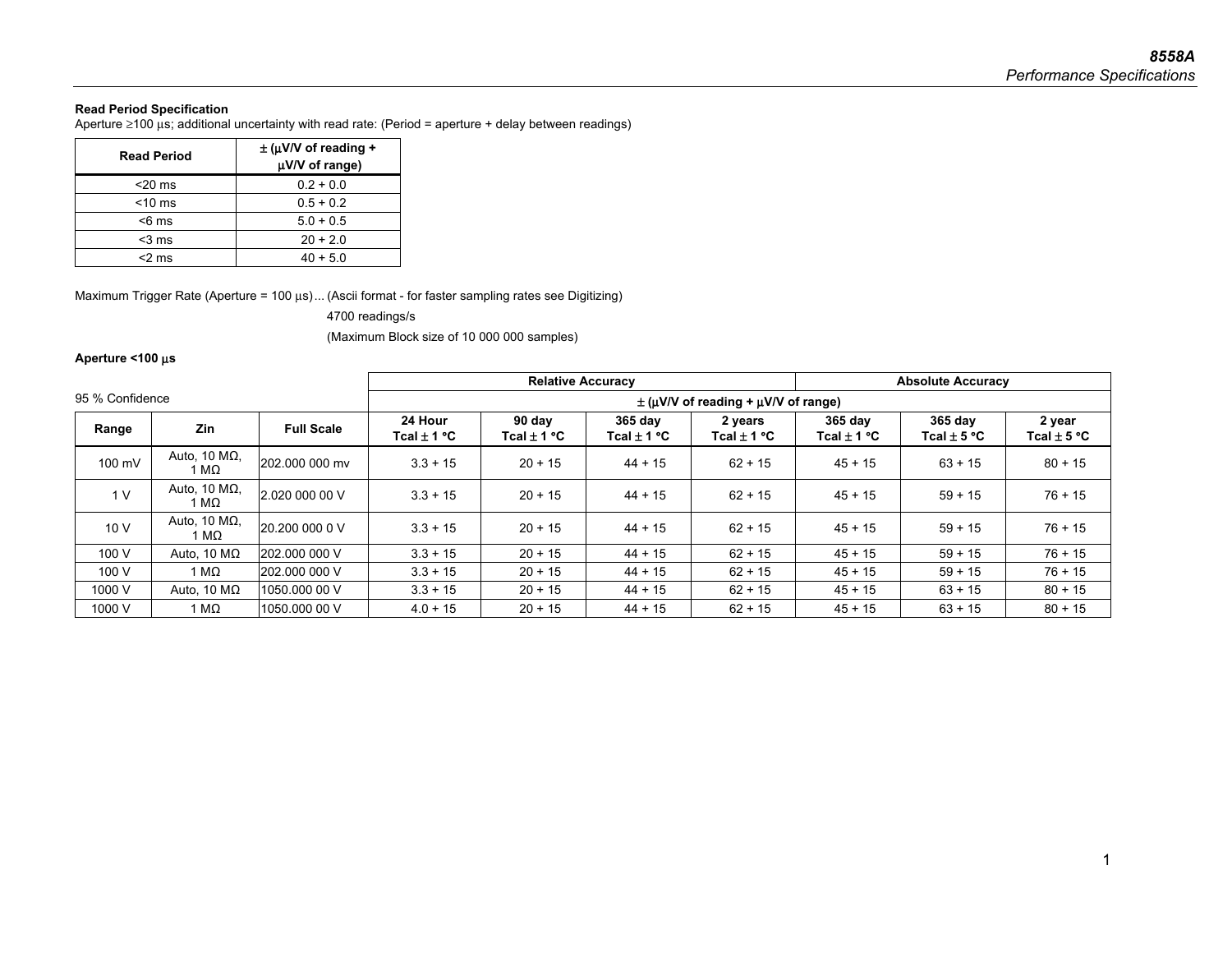**Read Period Specification**

Aperture ≥100 µs; additional uncertainty with read rate: (Period = aperture + delay between readings)

| Read Period | ± (µV/V of reading + µV/V of range) |
|---|---|
| <20 ms | 0.2 + 0.0 |
| <10 ms | 0.5 + 0.2 |
| <6 ms | 5.0 + 0.5 |
| <3 ms | 20 + 2.0 |
| <2 ms | 40 + 5.0 |

Maximum Trigger Rate (Aperture = 100 µs) ... (Ascii format - for faster sampling rates see Digitizing)
4700 readings/s
(Maximum Block size of 10 000 000 samples)

**Aperture <100 µs**

95 % Confidence

| | | | Relative Accuracy | | | | Absolute Accuracy | | |
|---|---|---|---|---|---|---|---|---|---|
| | | | ± (µV/V of reading + µV/V of range) | | | | | | |
| Range | Zin | Full Scale | 24 Hour Tcal ± 1 °C | 90 day Tcal ± 1 °C | 365 day Tcal ± 1 °C | 2 years Tcal ± 1 °C | 365 day Tcal ± 1 °C | 365 day Tcal ± 5 °C | 2 year Tcal ± 5 °C |
| 100 mV | Auto, 10 MΩ, 1 MΩ | 202.000 000 mv | 3.3 + 15 | 20 + 15 | 44 + 15 | 62 + 15 | 45 + 15 | 63 + 15 | 80 + 15 |
| 1 V | Auto, 10 MΩ, 1 MΩ | 2.020 000 00 V | 3.3 + 15 | 20 + 15 | 44 + 15 | 62 + 15 | 45 + 15 | 59 + 15 | 76 + 15 |
| 10 V | Auto, 10 MΩ, 1 MΩ | 20.200 000 0 V | 3.3 + 15 | 20 + 15 | 44 + 15 | 62 + 15 | 45 + 15 | 59 + 15 | 76 + 15 |
| 100 V | Auto, 10 MΩ | 202.000 000 V | 3.3 + 15 | 20 + 15 | 44 + 15 | 62 + 15 | 45 + 15 | 59 + 15 | 76 + 15 |
| 100 V | 1 MΩ | 202.000 000 V | 3.3 + 15 | 20 + 15 | 44 + 15 | 62 + 15 | 45 + 15 | 59 + 15 | 76 + 15 |
| 1000 V | Auto, 10 MΩ | 1050.000 00 V | 3.3 + 15 | 20 + 15 | 44 + 15 | 62 + 15 | 45 + 15 | 63 + 15 | 80 + 15 |
| 1000 V | 1 MΩ | 1050.000 00 V | 4.0 + 15 | 20 + 15 | 44 + 15 | 62 + 15 | 45 + 15 | 63 + 15 | 80 + 15 |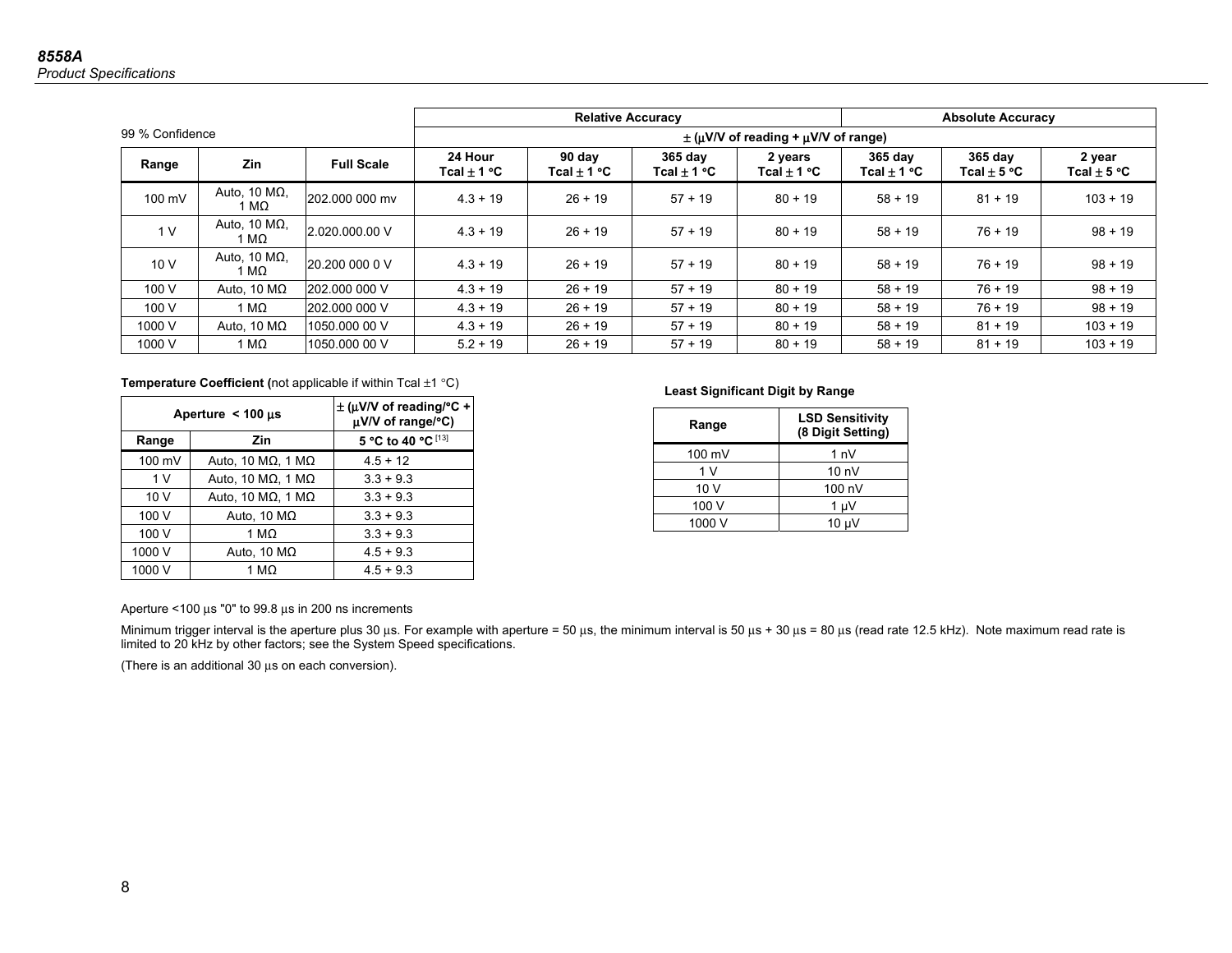| 99 % Confidence | | | Relative Accuracy | | | | Absolute Accuracy | | |
|---|---|---|---|---|---|---|---|---|---|
| | | | ± (µV/V of reading + µV/V of range) | | | | | | |
| Range | Zin | Full Scale | 24 Hour Tcal ± 1 °C | 90 day Tcal ± 1 °C | 365 day Tcal ± 1 °C | 2 years Tcal ± 1 °C | 365 day Tcal ± 1 °C | 365 day Tcal ± 5 °C | 2 year Tcal ± 5 °C |
| 100 mV | Auto, 10 MΩ, 1 MΩ | 202.000 000 mv | 4.3 + 19 | 26 + 19 | 57 + 19 | 80 + 19 | 58 + 19 | 81 + 19 | 103 + 19 |
| 1 V | Auto, 10 MΩ, 1 MΩ | 2.020.000.00 V | 4.3 + 19 | 26 + 19 | 57 + 19 | 80 + 19 | 58 + 19 | 76 + 19 | 98 + 19 |
| 10 V | Auto, 10 MΩ, 1 MΩ | 20.200 000 0 V | 4.3 + 19 | 26 + 19 | 57 + 19 | 80 + 19 | 58 + 19 | 76 + 19 | 98 + 19 |
| 100 V | Auto, 10 MΩ | 202.000 000 V | 4.3 + 19 | 26 + 19 | 57 + 19 | 80 + 19 | 58 + 19 | 76 + 19 | 98 + 19 |
| 100 V | 1 MΩ | 202.000 000 V | 4.3 + 19 | 26 + 19 | 57 + 19 | 80 + 19 | 58 + 19 | 76 + 19 | 98 + 19 |
| 1000 V | Auto, 10 MΩ | 1050.000 00 V | 4.3 + 19 | 26 + 19 | 57 + 19 | 80 + 19 | 58 + 19 | 81 + 19 | 103 + 19 |
| 1000 V | 1 MΩ | 1050.000 00 V | 5.2 + 19 | 26 + 19 | 57 + 19 | 80 + 19 | 58 + 19 | 81 + 19 | 103 + 19 |

**Temperature Coefficient (**not applicable if within Tcal ±1 °C)

| Aperture < 100 µs | | ± (µV/V of reading/°C + µV/V of range/°C) |
|---|---|---|
| Range | Zin | 5 °C to 40 °C [13] |
| 100 mV | Auto, 10 MΩ, 1 MΩ | 4.5 + 12 |
| 1 V | Auto, 10 MΩ, 1 MΩ | 3.3 + 9.3 |
| 10 V | Auto, 10 MΩ, 1 MΩ | 3.3 + 9.3 |
| 100 V | Auto, 10 MΩ | 3.3 + 9.3 |
| 100 V | 1 MΩ | 3.3 + 9.3 |
| 1000 V | Auto, 10 MΩ | 4.5 + 9.3 |
| 1000 V | 1 MΩ | 4.5 + 9.3 |

**Least Significant Digit by Range**

| Range | LSD Sensitivity (8 Digit Setting) |
|---|---|
| 100 mV | 1 nV |
| 1 V | 10 nV |
| 10 V | 100 nV |
| 100 V | 1 µV |
| 1000 V | 10 µV |

Aperture <100 µs "0" to 99.8 µs in 200 ns increments

Minimum trigger interval is the aperture plus 30 µs. For example with aperture = 50 µs, the minimum interval is 50 µs + 30 µs = 80 µs (read rate 12.5 kHz). Note maximum read rate is limited to 20 kHz by other factors; see the System Speed specifications.

(There is an additional 30 µs on each conversion).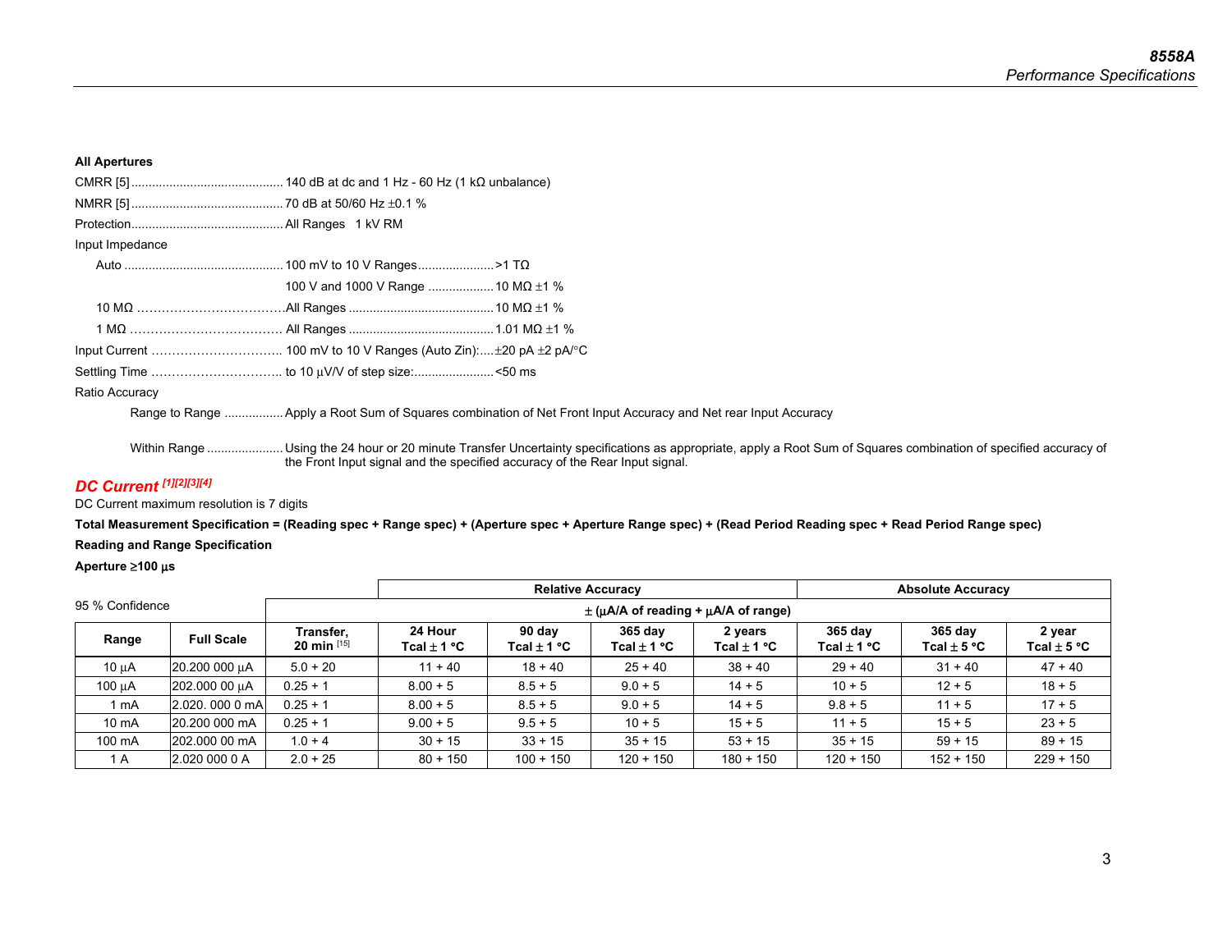**All Apertures**

CMRR [5] ........................................... 140 dB at dc and 1 Hz - 60 Hz (1 kΩ unbalance)

NMRR [5] ........................................... 70 dB at 50/60 Hz ±0.1 %

Protection........................................... All Ranges 1 kV RM

Input Impedance

Auto ............................................. 100 mV to 10 V Ranges...................... >1 TΩ

100 V and 1000 V Range .................. 10 MΩ ±1 %

10 MΩ ………………………………All Ranges .......................................... 10 MΩ ±1 %

1 MΩ ………………………………. All Ranges .......................................... 1.01 MΩ ±1 %

Input Current ………………………….. 100 mV to 10 V Ranges (Auto Zin):.....±20 pA ±2 pA/°C

Settling Time ………………………….. to 10 µV/V of step size:....................... <50 ms

Ratio Accuracy

Range to Range ................ Apply a Root Sum of Squares combination of Net Front Input Accuracy and Net rear Input Accuracy

Within Range ..................... Using the 24 hour or 20 minute Transfer Uncertainty specifications as appropriate, apply a Root Sum of Squares combination of specified accuracy of the Front Input signal and the specified accuracy of the Rear Input signal.

## *DC Current [1][2][3][4]*

DC Current maximum resolution is 7 digits

**Total Measurement Specification = (Reading spec + Range spec) + (Aperture spec + Aperture Range spec) + (Read Period Reading spec + Read Period Range spec)**

**Reading and Range Specification**

**Aperture ≥100 µs**

| 95 % Confidence | | | Relative Accuracy | | | | Absolute Accuracy | | |
|---|---|---|---|---|---|---|---|---|---|
| | | ± (µA/A of reading + µA/A of range) | | | | | | | |
| **Range** | **Full Scale** | **Transfer, 20 min** [15] | **24 Hour Tcal ± 1 °C** | **90 day Tcal ± 1 °C** | **365 day Tcal ± 1 °C** | **2 years Tcal ± 1 °C** | **365 day Tcal ± 1 °C** | **365 day Tcal ± 5 °C** | **2 year Tcal ± 5 °C** |
| 10 µA | 20.200 000 µA | 5.0 + 20 | 11 + 40 | 18 + 40 | 25 + 40 | 38 + 40 | 29 + 40 | 31 + 40 | 47 + 40 |
| 100 µA | 202.000 00 µA | 0.25 + 1 | 8.00 + 5 | 8.5 + 5 | 9.0 + 5 | 14 + 5 | 10 + 5 | 12 + 5 | 18 + 5 |
| 1 mA | 2.020. 000 0 mA | 0.25 + 1 | 8.00 + 5 | 8.5 + 5 | 9.0 + 5 | 14 + 5 | 9.8 + 5 | 11 + 5 | 17 + 5 |
| 10 mA | 20.200 000 mA | 0.25 + 1 | 9.00 + 5 | 9.5 + 5 | 10 + 5 | 15 + 5 | 11 + 5 | 15 + 5 | 23 + 5 |
| 100 mA | 202.000 00 mA | 1.0 + 4 | 30 + 15 | 33 + 15 | 35 + 15 | 53 + 15 | 35 + 15 | 59 + 15 | 89 + 15 |
| 1 A | 2.020 000 0 A | 2.0 + 25 | 80 + 150 | 100 + 150 | 120 + 150 | 180 + 150 | 120 + 150 | 152 + 150 | 229 + 150 |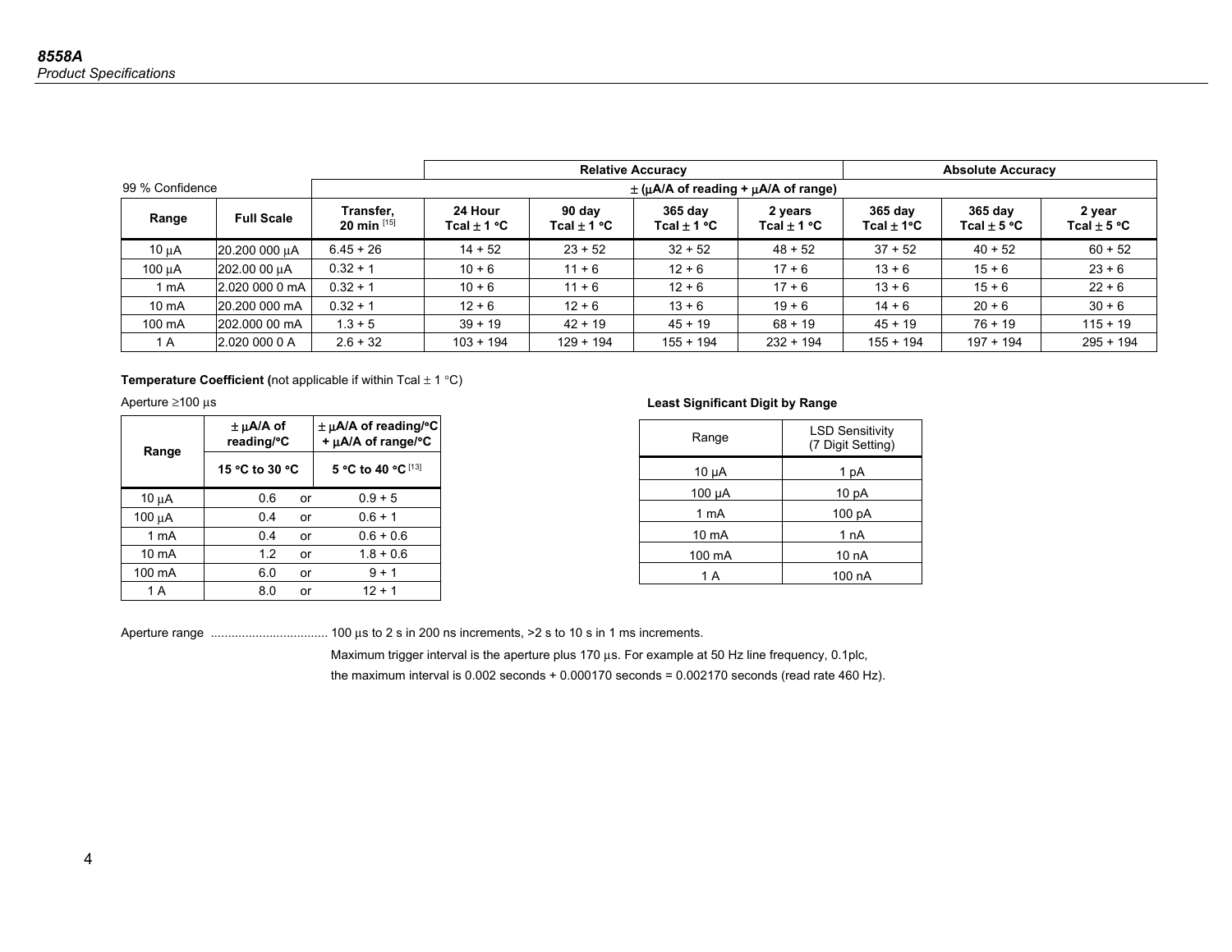| 99 % Confidence | | | Relative Accuracy | | | | Absolute Accuracy | | |
|---|---|---|---|---|---|---|---|---|---|
| | | ± (µA/A of reading + µA/A of range) | | | | | | | |
| **Range** | **Full Scale** | **Transfer, 20 min** [15] | **24 Hour Tcal ± 1 °C** | **90 day Tcal ± 1 °C** | **365 day Tcal ± 1 °C** | **2 years Tcal ± 1 °C** | **365 day Tcal ± 1°C** | **365 day Tcal ± 5 °C** | **2 year Tcal ± 5 °C** |
| 10 µA | 20.200 000 µA | 6.45 + 26 | 14 + 52 | 23 + 52 | 32 + 52 | 48 + 52 | 37 + 52 | 40 + 52 | 60 + 52 |
| 100 µA | 202.00 00 µA | 0.32 + 1 | 10 + 6 | 11 + 6 | 12 + 6 | 17 + 6 | 13 + 6 | 15 + 6 | 23 + 6 |
| 1 mA | 2.020 000 0 mA | 0.32 + 1 | 10 + 6 | 11 + 6 | 12 + 6 | 17 + 6 | 13 + 6 | 15 + 6 | 22 + 6 |
| 10 mA | 20.200 000 mA | 0.32 + 1 | 12 + 6 | 12 + 6 | 13 + 6 | 19 + 6 | 14 + 6 | 20 + 6 | 30 + 6 |
| 100 mA | 202.000 00 mA | 1.3 + 5 | 39 + 19 | 42 + 19 | 45 + 19 | 68 + 19 | 45 + 19 | 76 + 19 | 115 + 19 |
| 1 A | 2.020 000 0 A | 2.6 + 32 | 103 + 194 | 129 + 194 | 155 + 194 | 232 + 194 | 155 + 194 | 197 + 194 | 295 + 194 |

**Temperature Coefficient (**not applicable if within Tcal ± 1 °C)

Aperture ≥100 µs

| Range | ± µA/A of reading/°C | | ± µA/A of reading/°C + µA/A of range/°C |
|---|---|---|---|
| | **15 °C to 30 °C** | | **5 °C to 40 °C** [13] |
| 10 µA | 0.6 | or | 0.9 + 5 |
| 100 µA | 0.4 | or | 0.6 + 1 |
| 1 mA | 0.4 | or | 0.6 + 0.6 |
| 10 mA | 1.2 | or | 1.8 + 0.6 |
| 100 mA | 6.0 | or | 9 + 1 |
| 1 A | 8.0 | or | 12 + 1 |

**Least Significant Digit by Range**

| Range | LSD Sensitivity (7 Digit Setting) |
|---|---|
| 10 µA | 1 pA |
| 100 µA | 10 pA |
| 1 mA | 100 pA |
| 10 mA | 1 nA |
| 100 mA | 10 nA |
| 1 A | 100 nA |

Aperture range .................................. 100 µs to 2 s in 200 ns increments, >2 s to 10 s in 1 ms increments.

Maximum trigger interval is the aperture plus 170 µs. For example at 50 Hz line frequency, 0.1plc, the maximum interval is 0.002 seconds + 0.000170 seconds = 0.002170 seconds (read rate 460 Hz).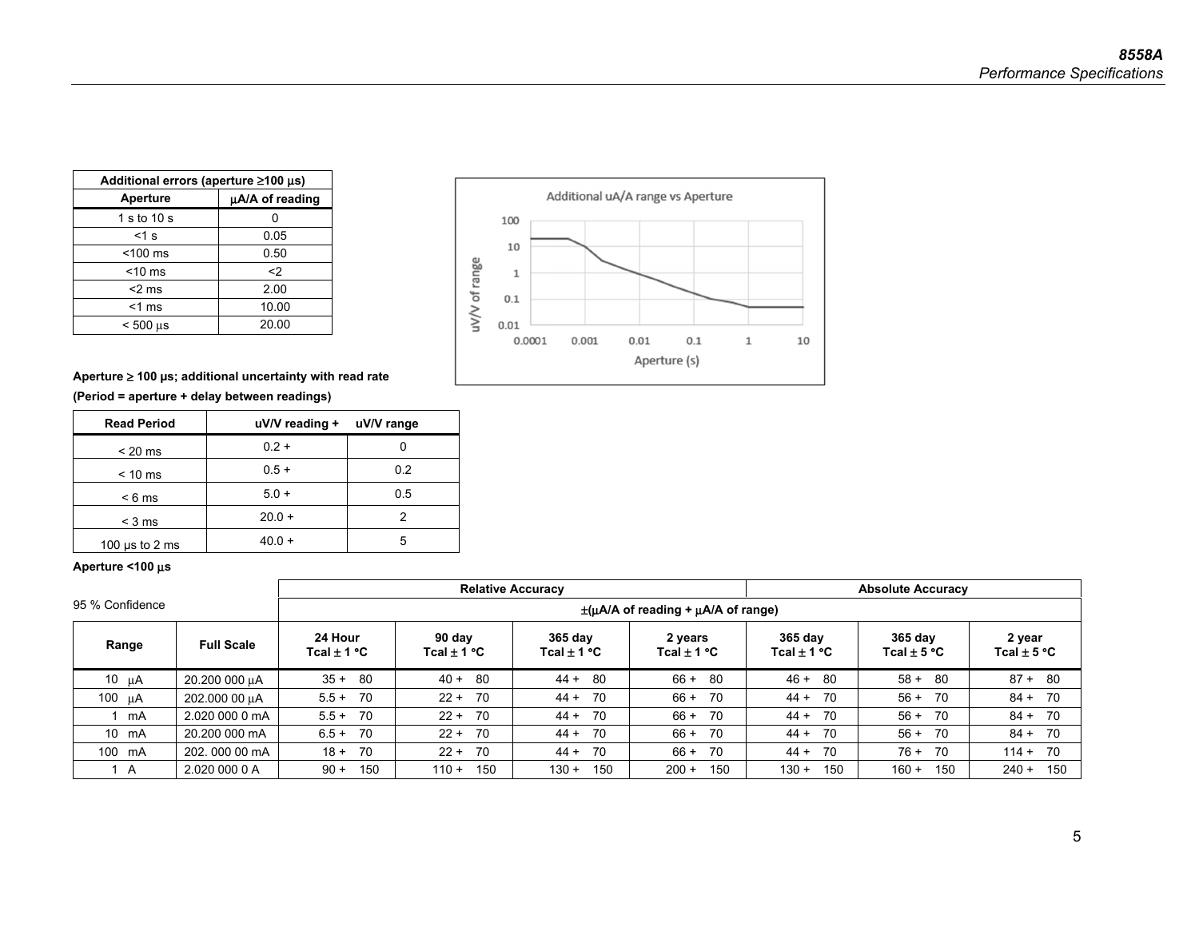| Additional errors (aperture ≥100 µs) | |
|---|---|
| Aperture | µA/A of reading |
| 1 s to 10 s | 0 |
| <1 s | 0.05 |
| <100 ms | 0.50 |
| <10 ms | <2 |
| <2 ms | 2.00 |
| <1 ms | 10.00 |
| < 500 µs | 20.00 |

Additional uA/A range vs Aperture

**Aperture ≥ 100 µs; additional uncertainty with read rate**

**(Period = aperture + delay between readings)**

| Read Period | uV/V reading + | uV/V range |
|---|---|---|
| < 20 ms | 0.2 + | 0 |
| < 10 ms | 0.5 + | 0.2 |
| < 6 ms | 5.0 + | 0.5 |
| < 3 ms | 20.0 + | 2 |
| 100 µs to 2 ms | 40.0 + | 5 |

**Aperture <100 µs**

95 % Confidence

| | | Relative Accuracy | | | | Absolute Accuracy | | |
|---|---|---|---|---|---|---|---|---|
| | | ±(µA/A of reading + µA/A of range) | | | | | | |
| Range | Full Scale | 24 Hour Tcal ± 1 °C | 90 day Tcal ± 1 °C | 365 day Tcal ± 1 °C | 2 years Tcal ± 1 °C | 365 day Tcal ± 1 °C | 365 day Tcal ± 5 °C | 2 year Tcal ± 5 °C |
| 10 µA | 20.200 000 µA | 35 + 80 | 40 + 80 | 44 + 80 | 66 + 80 | 46 + 80 | 58 + 80 | 87 + 80 |
| 100 µA | 202.000 00 µA | 5.5 + 70 | 22 + 70 | 44 + 70 | 66 + 70 | 44 + 70 | 56 + 70 | 84 + 70 |
| 1 mA | 2.020 000 0 mA | 5.5 + 70 | 22 + 70 | 44 + 70 | 66 + 70 | 44 + 70 | 56 + 70 | 84 + 70 |
| 10 mA | 20.200 000 mA | 6.5 + 70 | 22 + 70 | 44 + 70 | 66 + 70 | 44 + 70 | 56 + 70 | 84 + 70 |
| 100 mA | 202. 000 00 mA | 18 + 70 | 22 + 70 | 44 + 70 | 66 + 70 | 44 + 70 | 76 + 70 | 114 + 70 |
| 1 A | 2.020 000 0 A | 90 + 150 | 110 + 150 | 130 + 150 | 200 + 150 | 130 + 150 | 160 + 150 | 240 + 150 |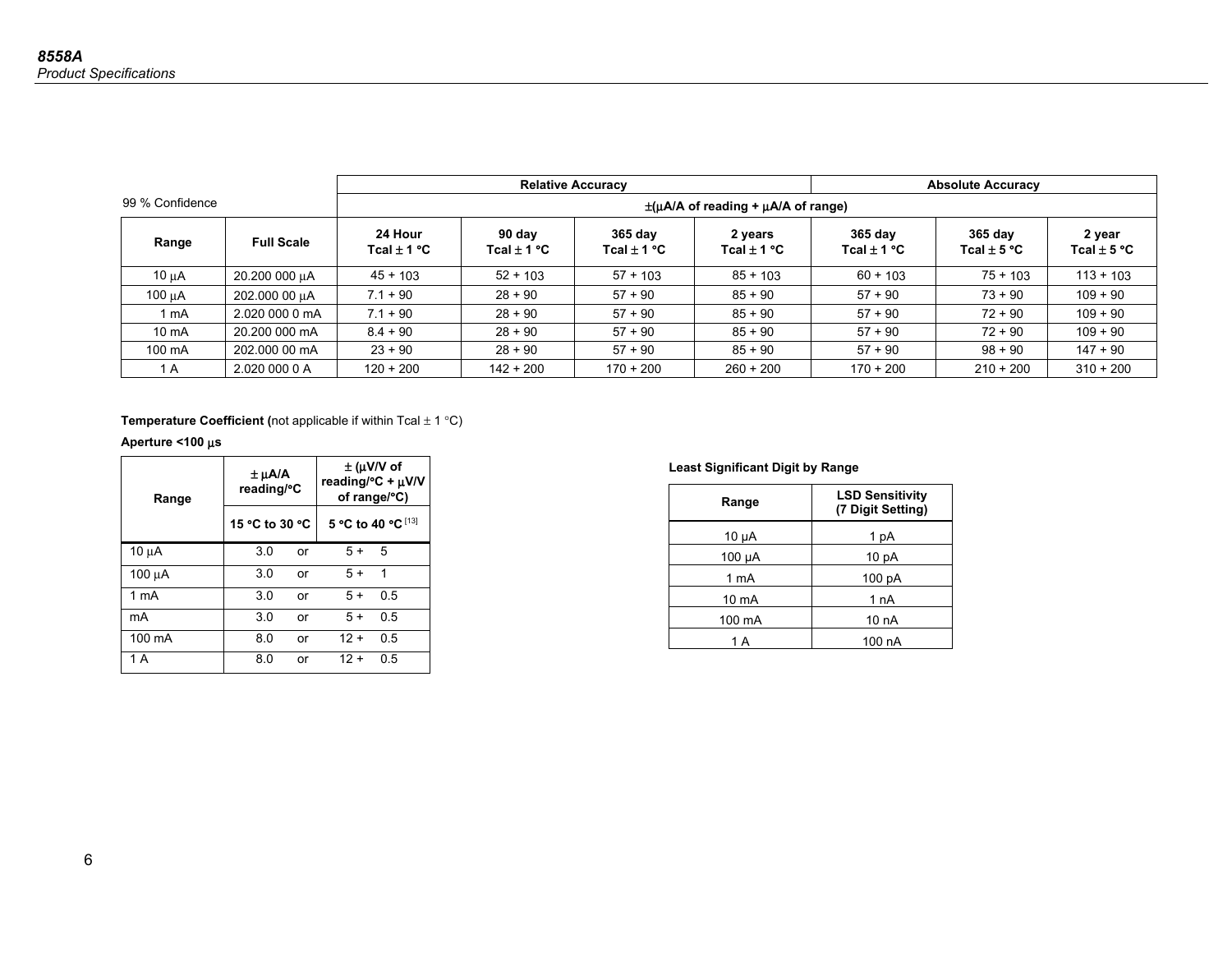| 99 % Confidence | | Relative Accuracy | | | | Absolute Accuracy | | |
|---|---|---|---|---|---|---|---|---|
| | | ±(µA/A of reading + µA/A of range) | | | | | | |
| Range | Full Scale | 24 Hour Tcal ± 1 °C | 90 day Tcal ± 1 °C | 365 day Tcal ± 1 °C | 2 years Tcal ± 1 °C | 365 day Tcal ± 1 °C | 365 day Tcal ± 5 °C | 2 year Tcal ± 5 °C |
| 10 µA | 20.200 000 µA | 45 + 103 | 52 + 103 | 57 + 103 | 85 + 103 | 60 + 103 | 75 + 103 | 113 + 103 |
| 100 µA | 202.000 00 µA | 7.1 + 90 | 28 + 90 | 57 + 90 | 85 + 90 | 57 + 90 | 73 + 90 | 109 + 90 |
| 1 mA | 2.020 000 0 mA | 7.1 + 90 | 28 + 90 | 57 + 90 | 85 + 90 | 57 + 90 | 72 + 90 | 109 + 90 |
| 10 mA | 20.200 000 mA | 8.4 + 90 | 28 + 90 | 57 + 90 | 85 + 90 | 57 + 90 | 72 + 90 | 109 + 90 |
| 100 mA | 202.000 00 mA | 23 + 90 | 28 + 90 | 57 + 90 | 85 + 90 | 57 + 90 | 98 + 90 | 147 + 90 |
| 1 A | 2.020 000 0 A | 120 + 200 | 142 + 200 | 170 + 200 | 260 + 200 | 170 + 200 | 210 + 200 | 310 + 200 |

**Temperature Coefficient (**not applicable if within Tcal ± 1 °C)

**Aperture <100 µs**

| Range | ± µA/A reading/°C | | ± (µV/V of reading/°C + µV/V of range/°C) |
|---|---|---|---|
| | 15 °C to 30 °C | | 5 °C to 40 °C [13] |
| 10 µA | 3.0 | or | 5 + 5 |
| 100 µA | 3.0 | or | 5 + 1 |
| 1 mA | 3.0 | or | 5 + 0.5 |
| mA | 3.0 | or | 5 + 0.5 |
| 100 mA | 8.0 | or | 12 + 0.5 |
| 1 A | 8.0 | or | 12 + 0.5 |

**Least Significant Digit by Range**

| Range | LSD Sensitivity (7 Digit Setting) |
|---|---|
| 10 µA | 1 pA |
| 100 µA | 10 pA |
| 1 mA | 100 pA |
| 10 mA | 1 nA |
| 100 mA | 10 nA |
| 1 A | 100 nA |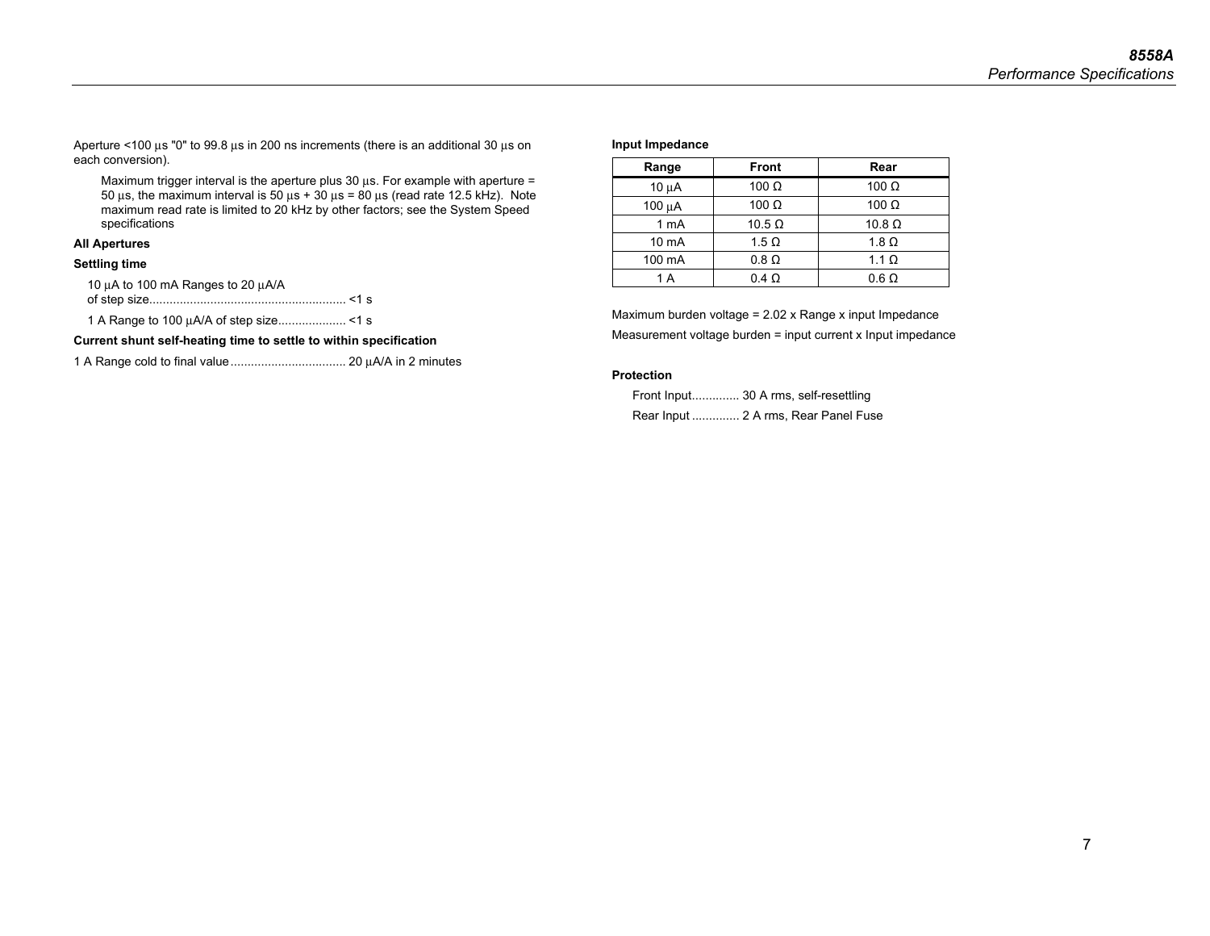Aperture <100 µs "0" to 99.8 µs in 200 ns increments (there is an additional 30 µs on each conversion).

Maximum trigger interval is the aperture plus 30 µs. For example with aperture = 50 µs, the maximum interval is 50 µs + 30 µs = 80 µs (read rate 12.5 kHz). Note maximum read rate is limited to 20 kHz by other factors; see the System Speed specifications

**All Apertures**

**Settling time**

10 µA to 100 mA Ranges to 20 µA/A of step size.......................................................... <1 s

1 A Range to 100 µA/A of step size.................... <1 s

**Current shunt self-heating time to settle to within specification**

1 A Range cold to final value................................. 20 µA/A in 2 minutes

**Input Impedance**

| Range | Front | Rear |
|---|---|---|
| 10 µA | 100 Ω | 100 Ω |
| 100 µA | 100 Ω | 100 Ω |
| 1 mA | 10.5 Ω | 10.8 Ω |
| 10 mA | 1.5 Ω | 1.8 Ω |
| 100 mA | 0.8 Ω | 1.1 Ω |
| 1 A | 0.4 Ω | 0.6 Ω |

Maximum burden voltage = 2.02 x Range x input Impedance

Measurement voltage burden = input current x Input impedance

**Protection**

Front Input.............. 30 A rms, self-resettling

Rear Input .............. 2 A rms, Rear Panel Fuse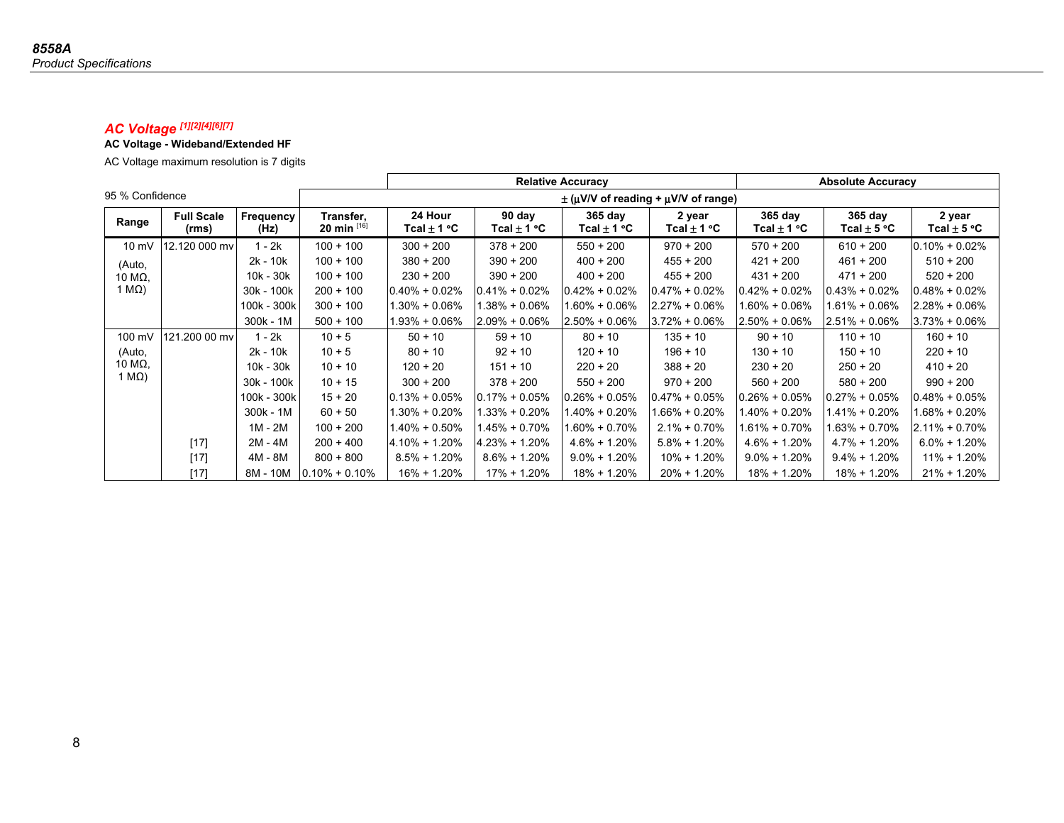## AC Voltage [1][2][4][6][7]

**AC Voltage - Wideband/Extended HF**

AC Voltage maximum resolution is 7 digits

| 95 % Confidence | | | | Relative Accuracy | | | | Absolute Accuracy | | |
|---|---|---|---|---|---|---|---|---|---|---|
| | | | ± (µV/V of reading + µV/V of range) | | | | | | | |
| **Range** | **Full Scale (rms)** | **Frequency (Hz)** | **Transfer, 20 min** [16] | **24 Hour Tcal ± 1 °C** | **90 day Tcal ± 1 °C** | **365 day Tcal ± 1 °C** | **2 year Tcal ± 1 °C** | **365 day Tcal ± 1 °C** | **365 day Tcal ± 5 °C** | **2 year Tcal ± 5 °C** |
| 10 mV | 12.120 000 mv | 1 - 2k | 100 + 100 | 300 + 200 | 378 + 200 | 550 + 200 | 970 + 200 | 570 + 200 | 610 + 200 | 0.10% + 0.02% |
| (Auto, | | 2k - 10k | 100 + 100 | 380 + 200 | 390 + 200 | 400 + 200 | 455 + 200 | 421 + 200 | 461 + 200 | 510 + 200 |
| 10 MΩ, | | 10k - 30k | 100 + 100 | 230 + 200 | 390 + 200 | 400 + 200 | 455 + 200 | 431 + 200 | 471 + 200 | 520 + 200 |
| 1 MΩ) | | 30k - 100k | 200 + 100 | 0.40% + 0.02% | 0.41% + 0.02% | 0.42% + 0.02% | 0.47% + 0.02% | 0.42% + 0.02% | 0.43% + 0.02% | 0.48% + 0.02% |
| | | 100k - 300k | 300 + 100 | 1.30% + 0.06% | 1.38% + 0.06% | 1.60% + 0.06% | 2.27% + 0.06% | 1.60% + 0.06% | 1.61% + 0.06% | 2.28% + 0.06% |
| | | 300k - 1M | 500 + 100 | 1.93% + 0.06% | 2.09% + 0.06% | 2.50% + 0.06% | 3.72% + 0.06% | 2.50% + 0.06% | 2.51% + 0.06% | 3.73% + 0.06% |
| 100 mV | 121.200 00 mv | 1 - 2k | 10 + 5 | 50 + 10 | 59 + 10 | 80 + 10 | 135 + 10 | 90 + 10 | 110 + 10 | 160 + 10 |
| (Auto, | | 2k - 10k | 10 + 5 | 80 + 10 | 92 + 10 | 120 + 10 | 196 + 10 | 130 + 10 | 150 + 10 | 220 + 10 |
| 10 MΩ, | | 10k - 30k | 10 + 10 | 120 + 20 | 151 + 10 | 220 + 20 | 388 + 20 | 230 + 20 | 250 + 20 | 410 + 20 |
| 1 MΩ) | | 30k - 100k | 10 + 15 | 300 + 200 | 378 + 200 | 550 + 200 | 970 + 200 | 560 + 200 | 580 + 200 | 990 + 200 |
| | | 100k - 300k | 15 + 20 | 0.13% + 0.05% | 0.17% + 0.05% | 0.26% + 0.05% | 0.47% + 0.05% | 0.26% + 0.05% | 0.27% + 0.05% | 0.48% + 0.05% |
| | | 300k - 1M | 60 + 50 | 1.30% + 0.20% | 1.33% + 0.20% | 1.40% + 0.20% | 1.66% + 0.20% | 1.40% + 0.20% | 1.41% + 0.20% | 1.68% + 0.20% |
| | | 1M - 2M | 100 + 200 | 1.40% + 0.50% | 1.45% + 0.70% | 1.60% + 0.70% | 2.1% + 0.70% | 1.61% + 0.70% | 1.63% + 0.70% | 2.11% + 0.70% |
| | [17] | 2M - 4M | 200 + 400 | 4.10% + 1.20% | 4.23% + 1.20% | 4.6% + 1.20% | 5.8% + 1.20% | 4.6% + 1.20% | 4.7% + 1.20% | 6.0% + 1.20% |
| | [17] | 4M - 8M | 800 + 800 | 8.5% + 1.20% | 8.6% + 1.20% | 9.0% + 1.20% | 10% + 1.20% | 9.0% + 1.20% | 9.4% + 1.20% | 11% + 1.20% |
| | [17] | 8M - 10M | 0.10% + 0.10% | 16% + 1.20% | 17% + 1.20% | 18% + 1.20% | 20% + 1.20% | 18% + 1.20% | 18% + 1.20% | 21% + 1.20% |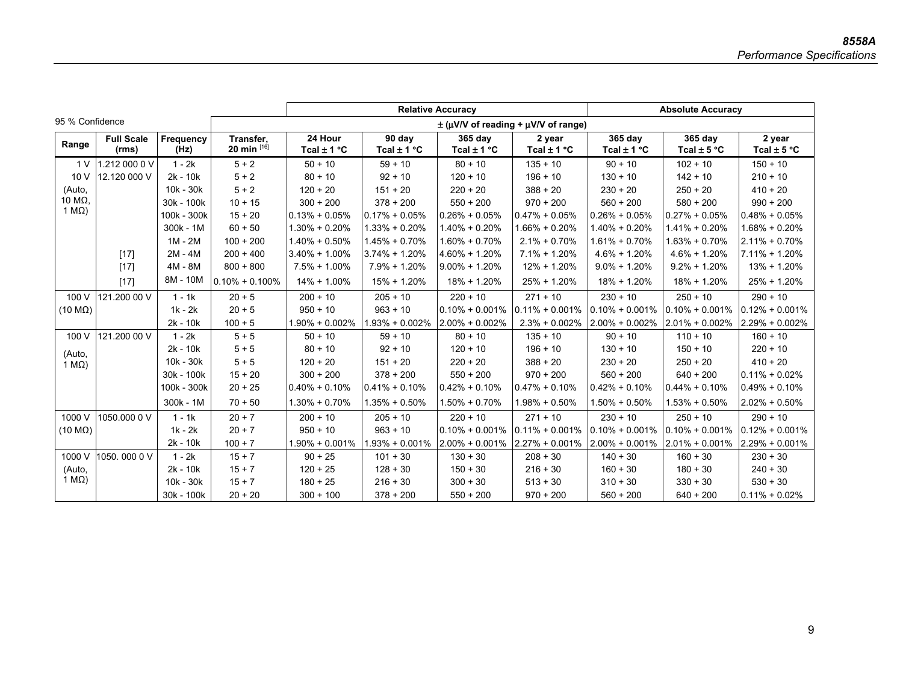| 95 % Confidence | | | | Relative Accuracy | | | | Absolute Accuracy | | |
|---|---|---|---|---|---|---|---|---|---|---|
| | | | ± (µV/V of reading + µV/V of range) | | | | | | | |
| Range | Full Scale (rms) | Frequency (Hz) | Transfer, 20 min [16] | 24 Hour Tcal ± 1 °C | 90 day Tcal ± 1 °C | 365 day Tcal ± 1 °C | 2 year Tcal ± 1 °C | 365 day Tcal ± 1 °C | 365 day Tcal ± 5 °C | 2 year Tcal ± 5 °C |
| 1 V | 1.212 000 0 V | 1 - 2k | 5 + 2 | 50 + 10 | 59 + 10 | 80 + 10 | 135 + 10 | 90 + 10 | 102 + 10 | 150 + 10 |
| 10 V | 12.120 000 V | 2k - 10k | 5 + 2 | 80 + 10 | 92 + 10 | 120 + 10 | 196 + 10 | 130 + 10 | 142 + 10 | 210 + 10 |
| (Auto, 10 MΩ, 1 MΩ) | | 10k - 30k | 5 + 2 | 120 + 20 | 151 + 20 | 220 + 20 | 388 + 20 | 230 + 20 | 250 + 20 | 410 + 20 |
| | | 30k - 100k | 10 + 15 | 300 + 200 | 378 + 200 | 550 + 200 | 970 + 200 | 560 + 200 | 580 + 200 | 990 + 200 |
| | | 100k - 300k | 15 + 20 | 0.13% + 0.05% | 0.17% + 0.05% | 0.26% + 0.05% | 0.47% + 0.05% | 0.26% + 0.05% | 0.27% + 0.05% | 0.48% + 0.05% |
| | | 300k - 1M | 60 + 50 | 1.30% + 0.20% | 1.33% + 0.20% | 1.40% + 0.20% | 1.66% + 0.20% | 1.40% + 0.20% | 1.41% + 0.20% | 1.68% + 0.20% |
| | | 1M - 2M | 100 + 200 | 1.40% + 0.50% | 1.45% + 0.70% | 1.60% + 0.70% | 2.1% + 0.70% | 1.61% + 0.70% | 1.63% + 0.70% | 2.11% + 0.70% |
| | [17] | 2M - 4M | 200 + 400 | 3.40% + 1.00% | 3.74% + 1.20% | 4.60% + 1.20% | 7.1% + 1.20% | 4.6% + 1.20% | 4.6% + 1.20% | 7.11% + 1.20% |
| | [17] | 4M - 8M | 800 + 800 | 7.5% + 1.00% | 7.9% + 1.20% | 9.00% + 1.20% | 12% + 1.20% | 9.0% + 1.20% | 9.2% + 1.20% | 13% + 1.20% |
| | [17] | 8M - 10M | 0.10% + 0.100% | 14% + 1.00% | 15% + 1.20% | 18% + 1.20% | 25% + 1.20% | 18% + 1.20% | 18% + 1.20% | 25% + 1.20% |
| 100 V | 121.200 00 V | 1 - 1k | 20 + 5 | 200 + 10 | 205 + 10 | 220 + 10 | 271 + 10 | 230 + 10 | 250 + 10 | 290 + 10 |
| (10 MΩ) | | 1k - 2k | 20 + 5 | 950 + 10 | 963 + 10 | 0.10% + 0.001% | 0.11% + 0.001% | 0.10% + 0.001% | 0.10% + 0.001% | 0.12% + 0.001% |
| | | 2k - 10k | 100 + 5 | 1.90% + 0.002% | 1.93% + 0.002% | 2.00% + 0.002% | 2.3% + 0.002% | 2.00% + 0.002% | 2.01% + 0.002% | 2.29% + 0.002% |
| 100 V | 121.200 00 V | 1 - 2k | 5 + 5 | 50 + 10 | 59 + 10 | 80 + 10 | 135 + 10 | 90 + 10 | 110 + 10 | 160 + 10 |
| (Auto, 1 MΩ) | | 2k - 10k | 5 + 5 | 80 + 10 | 92 + 10 | 120 + 10 | 196 + 10 | 130 + 10 | 150 + 10 | 220 + 10 |
| | | 10k - 30k | 5 + 5 | 120 + 20 | 151 + 20 | 220 + 20 | 388 + 20 | 230 + 20 | 250 + 20 | 410 + 20 |
| | | 30k - 100k | 15 + 20 | 300 + 200 | 378 + 200 | 550 + 200 | 970 + 200 | 560 + 200 | 640 + 200 | 0.11% + 0.02% |
| | | 100k - 300k | 20 + 25 | 0.40% + 0.10% | 0.41% + 0.10% | 0.42% + 0.10% | 0.47% + 0.10% | 0.42% + 0.10% | 0.44% + 0.10% | 0.49% + 0.10% |
| | | 300k - 1M | 70 + 50 | 1.30% + 0.70% | 1.35% + 0.50% | 1.50% + 0.70% | 1.98% + 0.50% | 1.50% + 0.50% | 1.53% + 0.50% | 2.02% + 0.50% |
| 1000 V | 1050.000 0 V | 1 - 1k | 20 + 7 | 200 + 10 | 205 + 10 | 220 + 10 | 271 + 10 | 230 + 10 | 250 + 10 | 290 + 10 |
| (10 MΩ) | | 1k - 2k | 20 + 7 | 950 + 10 | 963 + 10 | 0.10% + 0.001% | 0.11% + 0.001% | 0.10% + 0.001% | 0.10% + 0.001% | 0.12% + 0.001% |
| | | 2k - 10k | 100 + 7 | 1.90% + 0.001% | 1.93% + 0.001% | 2.00% + 0.001% | 2.27% + 0.001% | 2.00% + 0.001% | 2.01% + 0.001% | 2.29% + 0.001% |
| 1000 V | 1050. 000 0 V | 1 - 2k | 15 + 7 | 90 + 25 | 101 + 30 | 130 + 30 | 208 + 30 | 140 + 30 | 160 + 30 | 230 + 30 |
| (Auto, 1 MΩ) | | 2k - 10k | 15 + 7 | 120 + 25 | 128 + 30 | 150 + 30 | 216 + 30 | 160 + 30 | 180 + 30 | 240 + 30 |
| | | 10k - 30k | 15 + 7 | 180 + 25 | 216 + 30 | 300 + 30 | 513 + 30 | 310 + 30 | 330 + 30 | 530 + 30 |
| | | 30k - 100k | 20 + 20 | 300 + 100 | 378 + 200 | 550 + 200 | 970 + 200 | 560 + 200 | 640 + 200 | 0.11% + 0.02% |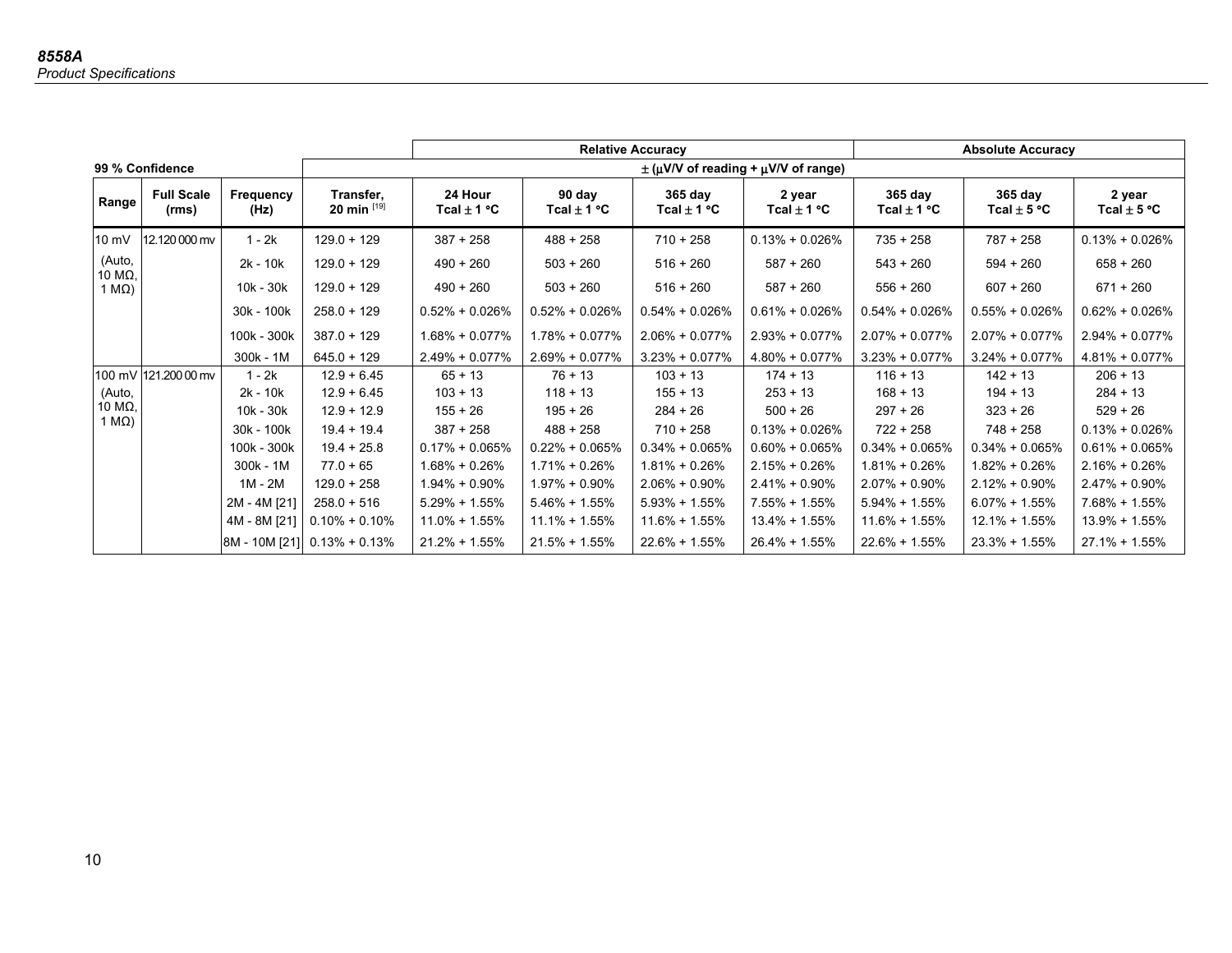| 99 % Confidence | | | | Relative Accuracy | | | | Absolute Accuracy | | |
|---|---|---|---|---|---|---|---|---|---|---|
| | | | ± (µV/V of reading + µV/V of range) | | | | | | | |
| Range | Full Scale (rms) | Frequency (Hz) | Transfer, 20 min [19] | 24 Hour Tcal ± 1 °C | 90 day Tcal ± 1 °C | 365 day Tcal ± 1 °C | 2 year Tcal ± 1 °C | 365 day Tcal ± 1 °C | 365 day Tcal ± 5 °C | 2 year Tcal ± 5 °C |
| 10 mV (Auto, 10 MΩ, 1 MΩ) | 12.120 000 mv | 1 - 2k | 129.0 + 129 | 387 + 258 | 488 + 258 | 710 + 258 | 0.13% + 0.026% | 735 + 258 | 787 + 258 | 0.13% + 0.026% |
| | | 2k - 10k | 129.0 + 129 | 490 + 260 | 503 + 260 | 516 + 260 | 587 + 260 | 543 + 260 | 594 + 260 | 658 + 260 |
| | | 10k - 30k | 129.0 + 129 | 490 + 260 | 503 + 260 | 516 + 260 | 587 + 260 | 556 + 260 | 607 + 260 | 671 + 260 |
| | | 30k - 100k | 258.0 + 129 | 0.52% + 0.026% | 0.52% + 0.026% | 0.54% + 0.026% | 0.61% + 0.026% | 0.54% + 0.026% | 0.55% + 0.026% | 0.62% + 0.026% |
| | | 100k - 300k | 387.0 + 129 | 1.68% + 0.077% | 1.78% + 0.077% | 2.06% + 0.077% | 2.93% + 0.077% | 2.07% + 0.077% | 2.07% + 0.077% | 2.94% + 0.077% |
| | | 300k - 1M | 645.0 + 129 | 2.49% + 0.077% | 2.69% + 0.077% | 3.23% + 0.077% | 4.80% + 0.077% | 3.23% + 0.077% | 3.24% + 0.077% | 4.81% + 0.077% |
| 100 mV (Auto, 10 MΩ, 1 MΩ) | 121.200 00 mv | 1 - 2k | 12.9 + 6.45 | 65 + 13 | 76 + 13 | 103 + 13 | 174 + 13 | 116 + 13 | 142 + 13 | 206 + 13 |
| | | 2k - 10k | 12.9 + 6.45 | 103 + 13 | 118 + 13 | 155 + 13 | 253 + 13 | 168 + 13 | 194 + 13 | 284 + 13 |
| | | 10k - 30k | 12.9 + 12.9 | 155 + 26 | 195 + 26 | 284 + 26 | 500 + 26 | 297 + 26 | 323 + 26 | 529 + 26 |
| | | 30k - 100k | 19.4 + 19.4 | 387 + 258 | 488 + 258 | 710 + 258 | 0.13% + 0.026% | 722 + 258 | 748 + 258 | 0.13% + 0.026% |
| | | 100k - 300k | 19.4 + 25.8 | 0.17% + 0.065% | 0.22% + 0.065% | 0.34% + 0.065% | 0.60% + 0.065% | 0.34% + 0.065% | 0.34% + 0.065% | 0.61% + 0.065% |
| | | 300k - 1M | 77.0 + 65 | 1.68% + 0.26% | 1.71% + 0.26% | 1.81% + 0.26% | 2.15% + 0.26% | 1.81% + 0.26% | 1.82% + 0.26% | 2.16% + 0.26% |
| | | 1M - 2M | 129.0 + 258 | 1.94% + 0.90% | 1.97% + 0.90% | 2.06% + 0.90% | 2.41% + 0.90% | 2.07% + 0.90% | 2.12% + 0.90% | 2.47% + 0.90% |
| | | 2M - 4M [21] | 258.0 + 516 | 5.29% + 1.55% | 5.46% + 1.55% | 5.93% + 1.55% | 7.55% + 1.55% | 5.94% + 1.55% | 6.07% + 1.55% | 7.68% + 1.55% |
| | | 4M - 8M [21] | 0.10% + 0.10% | 11.0% + 1.55% | 11.1% + 1.55% | 11.6% + 1.55% | 13.4% + 1.55% | 11.6% + 1.55% | 12.1% + 1.55% | 13.9% + 1.55% |
| | | 8M - 10M [21] | 0.13% + 0.13% | 21.2% + 1.55% | 21.5% + 1.55% | 22.6% + 1.55% | 26.4% + 1.55% | 22.6% + 1.55% | 23.3% + 1.55% | 27.1% + 1.55% |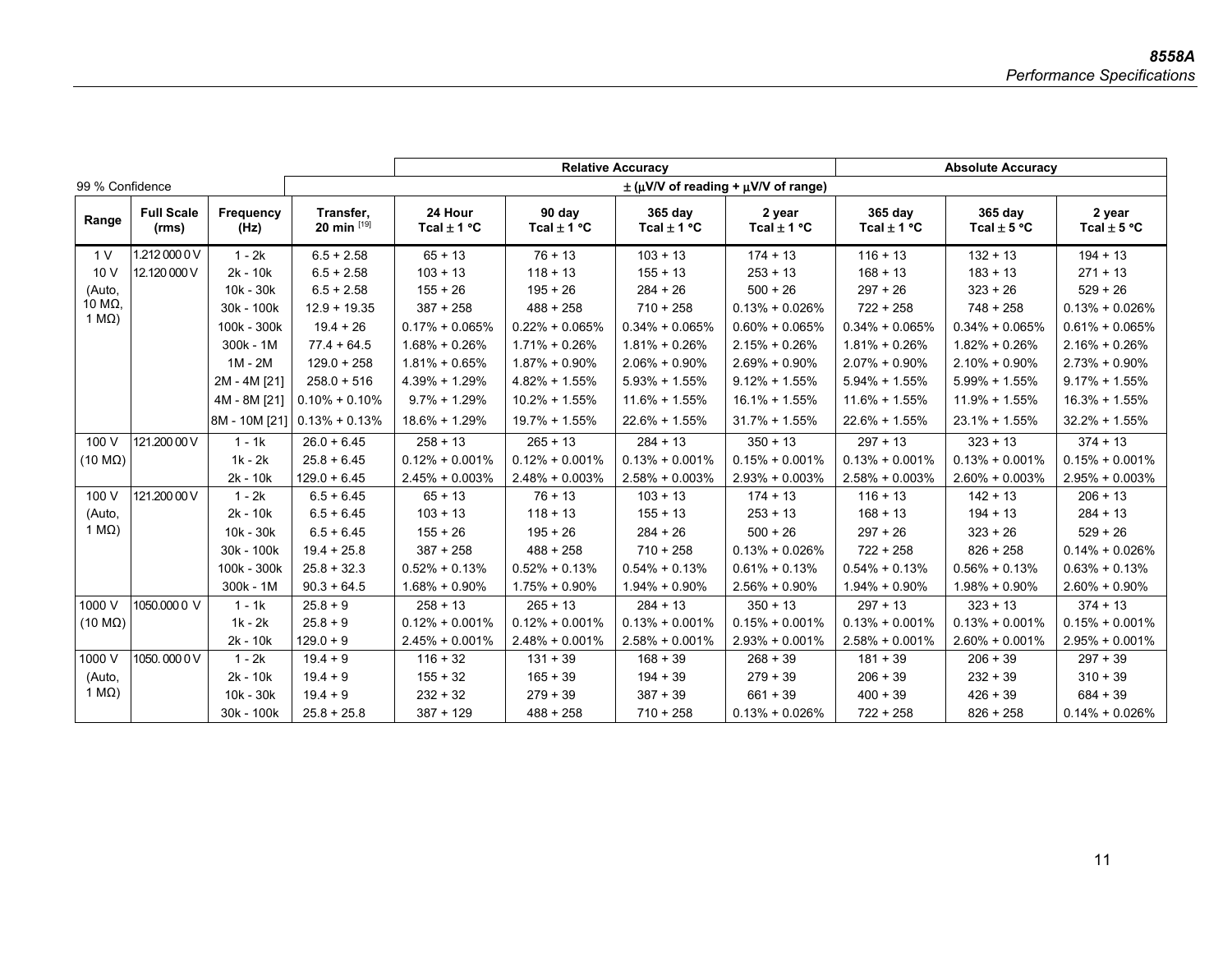| 99 % Confidence | | | | Relative Accuracy | | | | Absolute Accuracy | | |
|---|---|---|---|---|---|---|---|---|---|---|
| | | | | ± (µV/V of reading + µV/V of range) | | | | | | |
| Range | Full Scale (rms) | Frequency (Hz) | Transfer, 20 min [19] | 24 Hour Tcal ± 1 °C | 90 day Tcal ± 1 °C | 365 day Tcal ± 1 °C | 2 year Tcal ± 1 °C | 365 day Tcal ± 1 °C | 365 day Tcal ± 5 °C | 2 year Tcal ± 5 °C |
| 1 V | 1.212 000 0 V | 1 - 2k | 6.5 + 2.58 | 65 + 13 | 76 + 13 | 103 + 13 | 174 + 13 | 116 + 13 | 132 + 13 | 194 + 13 |
| 10 V | 12.120 000 V | 2k - 10k | 6.5 + 2.58 | 103 + 13 | 118 + 13 | 155 + 13 | 253 + 13 | 168 + 13 | 183 + 13 | 271 + 13 |
| (Auto, | | 10k - 30k | 6.5 + 2.58 | 155 + 26 | 195 + 26 | 284 + 26 | 500 + 26 | 297 + 26 | 323 + 26 | 529 + 26 |
| 10 MΩ, | | 30k - 100k | 12.9 + 19.35 | 387 + 258 | 488 + 258 | 710 + 258 | 0.13% + 0.026% | 722 + 258 | 748 + 258 | 0.13% + 0.026% |
| 1 MΩ) | | 100k - 300k | 19.4 + 26 | 0.17% + 0.065% | 0.22% + 0.065% | 0.34% + 0.065% | 0.60% + 0.065% | 0.34% + 0.065% | 0.34% + 0.065% | 0.61% + 0.065% |
| | | 300k - 1M | 77.4 + 64.5 | 1.68% + 0.26% | 1.71% + 0.26% | 1.81% + 0.26% | 2.15% + 0.26% | 1.81% + 0.26% | 1.82% + 0.26% | 2.16% + 0.26% |
| | | 1M - 2M | 129.0 + 258 | 1.81% + 0.65% | 1.87% + 0.90% | 2.06% + 0.90% | 2.69% + 0.90% | 2.07% + 0.90% | 2.10% + 0.90% | 2.73% + 0.90% |
| | | 2M - 4M [21] | 258.0 + 516 | 4.39% + 1.29% | 4.82% + 1.55% | 5.93% + 1.55% | 9.12% + 1.55% | 5.94% + 1.55% | 5.99% + 1.55% | 9.17% + 1.55% |
| | | 4M - 8M [21] | 0.10% + 0.10% | 9.7% + 1.29% | 10.2% + 1.55% | 11.6% + 1.55% | 16.1% + 1.55% | 11.6% + 1.55% | 11.9% + 1.55% | 16.3% + 1.55% |
| | | 8M - 10M [21] | 0.13% + 0.13% | 18.6% + 1.29% | 19.7% + 1.55% | 22.6% + 1.55% | 31.7% + 1.55% | 22.6% + 1.55% | 23.1% + 1.55% | 32.2% + 1.55% |
| 100 V | 121.200 00 V | 1 - 1k | 26.0 + 6.45 | 258 + 13 | 265 + 13 | 284 + 13 | 350 + 13 | 297 + 13 | 323 + 13 | 374 + 13 |
| (10 MΩ) | | 1k - 2k | 25.8 + 6.45 | 0.12% + 0.001% | 0.12% + 0.001% | 0.13% + 0.001% | 0.15% + 0.001% | 0.13% + 0.001% | 0.13% + 0.001% | 0.15% + 0.001% |
| | | 2k - 10k | 129.0 + 6.45 | 2.45% + 0.003% | 2.48% + 0.003% | 2.58% + 0.003% | 2.93% + 0.003% | 2.58% + 0.003% | 2.60% + 0.003% | 2.95% + 0.003% |
| 100 V | 121.200 00 V | 1 - 2k | 6.5 + 6.45 | 65 + 13 | 76 + 13 | 103 + 13 | 174 + 13 | 116 + 13 | 142 + 13 | 206 + 13 |
| (Auto, | | 2k - 10k | 6.5 + 6.45 | 103 + 13 | 118 + 13 | 155 + 13 | 253 + 13 | 168 + 13 | 194 + 13 | 284 + 13 |
| 1 MΩ) | | 10k - 30k | 6.5 + 6.45 | 155 + 26 | 195 + 26 | 284 + 26 | 500 + 26 | 297 + 26 | 323 + 26 | 529 + 26 |
| | | 30k - 100k | 19.4 + 25.8 | 387 + 258 | 488 + 258 | 710 + 258 | 0.13% + 0.026% | 722 + 258 | 826 + 258 | 0.14% + 0.026% |
| | | 100k - 300k | 25.8 + 32.3 | 0.52% + 0.13% | 0.52% + 0.13% | 0.54% + 0.13% | 0.61% + 0.13% | 0.54% + 0.13% | 0.56% + 0.13% | 0.63% + 0.13% |
| | | 300k - 1M | 90.3 + 64.5 | 1.68% + 0.90% | 1.75% + 0.90% | 1.94% + 0.90% | 2.56% + 0.90% | 1.94% + 0.90% | 1.98% + 0.90% | 2.60% + 0.90% |
| 1000 V | 1050.000 0 V | 1 - 1k | 25.8 + 9 | 258 + 13 | 265 + 13 | 284 + 13 | 350 + 13 | 297 + 13 | 323 + 13 | 374 + 13 |
| (10 MΩ) | | 1k - 2k | 25.8 + 9 | 0.12% + 0.001% | 0.12% + 0.001% | 0.13% + 0.001% | 0.15% + 0.001% | 0.13% + 0.001% | 0.13% + 0.001% | 0.15% + 0.001% |
| | | 2k - 10k | 129.0 + 9 | 2.45% + 0.001% | 2.48% + 0.001% | 2.58% + 0.001% | 2.93% + 0.001% | 2.58% + 0.001% | 2.60% + 0.001% | 2.95% + 0.001% |
| 1000 V | 1050. 000 0 V | 1 - 2k | 19.4 + 9 | 116 + 32 | 131 + 39 | 168 + 39 | 268 + 39 | 181 + 39 | 206 + 39 | 297 + 39 |
| (Auto, | | 2k - 10k | 19.4 + 9 | 155 + 32 | 165 + 39 | 194 + 39 | 279 + 39 | 206 + 39 | 232 + 39 | 310 + 39 |
| 1 MΩ) | | 10k - 30k | 19.4 + 9 | 232 + 32 | 279 + 39 | 387 + 39 | 661 + 39 | 400 + 39 | 426 + 39 | 684 + 39 |
| | | 30k - 100k | 25.8 + 25.8 | 387 + 129 | 488 + 258 | 710 + 258 | 0.13% + 0.026% | 722 + 258 | 826 + 258 | 0.14% + 0.026% |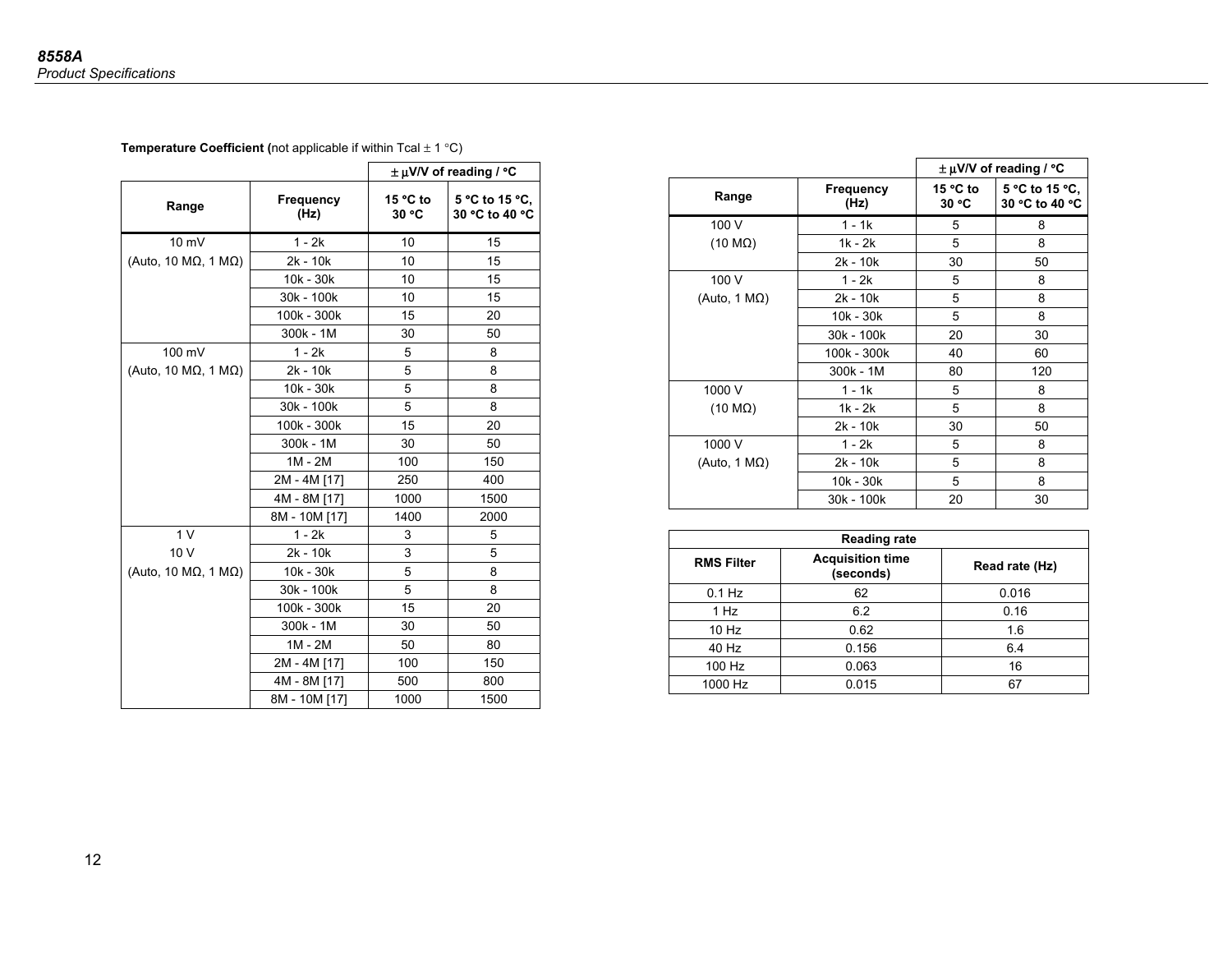**Temperature Coefficient (**not applicable if within Tcal ± 1 °C)

| Range | Frequency (Hz) | ± µV/V of reading / °C | |
|---|---|---|---|
| | | 15 °C to 30 °C | 5 °C to 15 °C, 30 °C to 40 °C |
| 10 mV (Auto, 10 MΩ, 1 MΩ) | 1 - 2k | 10 | 15 |
| | 2k - 10k | 10 | 15 |
| | 10k - 30k | 10 | 15 |
| | 30k - 100k | 10 | 15 |
| | 100k - 300k | 15 | 20 |
| | 300k - 1M | 30 | 50 |
| 100 mV (Auto, 10 MΩ, 1 MΩ) | 1 - 2k | 5 | 8 |
| | 2k - 10k | 5 | 8 |
| | 10k - 30k | 5 | 8 |
| | 30k - 100k | 5 | 8 |
| | 100k - 300k | 15 | 20 |
| | 300k - 1M | 30 | 50 |
| | 1M - 2M | 100 | 150 |
| | 2M - 4M [17] | 250 | 400 |
| | 4M - 8M [17] | 1000 | 1500 |
| | 8M - 10M [17] | 1400 | 2000 |
| 1 V 10 V (Auto, 10 MΩ, 1 MΩ) | 1 - 2k | 3 | 5 |
| | 2k - 10k | 3 | 5 |
| | 10k - 30k | 5 | 8 |
| | 30k - 100k | 5 | 8 |
| | 100k - 300k | 15 | 20 |
| | 300k - 1M | 30 | 50 |
| | 1M - 2M | 50 | 80 |
| | 2M - 4M [17] | 100 | 150 |
| | 4M - 8M [17] | 500 | 800 |
| | 8M - 10M [17] | 1000 | 1500 |

| Range | Frequency (Hz) | ± µV/V of reading / °C | |
|---|---|---|---|
| | | 15 °C to 30 °C | 5 °C to 15 °C, 30 °C to 40 °C |
| 100 V (10 MΩ) | 1 - 1k | 5 | 8 |
| | 1k - 2k | 5 | 8 |
| | 2k - 10k | 30 | 50 |
| 100 V (Auto, 1 MΩ) | 1 - 2k | 5 | 8 |
| | 2k - 10k | 5 | 8 |
| | 10k - 30k | 5 | 8 |
| | 30k - 100k | 20 | 30 |
| | 100k - 300k | 40 | 60 |
| | 300k - 1M | 80 | 120 |
| 1000 V (10 MΩ) | 1 - 1k | 5 | 8 |
| | 1k - 2k | 5 | 8 |
| | 2k - 10k | 30 | 50 |
| 1000 V (Auto, 1 MΩ) | 1 - 2k | 5 | 8 |
| | 2k - 10k | 5 | 8 |
| | 10k - 30k | 5 | 8 |
| | 30k - 100k | 20 | 30 |

| Reading rate | | |
|---|---|---|
| RMS Filter | Acquisition time (seconds) | Read rate (Hz) |
| 0.1 Hz | 62 | 0.016 |
| 1 Hz | 6.2 | 0.16 |
| 10 Hz | 0.62 | 1.6 |
| 40 Hz | 0.156 | 6.4 |
| 100 Hz | 0.063 | 16 |
| 1000 Hz | 0.015 | 67 |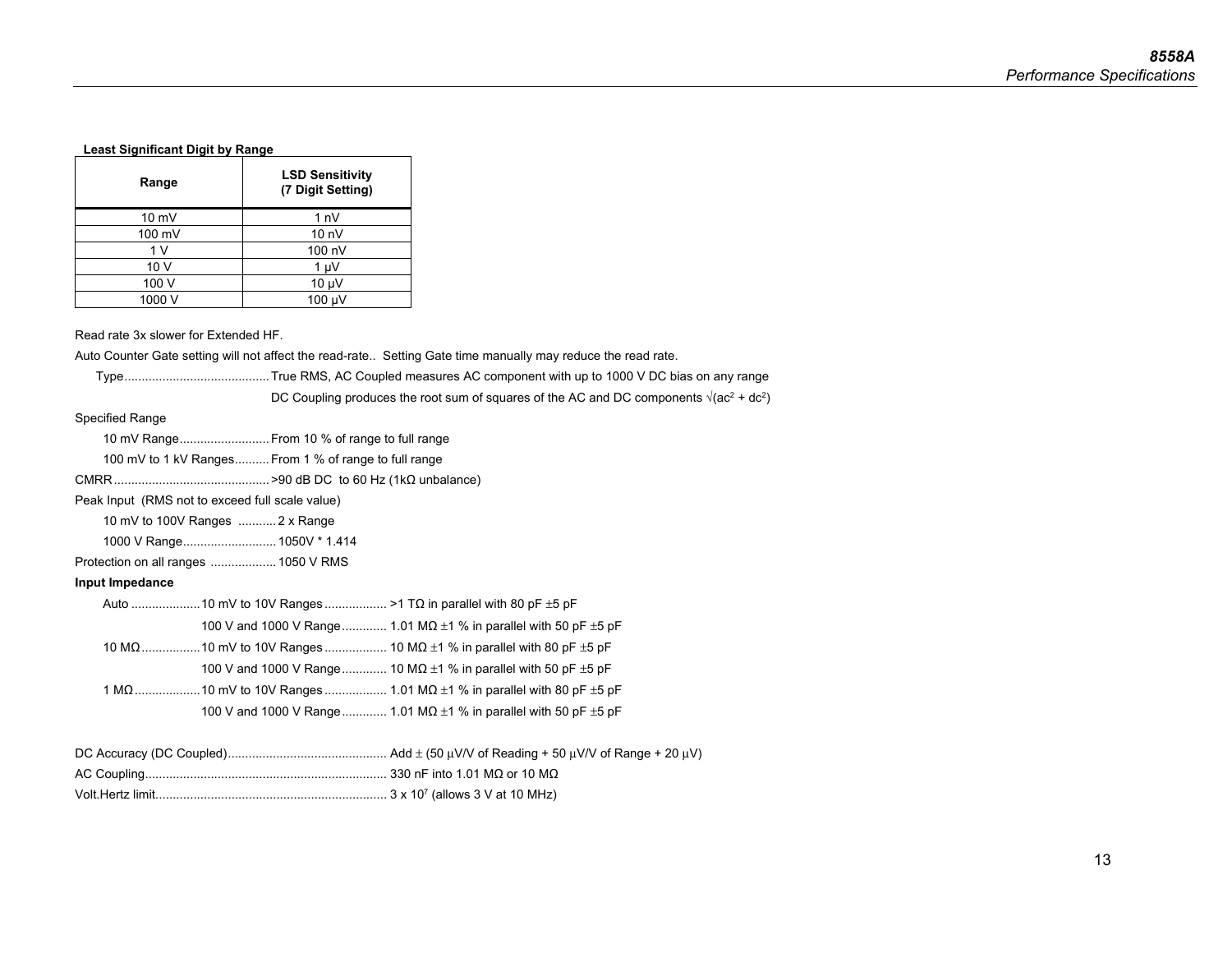**Least Significant Digit by Range**

| Range | LSD Sensitivity (7 Digit Setting) |
|---|---|
| 10 mV | 1 nV |
| 100 mV | 10 nV |
| 1 V | 100 nV |
| 10 V | 1 µV |
| 100 V | 10 µV |
| 1000 V | 100 µV |

Read rate 3x slower for Extended HF.

Auto Counter Gate setting will not affect the read-rate.. Setting Gate time manually may reduce the read rate.

Type.......................................... True RMS, AC Coupled measures AC component with up to 1000 V DC bias on any range

DC Coupling produces the root sum of squares of the AC and DC components $\sqrt{(ac^2 + dc^2)}$

Specified Range

10 mV Range.......................... From 10 % of range to full range

100 mV to 1 kV Ranges.......... From 1 % of range to full range

CMRR............................................ >90 dB DC to 60 Hz (1kΩ unbalance)

Peak Input (RMS not to exceed full scale value)

10 mV to 100V Ranges ........... 2 x Range

1000 V Range........................... 1050V * 1.414

Protection on all ranges .................. 1050 V RMS

**Input Impedance**

Auto .................... 10 mV to 10V Ranges ................. >1 TΩ in parallel with 80 pF ±5 pF

100 V and 1000 V Range............ 1.01 MΩ ±1 % in parallel with 50 pF ±5 pF

10 MΩ................ 10 mV to 10V Ranges ................. 10 MΩ ±1 % in parallel with 80 pF ±5 pF

100 V and 1000 V Range............ 10 MΩ ±1 % in parallel with 50 pF ±5 pF

1 MΩ.................. 10 mV to 10V Ranges ................. 1.01 MΩ ±1 % in parallel with 80 pF ±5 pF

100 V and 1000 V Range............ 1.01 MΩ ±1 % in parallel with 50 pF ±5 pF

DC Accuracy (DC Coupled)............................................. Add ± (50 µV/V of Reading + 50 µV/V of Range + 20 µV)

AC Coupling..................................................................... 330 nF into 1.01 MΩ or 10 MΩ

Volt.Hertz limit.................................................................. $3 \times 10^7$ (allows 3 V at 10 MHz)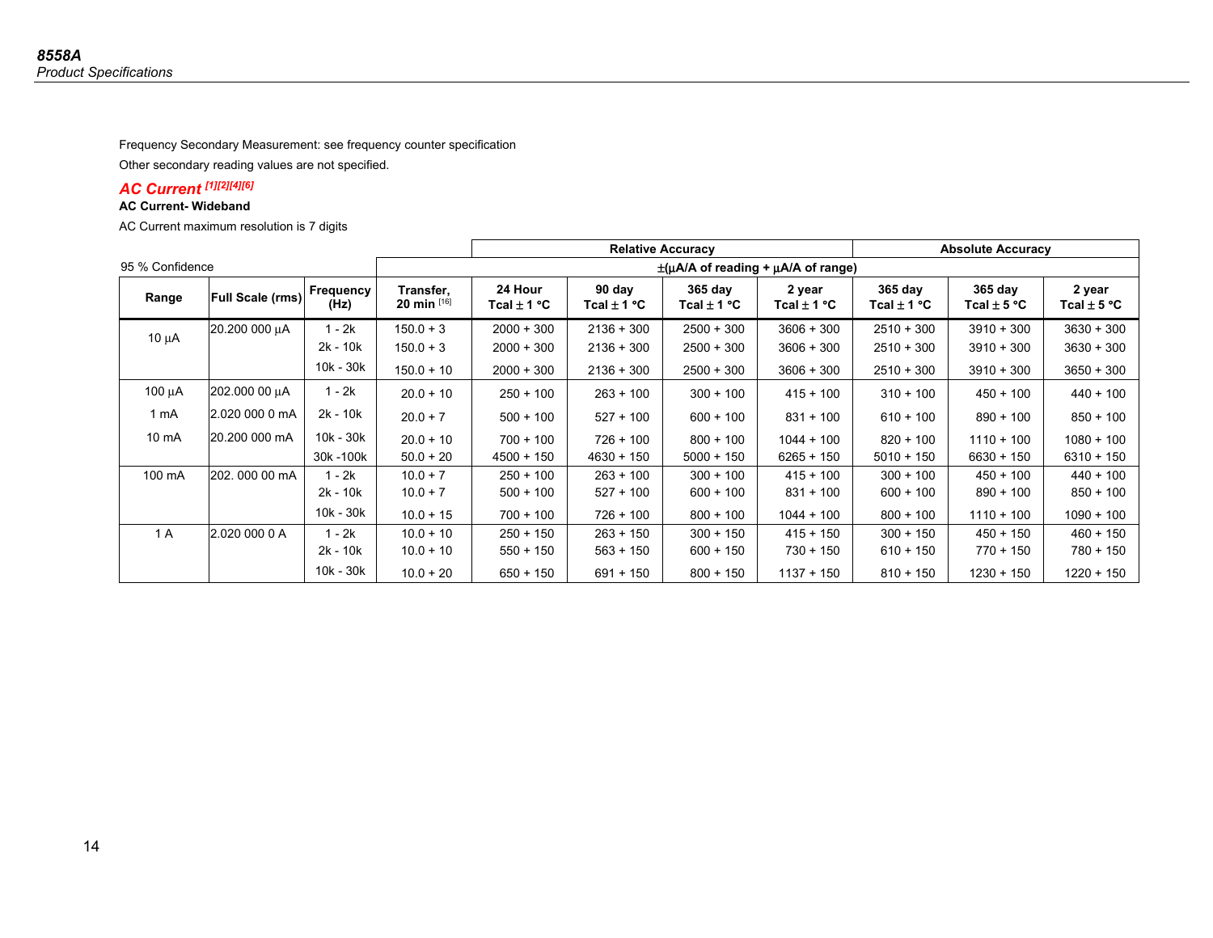Frequency Secondary Measurement: see frequency counter specification

Other secondary reading values are not specified.

## AC Current [1][2][4][6]

**AC Current- Wideband**

AC Current maximum resolution is 7 digits

| 95 % Confidence | | | | Relative Accuracy | | | | Absolute Accuracy | | |
|---|---|---|---|---|---|---|---|---|---|---|
| | | | ±(µA/A of reading + µA/A of range) | | | | | | | |
| **Range** | **Full Scale (rms)** | **Frequency (Hz)** | **Transfer, 20 min [16]** | **24 Hour Tcal ± 1 °C** | **90 day Tcal ± 1 °C** | **365 day Tcal ± 1 °C** | **2 year Tcal ± 1 °C** | **365 day Tcal ± 1 °C** | **365 day Tcal ± 5 °C** | **2 year Tcal ± 5 °C** |
| 10 µA | 20.200 000 µA | 1 - 2k | 150.0 + 3 | 2000 + 300 | 2136 + 300 | 2500 + 300 | 3606 + 300 | 2510 + 300 | 3910 + 300 | 3630 + 300 |
| | | 2k - 10k | 150.0 + 3 | 2000 + 300 | 2136 + 300 | 2500 + 300 | 3606 + 300 | 2510 + 300 | 3910 + 300 | 3630 + 300 |
| | | 10k - 30k | 150.0 + 10 | 2000 + 300 | 2136 + 300 | 2500 + 300 | 3606 + 300 | 2510 + 300 | 3910 + 300 | 3650 + 300 |
| 100 µA | 202.000 00 µA | 1 - 2k | 20.0 + 10 | 250 + 100 | 263 + 100 | 300 + 100 | 415 + 100 | 310 + 100 | 450 + 100 | 440 + 100 |
| 1 mA | 2.020 000 0 mA | 2k - 10k | 20.0 + 7 | 500 + 100 | 527 + 100 | 600 + 100 | 831 + 100 | 610 + 100 | 890 + 100 | 850 + 100 |
| 10 mA | 20.200 000 mA | 10k - 30k | 20.0 + 10 | 700 + 100 | 726 + 100 | 800 + 100 | 1044 + 100 | 820 + 100 | 1110 + 100 | 1080 + 100 |
| | | 30k -100k | 50.0 + 20 | 4500 + 150 | 4630 + 150 | 5000 + 150 | 6265 + 150 | 5010 + 150 | 6630 + 150 | 6310 + 150 |
| 100 mA | 202. 000 00 mA | 1 - 2k | 10.0 + 7 | 250 + 100 | 263 + 100 | 300 + 100 | 415 + 100 | 300 + 100 | 450 + 100 | 440 + 100 |
| | | 2k - 10k | 10.0 + 7 | 500 + 100 | 527 + 100 | 600 + 100 | 831 + 100 | 600 + 100 | 890 + 100 | 850 + 100 |
| | | 10k - 30k | 10.0 + 15 | 700 + 100 | 726 + 100 | 800 + 100 | 1044 + 100 | 800 + 100 | 1110 + 100 | 1090 + 100 |
| 1 A | 2.020 000 0 A | 1 - 2k | 10.0 + 10 | 250 + 150 | 263 + 150 | 300 + 150 | 415 + 150 | 300 + 150 | 450 + 150 | 460 + 150 |
| | | 2k - 10k | 10.0 + 10 | 550 + 150 | 563 + 150 | 600 + 150 | 730 + 150 | 610 + 150 | 770 + 150 | 780 + 150 |
| | | 10k - 30k | 10.0 + 20 | 650 + 150 | 691 + 150 | 800 + 150 | 1137 + 150 | 810 + 150 | 1230 + 150 | 1220 + 150 |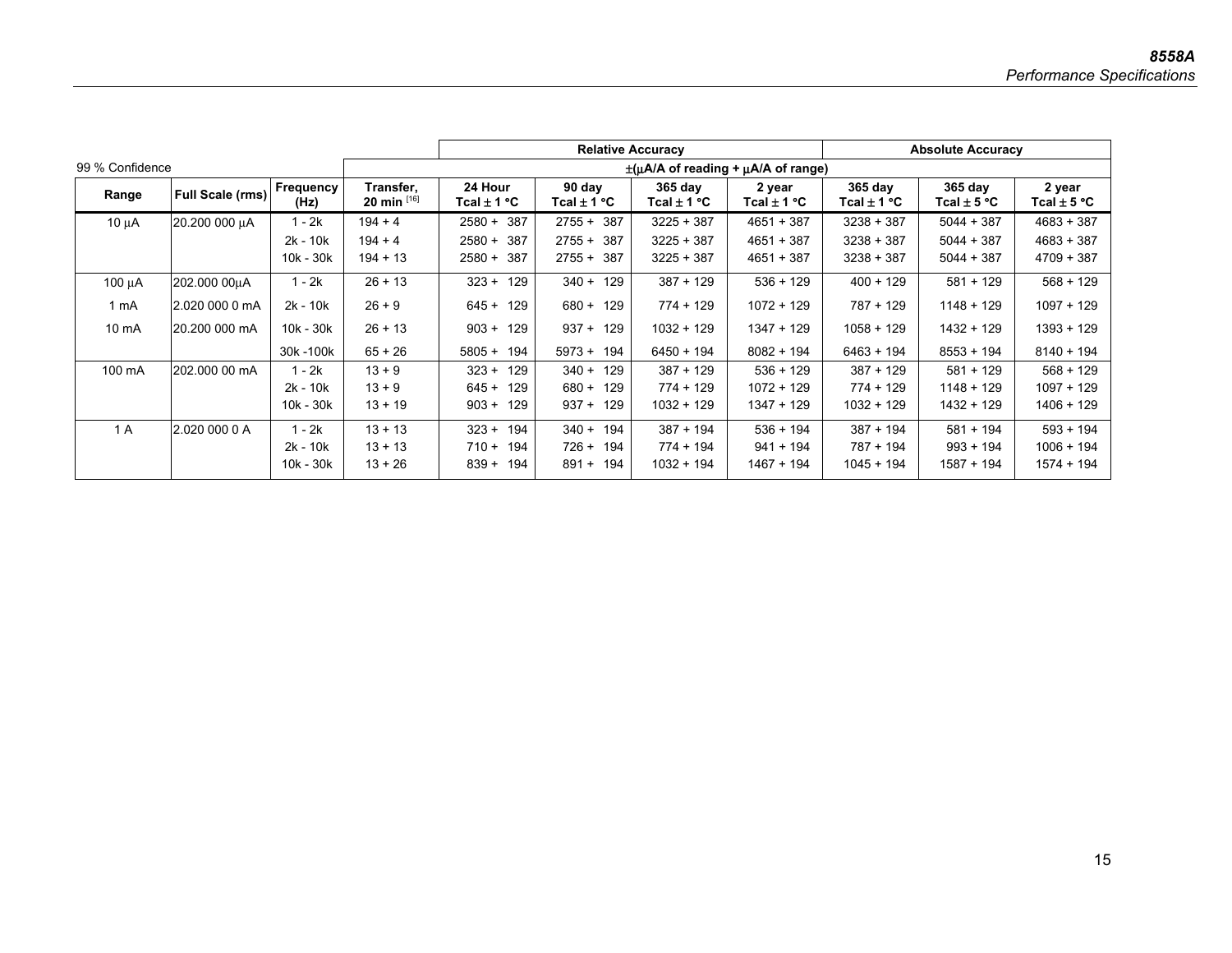| | | | | Relative Accuracy | | | | Absolute Accuracy | | |
|---|---|---|---|---|---|---|---|---|---|---|
| 99 % Confidence | | | ±(μA/A of reading + μA/A of range) | | | | | | | |
| Range | Full Scale (rms) | Frequency (Hz) | Transfer, 20 min [16] | 24 Hour Tcal ± 1 °C | 90 day Tcal ± 1 °C | 365 day Tcal ± 1 °C | 2 year Tcal ± 1 °C | 365 day Tcal ± 1 °C | 365 day Tcal ± 5 °C | 2 year Tcal ± 5 °C |
| 10 μA | 20.200 000 μA | 1 - 2k | 194 + 4 | 2580 + 387 | 2755 + 387 | 3225 + 387 | 4651 + 387 | 3238 + 387 | 5044 + 387 | 4683 + 387 |
| | | 2k - 10k | 194 + 4 | 2580 + 387 | 2755 + 387 | 3225 + 387 | 4651 + 387 | 3238 + 387 | 5044 + 387 | 4683 + 387 |
| | | 10k - 30k | 194 + 13 | 2580 + 387 | 2755 + 387 | 3225 + 387 | 4651 + 387 | 3238 + 387 | 5044 + 387 | 4709 + 387 |
| 100 μA | 202.000 00μA | 1 - 2k | 26 + 13 | 323 + 129 | 340 + 129 | 387 + 129 | 536 + 129 | 400 + 129 | 581 + 129 | 568 + 129 |
| 1 mA | 2.020 000 0 mA | 2k - 10k | 26 + 9 | 645 + 129 | 680 + 129 | 774 + 129 | 1072 + 129 | 787 + 129 | 1148 + 129 | 1097 + 129 |
| 10 mA | 20.200 000 mA | 10k - 30k | 26 + 13 | 903 + 129 | 937 + 129 | 1032 + 129 | 1347 + 129 | 1058 + 129 | 1432 + 129 | 1393 + 129 |
| | | 30k -100k | 65 + 26 | 5805 + 194 | 5973 + 194 | 6450 + 194 | 8082 + 194 | 6463 + 194 | 8553 + 194 | 8140 + 194 |
| 100 mA | 202.000 00 mA | 1 - 2k | 13 + 9 | 323 + 129 | 340 + 129 | 387 + 129 | 536 + 129 | 387 + 129 | 581 + 129 | 568 + 129 |
| | | 2k - 10k | 13 + 9 | 645 + 129 | 680 + 129 | 774 + 129 | 1072 + 129 | 774 + 129 | 1148 + 129 | 1097 + 129 |
| | | 10k - 30k | 13 + 19 | 903 + 129 | 937 + 129 | 1032 + 129 | 1347 + 129 | 1032 + 129 | 1432 + 129 | 1406 + 129 |
| 1 A | 2.020 000 0 A | 1 - 2k | 13 + 13 | 323 + 194 | 340 + 194 | 387 + 194 | 536 + 194 | 387 + 194 | 581 + 194 | 593 + 194 |
| | | 2k - 10k | 13 + 13 | 710 + 194 | 726 + 194 | 774 + 194 | 941 + 194 | 787 + 194 | 993 + 194 | 1006 + 194 |
| | | 10k - 30k | 13 + 26 | 839 + 194 | 891 + 194 | 1032 + 194 | 1467 + 194 | 1045 + 194 | 1587 + 194 | 1574 + 194 |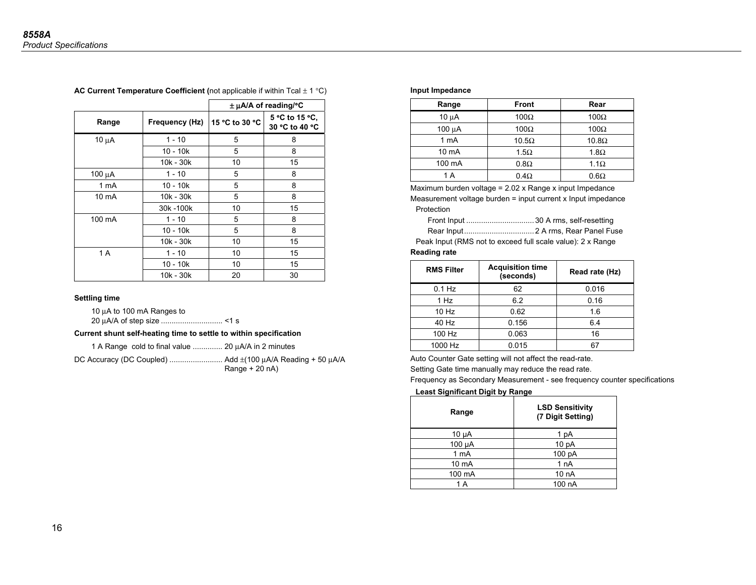**AC Current Temperature Coefficient (**not applicable if within Tcal ± 1 °C)

| Range | Frequency (Hz) | ± µA/A of reading/°C | |
|---|---|---|---|
| | | 15 °C to 30 °C | 5 °C to 15 °C, 30 °C to 40 °C |
| 10 µA | 1 - 10 | 5 | 8 |
| | 10 - 10k | 5 | 8 |
| | 10k - 30k | 10 | 15 |
| 100 µA | 1 - 10 | 5 | 8 |
| 1 mA | 10 - 10k | 5 | 8 |
| 10 mA | 10k - 30k | 5 | 8 |
| | 30k -100k | 10 | 15 |
| 100 mA | 1 - 10 | 5 | 8 |
| | 10 - 10k | 5 | 8 |
| | 10k - 30k | 10 | 15 |
| 1 A | 1 - 10 | 10 | 15 |
| | 10 - 10k | 10 | 15 |
| | 10k - 30k | 20 | 30 |

**Settling time**

10 µA to 100 mA Ranges to
20 µA/A of step size ............................ <1 s

**Current shunt self-heating time to settle to within specification**

1 A Range cold to final value ............. 20 µA/A in 2 minutes

DC Accuracy (DC Coupled) ......................... Add ±(100 µA/A Reading + 50 µA/A Range + 20 nA)

**Input Impedance**

| Range | Front | Rear |
|---|---|---|
| 10 µA | 100Ω | 100Ω |
| 100 µA | 100Ω | 100Ω |
| 1 mA | 10.5Ω | 10.8Ω |
| 10 mA | 1.5Ω | 1.8Ω |
| 100 mA | 0.8Ω | 1.1Ω |
| 1 A | 0.4Ω | 0.6Ω |

Maximum burden voltage = 2.02 x Range x input Impedance

Measurement voltage burden = input current x Input impedance

Protection

Front Input ................................ 30 A rms, self-resetting

Rear Input................................. 2 A rms, Rear Panel Fuse

Peak Input (RMS not to exceed full scale value): 2 x Range

**Reading rate**

| RMS Filter | Acquisition time (seconds) | Read rate (Hz) |
|---|---|---|
| 0.1 Hz | 62 | 0.016 |
| 1 Hz | 6.2 | 0.16 |
| 10 Hz | 0.62 | 1.6 |
| 40 Hz | 0.156 | 6.4 |
| 100 Hz | 0.063 | 16 |
| 1000 Hz | 0.015 | 67 |

Auto Counter Gate setting will not affect the read-rate.

Setting Gate time manually may reduce the read rate.

Frequency as Secondary Measurement - see frequency counter specifications

**Least Significant Digit by Range**

| Range | LSD Sensitivity (7 Digit Setting) |
|---|---|
| 10 µA | 1 pA |
| 100 µA | 10 pA |
| 1 mA | 100 pA |
| 10 mA | 1 nA |
| 100 mA | 10 nA |
| 1 A | 100 nA |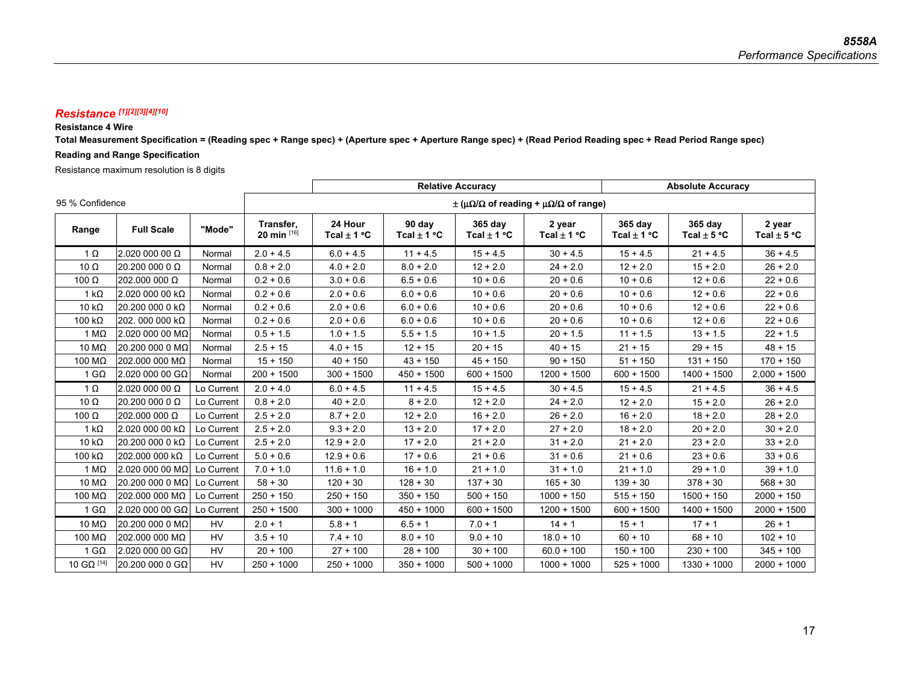## Resistance [1][2][3][4][10]

**Resistance 4 Wire**

**Total Measurement Specification = (Reading spec + Range spec) + (Aperture spec + Aperture Range spec) + (Read Period Reading spec + Read Period Range spec)**

**Reading and Range Specification**

Resistance maximum resolution is 8 digits

| 95 % Confidence | | | | Relative Accuracy | | | | Absolute Accuracy | | |
|---|---|---|---|---|---|---|---|---|---|---|
| | | | ± (µΩ/Ω of reading + µΩ/Ω of range) | | | | | | | |
| **Range** | **Full Scale** | **"Mode"** | **Transfer, 20 min [16]** | **24 Hour Tcal ± 1 °C** | **90 day Tcal ± 1 °C** | **365 day Tcal ± 1 °C** | **2 year Tcal ± 1 °C** | **365 day Tcal ± 1 °C** | **365 day Tcal ± 5 °C** | **2 year Tcal ± 5 °C** |
| 1 Ω | 2.020 000 00 Ω | Normal | 2.0 + 4.5 | 6.0 + 4.5 | 11 + 4.5 | 15 + 4.5 | 30 + 4.5 | 15 + 4.5 | 21 + 4.5 | 36 + 4.5 |
| 10 Ω | 20.200 000 0 Ω | Normal | 0.8 + 2.0 | 4.0 + 2.0 | 8.0 + 2.0 | 12 + 2.0 | 24 + 2.0 | 12 + 2.0 | 15 + 2.0 | 26 + 2.0 |
| 100 Ω | 202.000 000 Ω | Normal | 0.2 + 0.6 | 3.0 + 0.6 | 6.5 + 0.6 | 10 + 0.6 | 20 + 0.6 | 10 + 0.6 | 12 + 0.6 | 22 + 0.6 |
| 1 kΩ | 2.020 000 00 kΩ | Normal | 0.2 + 0.6 | 2.0 + 0.6 | 6.0 + 0.6 | 10 + 0.6 | 20 + 0.6 | 10 + 0.6 | 12 + 0.6 | 22 + 0.6 |
| 10 kΩ | 20.200 000 0 kΩ | Normal | 0.2 + 0.6 | 2.0 + 0.6 | 6.0 + 0.6 | 10 + 0.6 | 20 + 0.6 | 10 + 0.6 | 12 + 0.6 | 22 + 0.6 |
| 100 kΩ | 202. 000 000 kΩ | Normal | 0.2 + 0.6 | 2.0 + 0.6 | 6.0 + 0.6 | 10 + 0.6 | 20 + 0.6 | 10 + 0.6 | 12 + 0.6 | 22 + 0.6 |
| 1 MΩ | 2.020 000 00 MΩ | Normal | 0.5 + 1.5 | 1.0 + 1.5 | 5.5 + 1.5 | 10 + 1.5 | 20 + 1.5 | 11 + 1.5 | 13 + 1.5 | 22 + 1.5 |
| 10 MΩ | 20.200 000 0 MΩ | Normal | 2.5 + 15 | 4.0 + 15 | 12 + 15 | 20 + 15 | 40 + 15 | 21 + 15 | 29 + 15 | 48 + 15 |
| 100 MΩ | 202.000 000 MΩ | Normal | 15 + 150 | 40 + 150 | 43 + 150 | 45 + 150 | 90 + 150 | 51 + 150 | 131 + 150 | 170 + 150 |
| 1 GΩ | 2.020 000 00 GΩ | Normal | 200 + 1500 | 300 + 1500 | 450 + 1500 | 600 + 1500 | 1200 + 1500 | 600 + 1500 | 1400 + 1500 | 2,000 + 1500 |
| 1 Ω | 2.020 000 00 Ω | Lo Current | 2.0 + 4.0 | 6.0 + 4.5 | 11 + 4.5 | 15 + 4.5 | 30 + 4.5 | 15 + 4.5 | 21 + 4.5 | 36 + 4.5 |
| 10 Ω | 20.200 000 0 Ω | Lo Current | 0.8 + 2.0 | 40 + 2.0 | 8 + 2.0 | 12 + 2.0 | 24 + 2.0 | 12 + 2.0 | 15 + 2.0 | 26 + 2.0 |
| 100 Ω | 202.000 000 Ω | Lo Current | 2.5 + 2.0 | 8.7 + 2.0 | 12 + 2.0 | 16 + 2.0 | 26 + 2.0 | 16 + 2.0 | 18 + 2.0 | 28 + 2.0 |
| 1 kΩ | 2.020 000 00 kΩ | Lo Current | 2.5 + 2.0 | 9.3 + 2.0 | 13 + 2.0 | 17 + 2.0 | 27 + 2.0 | 18 + 2.0 | 20 + 2.0 | 30 + 2.0 |
| 10 kΩ | 20.200 000 0 kΩ | Lo Current | 2.5 + 2.0 | 12.9 + 2.0 | 17 + 2.0 | 21 + 2.0 | 31 + 2.0 | 21 + 2.0 | 23 + 2.0 | 33 + 2.0 |
| 100 kΩ | 202.000 000 kΩ | Lo Current | 5.0 + 0.6 | 12.9 + 0.6 | 17 + 0.6 | 21 + 0.6 | 31 + 0.6 | 21 + 0.6 | 23 + 0.6 | 33 + 0.6 |
| 1 MΩ | 2.020 000 00 MΩ | Lo Current | 7.0 + 1.0 | 11.6 + 1.0 | 16 + 1.0 | 21 + 1.0 | 31 + 1.0 | 21 + 1.0 | 29 + 1.0 | 39 + 1.0 |
| 10 MΩ | 20.200 000 0 MΩ | Lo Current | 58 + 30 | 120 + 30 | 128 + 30 | 137 + 30 | 165 + 30 | 139 + 30 | 378 + 30 | 568 + 30 |
| 100 MΩ | 202.000 000 MΩ | Lo Current | 250 + 150 | 250 + 150 | 350 + 150 | 500 + 150 | 1000 + 150 | 515 + 150 | 1500 + 150 | 2000 + 150 |
| 1 GΩ | 2.020 000 00 GΩ | Lo Current | 250 + 1500 | 300 + 1000 | 450 + 1000 | 600 + 1500 | 1200 + 1500 | 600 + 1500 | 1400 + 1500 | 2000 + 1500 |
| 10 MΩ | 20.200 000 0 MΩ | HV | 2.0 + 1 | 5.8 + 1 | 6.5 + 1 | 7.0 + 1 | 14 + 1 | 15 + 1 | 17 + 1 | 26 + 1 |
| 100 MΩ | 202.000 000 MΩ | HV | 3.5 + 10 | 7.4 + 10 | 8.0 + 10 | 9.0 + 10 | 18.0 + 10 | 60 + 10 | 68 + 10 | 102 + 10 |
| 1 GΩ | 2.020 000 00 GΩ | HV | 20 + 100 | 27 + 100 | 28 + 100 | 30 + 100 | 60.0 + 100 | 150 + 100 | 230 + 100 | 345 + 100 |
| 10 GΩ [14] | 20.200 000 0 GΩ | HV | 250 + 1000 | 250 + 1000 | 350 + 1000 | 500 + 1000 | 1000 + 1000 | 525 + 1000 | 1330 + 1000 | 2000 + 1000 |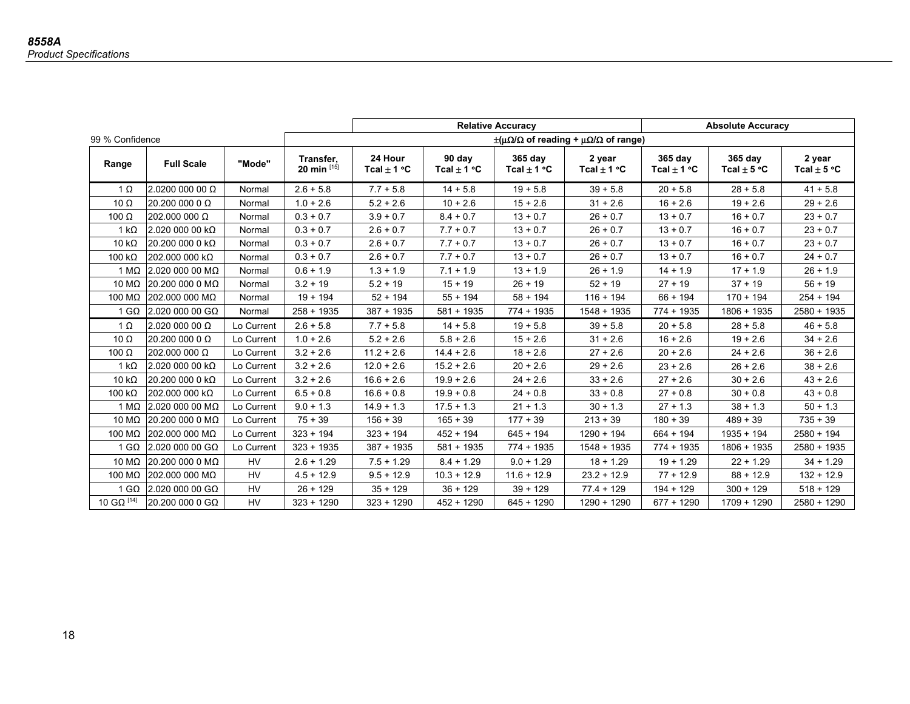|  |  |  |  | Relative Accuracy |  |  |  | Absolute Accuracy |  |  |
|---|---|---|---|---|---|---|---|---|---|---|
| 99 % Confidence |  |  | ±(μΩ/Ω of reading + μΩ/Ω of range) |  |  |  |  |  |  |  |
| Range | Full Scale | "Mode" | Transfer, 20 min [15] | 24 Hour Tcal ± 1 °C | 90 day Tcal ± 1 °C | 365 day Tcal ± 1 °C | 2 year Tcal ± 1 °C | 365 day Tcal ± 1 °C | 365 day Tcal ± 5 °C | 2 year Tcal ± 5 °C |
| 1 Ω | 2.0200 000 00 Ω | Normal | 2.6 + 5.8 | 7.7 + 5.8 | 14 + 5.8 | 19 + 5.8 | 39 + 5.8 | 20 + 5.8 | 28 + 5.8 | 41 + 5.8 |
| 10 Ω | 20.200 000 0 Ω | Normal | 1.0 + 2.6 | 5.2 + 2.6 | 10 + 2.6 | 15 + 2.6 | 31 + 2.6 | 16 + 2.6 | 19 + 2.6 | 29 + 2.6 |
| 100 Ω | 202.000 000 Ω | Normal | 0.3 + 0.7 | 3.9 + 0.7 | 8.4 + 0.7 | 13 + 0.7 | 26 + 0.7 | 13 + 0.7 | 16 + 0.7 | 23 + 0.7 |
| 1 kΩ | 2.020 000 00 kΩ | Normal | 0.3 + 0.7 | 2.6 + 0.7 | 7.7 + 0.7 | 13 + 0.7 | 26 + 0.7 | 13 + 0.7 | 16 + 0.7 | 23 + 0.7 |
| 10 kΩ | 20.200 000 0 kΩ | Normal | 0.3 + 0.7 | 2.6 + 0.7 | 7.7 + 0.7 | 13 + 0.7 | 26 + 0.7 | 13 + 0.7 | 16 + 0.7 | 23 + 0.7 |
| 100 kΩ | 202.000 000 kΩ | Normal | 0.3 + 0.7 | 2.6 + 0.7 | 7.7 + 0.7 | 13 + 0.7 | 26 + 0.7 | 13 + 0.7 | 16 + 0.7 | 24 + 0.7 |
| 1 MΩ | 2.020 000 00 MΩ | Normal | 0.6 + 1.9 | 1.3 + 1.9 | 7.1 + 1.9 | 13 + 1.9 | 26 + 1.9 | 14 + 1.9 | 17 + 1.9 | 26 + 1.9 |
| 10 MΩ | 20.200 000 0 MΩ | Normal | 3.2 + 19 | 5.2 + 19 | 15 + 19 | 26 + 19 | 52 + 19 | 27 + 19 | 37 + 19 | 56 + 19 |
| 100 MΩ | 202.000 000 MΩ | Normal | 19 + 194 | 52 + 194 | 55 + 194 | 58 + 194 | 116 + 194 | 66 + 194 | 170 + 194 | 254 + 194 |
| 1 GΩ | 2.020 000 00 GΩ | Normal | 258 + 1935 | 387 + 1935 | 581 + 1935 | 774 + 1935 | 1548 + 1935 | 774 + 1935 | 1806 + 1935 | 2580 + 1935 |
| 1 Ω | 2.020 000 00 Ω | Lo Current | 2.6 + 5.8 | 7.7 + 5.8 | 14 + 5.8 | 19 + 5.8 | 39 + 5.8 | 20 + 5.8 | 28 + 5.8 | 46 + 5.8 |
| 10 Ω | 20.200 000 0 Ω | Lo Current | 1.0 + 2.6 | 5.2 + 2.6 | 5.8 + 2.6 | 15 + 2.6 | 31 + 2.6 | 16 + 2.6 | 19 + 2.6 | 34 + 2.6 |
| 100 Ω | 202.000 000 Ω | Lo Current | 3.2 + 2.6 | 11.2 + 2.6 | 14.4 + 2.6 | 18 + 2.6 | 27 + 2.6 | 20 + 2.6 | 24 + 2.6 | 36 + 2.6 |
| 1 kΩ | 2.020 000 00 kΩ | Lo Current | 3.2 + 2.6 | 12.0 + 2.6 | 15.2 + 2.6 | 20 + 2.6 | 29 + 2.6 | 23 + 2.6 | 26 + 2.6 | 38 + 2.6 |
| 10 kΩ | 20.200 000 0 kΩ | Lo Current | 3.2 + 2.6 | 16.6 + 2.6 | 19.9 + 2.6 | 24 + 2.6 | 33 + 2.6 | 27 + 2.6 | 30 + 2.6 | 43 + 2.6 |
| 100 kΩ | 202.000 000 kΩ | Lo Current | 6.5 + 0.8 | 16.6 + 0.8 | 19.9 + 0.8 | 24 + 0.8 | 33 + 0.8 | 27 + 0.8 | 30 + 0.8 | 43 + 0.8 |
| 1 MΩ | 2.020 000 00 MΩ | Lo Current | 9.0 + 1.3 | 14.9 + 1.3 | 17.5 + 1.3 | 21 + 1.3 | 30 + 1.3 | 27 + 1.3 | 38 + 1.3 | 50 + 1.3 |
| 10 MΩ | 20.200 000 0 MΩ | Lo Current | 75 + 39 | 156 + 39 | 165 + 39 | 177 + 39 | 213 + 39 | 180 + 39 | 489 + 39 | 735 + 39 |
| 100 MΩ | 202.000 000 MΩ | Lo Current | 323 + 194 | 323 + 194 | 452 + 194 | 645 + 194 | 1290 + 194 | 664 + 194 | 1935 + 194 | 2580 + 194 |
| 1 GΩ | 2.020 000 00 GΩ | Lo Current | 323 + 1935 | 387 + 1935 | 581 + 1935 | 774 + 1935 | 1548 + 1935 | 774 + 1935 | 1806 + 1935 | 2580 + 1935 |
| 10 MΩ | 20.200 000 0 MΩ | HV | 2.6 + 1.29 | 7.5 + 1.29 | 8.4 + 1.29 | 9.0 + 1.29 | 18 + 1.29 | 19 + 1.29 | 22 + 1.29 | 34 + 1.29 |
| 100 MΩ | 202.000 000 MΩ | HV | 4.5 + 12.9 | 9.5 + 12.9 | 10.3 + 12.9 | 11.6 + 12.9 | 23.2 + 12.9 | 77 + 12.9 | 88 + 12.9 | 132 + 12.9 |
| 1 GΩ | 2.020 000 00 GΩ | HV | 26 + 129 | 35 + 129 | 36 + 129 | 39 + 129 | 77.4 + 129 | 194 + 129 | 300 + 129 | 518 + 129 |
| 10 GΩ [14] | 20.200 000 0 GΩ | HV | 323 + 1290 | 323 + 1290 | 452 + 1290 | 645 + 1290 | 1290 + 1290 | 677 + 1290 | 1709 + 1290 | 2580 + 1290 |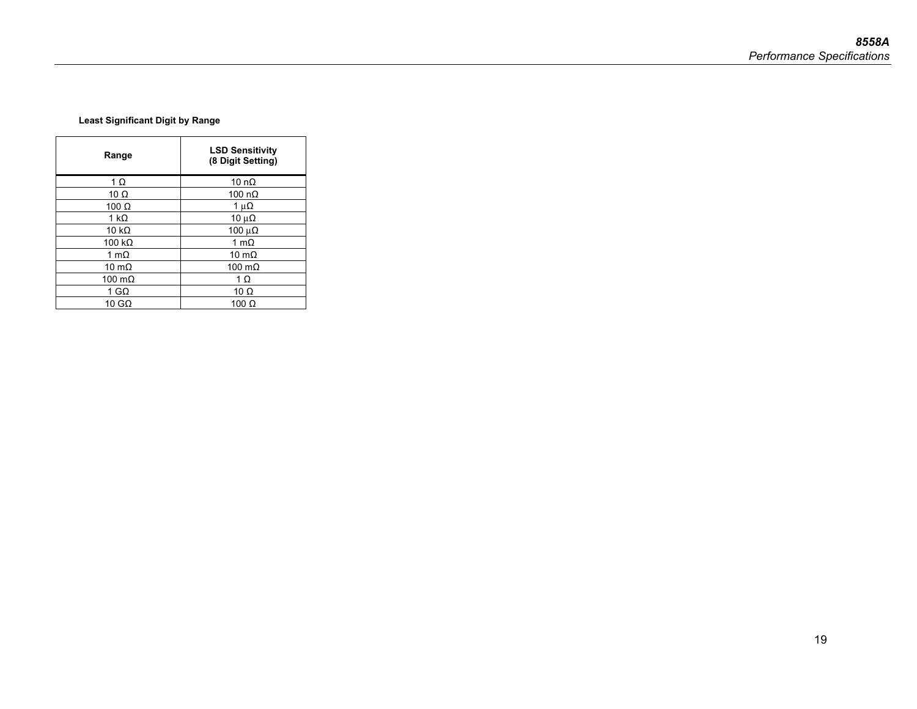**Least Significant Digit by Range**

| Range | LSD Sensitivity (8 Digit Setting) |
|---|---|
| 1 Ω | 10 nΩ |
| 10 Ω | 100 nΩ |
| 100 Ω | 1 μΩ |
| 1 kΩ | 10 μΩ |
| 10 kΩ | 100 μΩ |
| 100 kΩ | 1 mΩ |
| 1 mΩ | 10 mΩ |
| 10 mΩ | 100 mΩ |
| 100 mΩ | 1 Ω |
| 1 GΩ | 10 Ω |
| 10 GΩ | 100 Ω |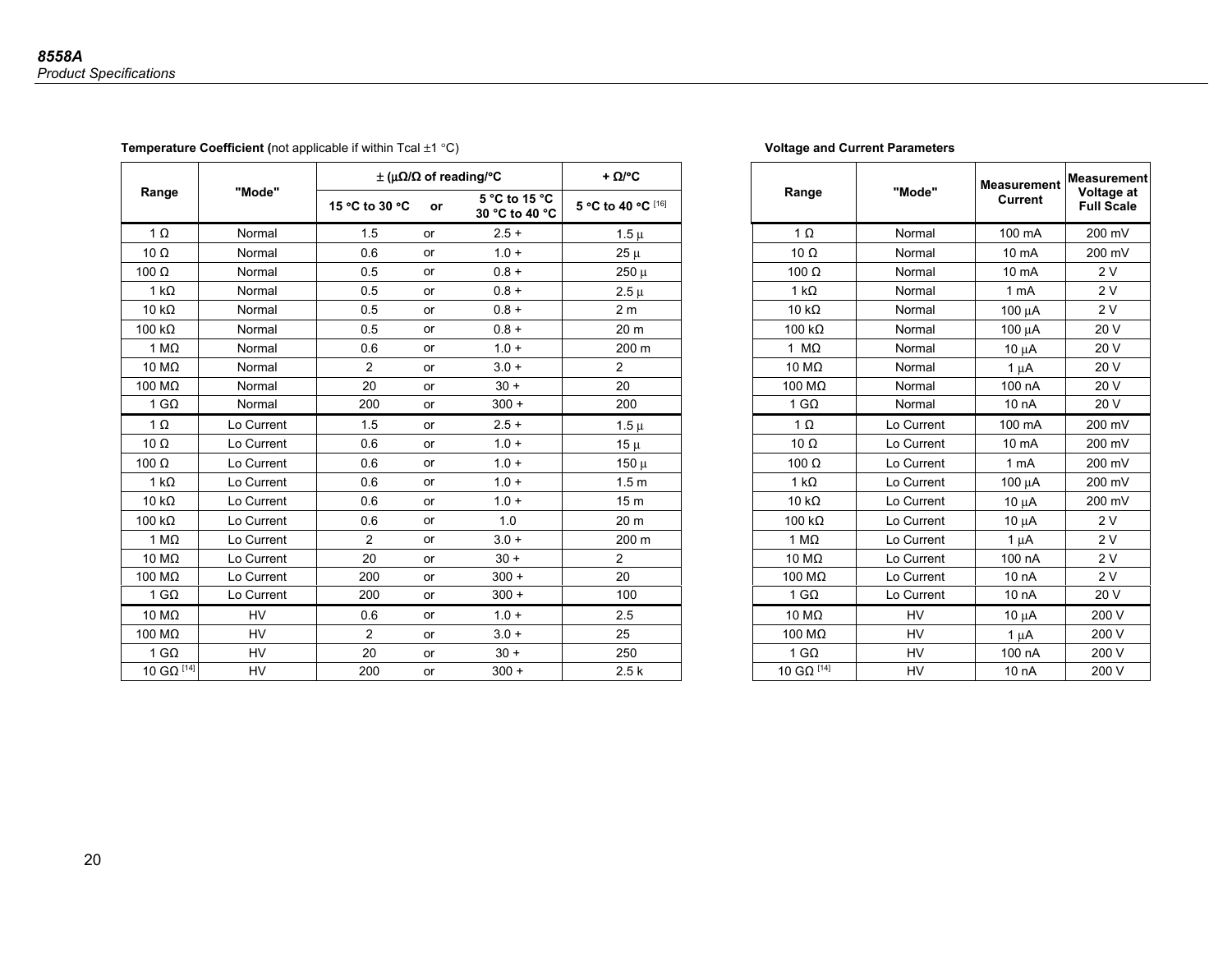**Temperature Coefficient (**not applicable if within Tcal ±1 °C)

| Range | "Mode" | ± (µΩ/Ω of reading/°C | | | + Ω/°C |
|---|---|---|---|---|---|
| | | 15 °C to 30 °C | or | 5 °C to 15 °C 30 °C to 40 °C | 5 °C to 40 °C [16] |
| 1 Ω | Normal | 1.5 | or | 2.5 + | 1.5 µ |
| 10 Ω | Normal | 0.6 | or | 1.0 + | 25 µ |
| 100 Ω | Normal | 0.5 | or | 0.8 + | 250 µ |
| 1 kΩ | Normal | 0.5 | or | 0.8 + | 2.5 µ |
| 10 kΩ | Normal | 0.5 | or | 0.8 + | 2 m |
| 100 kΩ | Normal | 0.5 | or | 0.8 + | 20 m |
| 1 MΩ | Normal | 0.6 | or | 1.0 + | 200 m |
| 10 MΩ | Normal | 2 | or | 3.0 + | 2 |
| 100 MΩ | Normal | 20 | or | 30 + | 20 |
| 1 GΩ | Normal | 200 | or | 300 + | 200 |
| 1 Ω | Lo Current | 1.5 | or | 2.5 + | 1.5 µ |
| 10 Ω | Lo Current | 0.6 | or | 1.0 + | 15 µ |
| 100 Ω | Lo Current | 0.6 | or | 1.0 + | 150 µ |
| 1 kΩ | Lo Current | 0.6 | or | 1.0 + | 1.5 m |
| 10 kΩ | Lo Current | 0.6 | or | 1.0 + | 15 m |
| 100 kΩ | Lo Current | 0.6 | or | 1.0 | 20 m |
| 1 MΩ | Lo Current | 2 | or | 3.0 + | 200 m |
| 10 MΩ | Lo Current | 20 | or | 30 + | 2 |
| 100 MΩ | Lo Current | 200 | or | 300 + | 20 |
| 1 GΩ | Lo Current | 200 | or | 300 + | 100 |
| 10 MΩ | HV | 0.6 | or | 1.0 + | 2.5 |
| 100 MΩ | HV | 2 | or | 3.0 + | 25 |
| 1 GΩ | HV | 20 | or | 30 + | 250 |
| 10 GΩ [14] | HV | 200 | or | 300 + | 2.5 k |

**Voltage and Current Parameters**

| Range | "Mode" | Measurement Current | Measurement Voltage at Full Scale |
|---|---|---|---|
| 1 Ω | Normal | 100 mA | 200 mV |
| 10 Ω | Normal | 10 mA | 200 mV |
| 100 Ω | Normal | 10 mA | 2 V |
| 1 kΩ | Normal | 1 mA | 2 V |
| 10 kΩ | Normal | 100 µA | 2 V |
| 100 kΩ | Normal | 100 µA | 20 V |
| 1 MΩ | Normal | 10 µA | 20 V |
| 10 MΩ | Normal | 1 µA | 20 V |
| 100 MΩ | Normal | 100 nA | 20 V |
| 1 GΩ | Normal | 10 nA | 20 V |
| 1 Ω | Lo Current | 100 mA | 200 mV |
| 10 Ω | Lo Current | 10 mA | 200 mV |
| 100 Ω | Lo Current | 1 mA | 200 mV |
| 1 kΩ | Lo Current | 100 µA | 200 mV |
| 10 kΩ | Lo Current | 10 µA | 200 mV |
| 100 kΩ | Lo Current | 10 µA | 2 V |
| 1 MΩ | Lo Current | 1 µA | 2 V |
| 10 MΩ | Lo Current | 100 nA | 2 V |
| 100 MΩ | Lo Current | 10 nA | 2 V |
| 1 GΩ | Lo Current | 10 nA | 20 V |
| 10 MΩ | HV | 10 µA | 200 V |
| 100 MΩ | HV | 1 µA | 200 V |
| 1 GΩ | HV | 100 nA | 200 V |
| 10 GΩ [14] | HV | 10 nA | 200 V |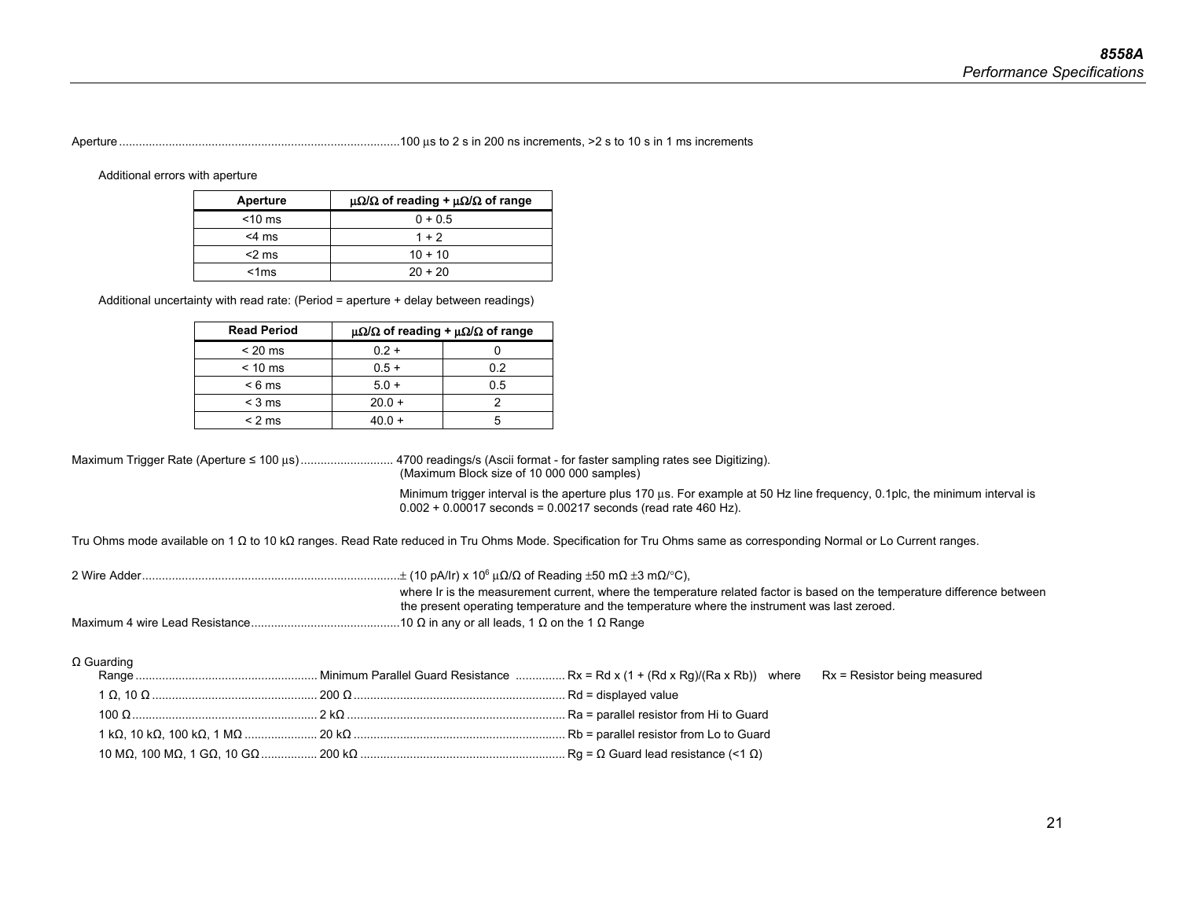Aperture ....................................................................................100 μs to 2 s in 200 ns increments, >2 s to 10 s in 1 ms increments

Additional errors with aperture

| Aperture | μΩ/Ω of reading + μΩ/Ω of range |
|---|---|
| <10 ms | 0 + 0.5 |
| <4 ms | 1 + 2 |
| <2 ms | 10 + 10 |
| <1ms | 20 + 20 |

Additional uncertainty with read rate: (Period = aperture + delay between readings)

| Read Period | μΩ/Ω of reading + μΩ/Ω of range | |
|---|---|---|
| < 20 ms | 0.2 + | 0 |
| < 10 ms | 0.5 + | 0.2 |
| < 6 ms | 5.0 + | 0.5 |
| < 3 ms | 20.0 + | 2 |
| < 2 ms | 40.0 + | 5 |

Maximum Trigger Rate (Aperture ≤ 100 μs)............................ 4700 readings/s (Ascii format - for faster sampling rates see Digitizing). (Maximum Block size of 10 000 000 samples)

Minimum trigger interval is the aperture plus 170 μs. For example at 50 Hz line frequency, 0.1plc, the minimum interval is 0.002 + 0.00017 seconds = 0.00217 seconds (read rate 460 Hz).

Tru Ohms mode available on 1 Ω to 10 kΩ ranges. Read Rate reduced in Tru Ohms Mode. Specification for Tru Ohms same as corresponding Normal or Lo Current ranges.

2 Wire Adder..............................................................................± (10 pA/Ir) x $10^6$ μΩ/Ω of Reading ±50 mΩ ±3 mΩ/°C),
where Ir is the measurement current, where the temperature related factor is based on the temperature difference between the present operating temperature and the temperature where the instrument was last zeroed.

Maximum 4 wire Lead Resistance.............................................10 Ω in any or all leads, 1 Ω on the 1 Ω Range

Ω Guarding

| Range | Minimum Parallel Guard Resistance | |
|---|---|---|
| | | Rx = Rd x (1 + (Rd x Rg)/(Ra x Rb)) where Rx = Resistor being measured |
| 1 Ω, 10 Ω | 200 Ω | Rd = displayed value |
| 100 Ω | 2 kΩ | Ra = parallel resistor from Hi to Guard |
| 1 kΩ, 10 kΩ, 100 kΩ, 1 MΩ | 20 kΩ | Rb = parallel resistor from Lo to Guard |
| 10 MΩ, 100 MΩ, 1 GΩ, 10 GΩ | 200 kΩ | Rg = Ω Guard lead resistance (<1 Ω) |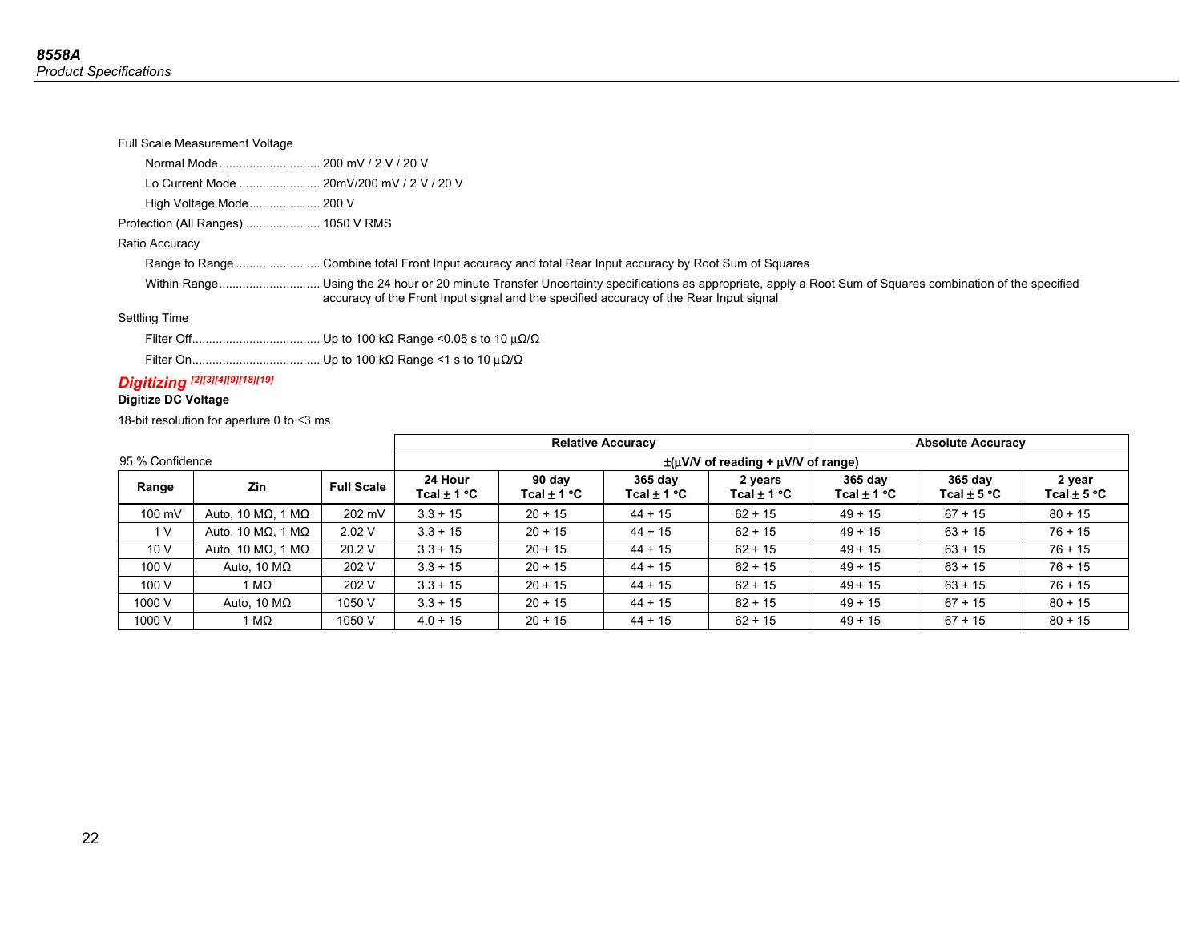Full Scale Measurement Voltage

- Normal Mode............................. 200 mV / 2 V / 20 V
- Lo Current Mode ........................ 20mV/200 mV / 2 V / 20 V
- High Voltage Mode..................... 200 V

Protection (All Ranges) ..................... 1050 V RMS

Ratio Accuracy

- Range to Range ......................... Combine total Front Input accuracy and total Rear Input accuracy by Root Sum of Squares
- Within Range............................. Using the 24 hour or 20 minute Transfer Uncertainty specifications as appropriate, apply a Root Sum of Squares combination of the specified accuracy of the Front Input signal and the specified accuracy of the Rear Input signal

Settling Time

- Filter Off...................................... Up to 100 kΩ Range <0.05 s to 10 μΩ/Ω
- Filter On...................................... Up to 100 kΩ Range <1 s to 10 μΩ/Ω

## Digitizing [2][3][4][9][18][19]

**Digitize DC Voltage**

18-bit resolution for aperture 0 to ≤3 ms

| 95 % Confidence | | | Relative Accuracy | | | | Absolute Accuracy | | |
|---|---|---|---|---|---|---|---|---|---|
| | | | ±(μV/V of reading + μV/V of range) | | | | | | |
| **Range** | **Zin** | **Full Scale** | **24 Hour Tcal ± 1 °C** | **90 day Tcal ± 1 °C** | **365 day Tcal ± 1 °C** | **2 years Tcal ± 1 °C** | **365 day Tcal ± 1 °C** | **365 day Tcal ± 5 °C** | **2 year Tcal ± 5 °C** |
| 100 mV | Auto, 10 MΩ, 1 MΩ | 202 mV | 3.3 + 15 | 20 + 15 | 44 + 15 | 62 + 15 | 49 + 15 | 67 + 15 | 80 + 15 |
| 1 V | Auto, 10 MΩ, 1 MΩ | 2.02 V | 3.3 + 15 | 20 + 15 | 44 + 15 | 62 + 15 | 49 + 15 | 63 + 15 | 76 + 15 |
| 10 V | Auto, 10 MΩ, 1 MΩ | 20.2 V | 3.3 + 15 | 20 + 15 | 44 + 15 | 62 + 15 | 49 + 15 | 63 + 15 | 76 + 15 |
| 100 V | Auto, 10 MΩ | 202 V | 3.3 + 15 | 20 + 15 | 44 + 15 | 62 + 15 | 49 + 15 | 63 + 15 | 76 + 15 |
| 100 V | 1 MΩ | 202 V | 3.3 + 15 | 20 + 15 | 44 + 15 | 62 + 15 | 49 + 15 | 63 + 15 | 76 + 15 |
| 1000 V | Auto, 10 MΩ | 1050 V | 3.3 + 15 | 20 + 15 | 44 + 15 | 62 + 15 | 49 + 15 | 67 + 15 | 80 + 15 |
| 1000 V | 1 MΩ | 1050 V | 4.0 + 15 | 20 + 15 | 44 + 15 | 62 + 15 | 49 + 15 | 67 + 15 | 80 + 15 |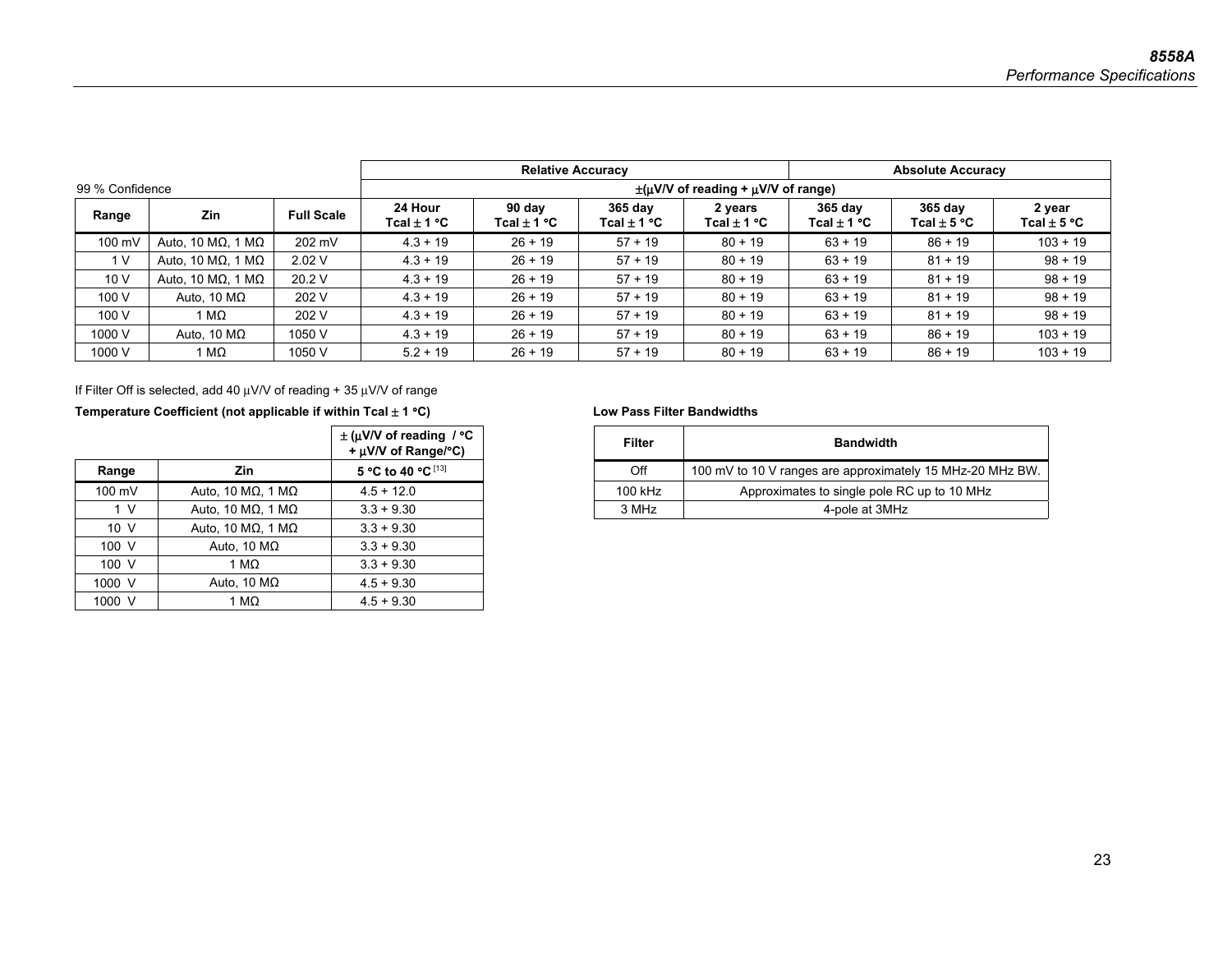| 99 % Confidence | | | Relative Accuracy | | | | Absolute Accuracy | | |
|---|---|---|---|---|---|---|---|---|---|
| | | | ±(µV/V of reading + µV/V of range) | | | | | | |
| **Range** | **Zin** | **Full Scale** | **24 Hour Tcal ± 1 °C** | **90 day Tcal ± 1 °C** | **365 day Tcal ± 1 °C** | **2 years Tcal ± 1 °C** | **365 day Tcal ± 1 °C** | **365 day Tcal ± 5 °C** | **2 year Tcal ± 5 °C** |
| 100 mV | Auto, 10 MΩ, 1 MΩ | 202 mV | 4.3 + 19 | 26 + 19 | 57 + 19 | 80 + 19 | 63 + 19 | 86 + 19 | 103 + 19 |
| 1 V | Auto, 10 MΩ, 1 MΩ | 2.02 V | 4.3 + 19 | 26 + 19 | 57 + 19 | 80 + 19 | 63 + 19 | 81 + 19 | 98 + 19 |
| 10 V | Auto, 10 MΩ, 1 MΩ | 20.2 V | 4.3 + 19 | 26 + 19 | 57 + 19 | 80 + 19 | 63 + 19 | 81 + 19 | 98 + 19 |
| 100 V | Auto, 10 MΩ | 202 V | 4.3 + 19 | 26 + 19 | 57 + 19 | 80 + 19 | 63 + 19 | 81 + 19 | 98 + 19 |
| 100 V | 1 MΩ | 202 V | 4.3 + 19 | 26 + 19 | 57 + 19 | 80 + 19 | 63 + 19 | 81 + 19 | 98 + 19 |
| 1000 V | Auto, 10 MΩ | 1050 V | 4.3 + 19 | 26 + 19 | 57 + 19 | 80 + 19 | 63 + 19 | 86 + 19 | 103 + 19 |
| 1000 V | 1 MΩ | 1050 V | 5.2 + 19 | 26 + 19 | 57 + 19 | 80 + 19 | 63 + 19 | 86 + 19 | 103 + 19 |

If Filter Off is selected, add 40 µV/V of reading + 35 µV/V of range

**Temperature Coefficient (not applicable if within Tcal ± 1 °C)**

| | | ± (µV/V of reading / °C + µV/V of Range/°C) |
|---|---|---|
| **Range** | **Zin** | **5 °C to 40 °C** [13] |
| 100 mV | Auto, 10 MΩ, 1 MΩ | 4.5 + 12.0 |
| 1 V | Auto, 10 MΩ, 1 MΩ | 3.3 + 9.30 |
| 10 V | Auto, 10 MΩ, 1 MΩ | 3.3 + 9.30 |
| 100 V | Auto, 10 MΩ | 3.3 + 9.30 |
| 100 V | 1 MΩ | 3.3 + 9.30 |
| 1000 V | Auto, 10 MΩ | 4.5 + 9.30 |
| 1000 V | 1 MΩ | 4.5 + 9.30 |

**Low Pass Filter Bandwidths**

| Filter | Bandwidth |
|---|---|
| Off | 100 mV to 10 V ranges are approximately 15 MHz-20 MHz BW. |
| 100 kHz | Approximates to single pole RC up to 10 MHz |
| 3 MHz | 4-pole at 3MHz |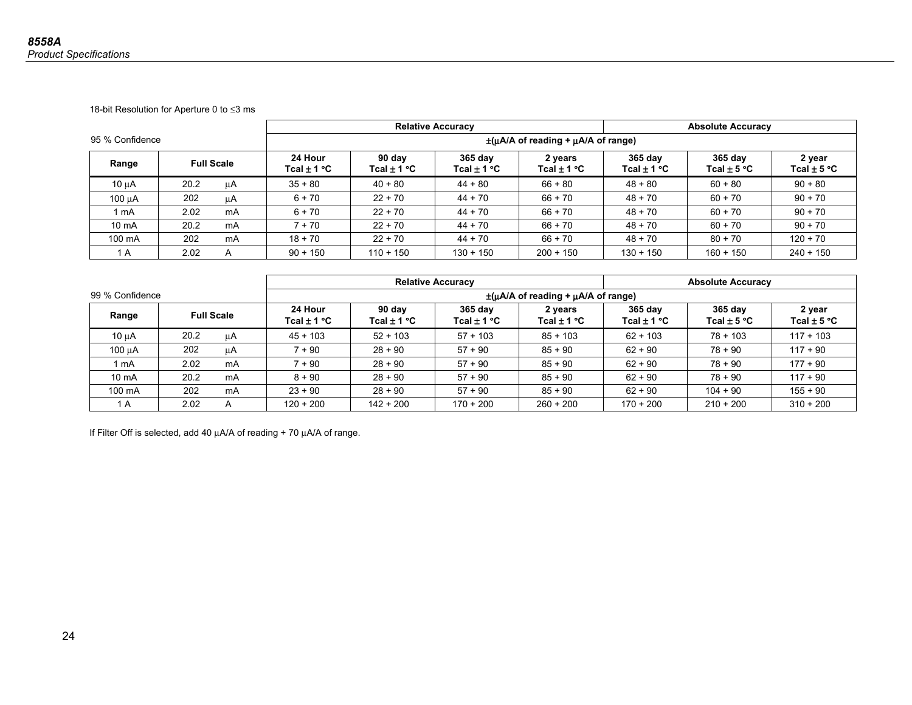18-bit Resolution for Aperture 0 to ≤3 ms

| 95 % Confidence | | | Relative Accuracy | | | | Absolute Accuracy | | |
|---|---|---|---|---|---|---|---|---|---|
| | | | ±(µA/A of reading + µA/A of range) | | | | | | |
| Range | Full Scale | | 24 Hour Tcal ± 1 °C | 90 day Tcal ± 1 °C | 365 day Tcal ± 1 °C | 2 years Tcal ± 1 °C | 365 day Tcal ± 1 °C | 365 day Tcal ± 5 °C | 2 year Tcal ± 5 °C |
| 10 µA | 20.2 | µA | 35 + 80 | 40 + 80 | 44 + 80 | 66 + 80 | 48 + 80 | 60 + 80 | 90 + 80 |
| 100 µA | 202 | µA | 6 + 70 | 22 + 70 | 44 + 70 | 66 + 70 | 48 + 70 | 60 + 70 | 90 + 70 |
| 1 mA | 2.02 | mA | 6 + 70 | 22 + 70 | 44 + 70 | 66 + 70 | 48 + 70 | 60 + 70 | 90 + 70 |
| 10 mA | 20.2 | mA | 7 + 70 | 22 + 70 | 44 + 70 | 66 + 70 | 48 + 70 | 60 + 70 | 90 + 70 |
| 100 mA | 202 | mA | 18 + 70 | 22 + 70 | 44 + 70 | 66 + 70 | 48 + 70 | 80 + 70 | 120 + 70 |
| 1 A | 2.02 | A | 90 + 150 | 110 + 150 | 130 + 150 | 200 + 150 | 130 + 150 | 160 + 150 | 240 + 150 |

| 99 % Confidence | | | Relative Accuracy | | | | Absolute Accuracy | | |
|---|---|---|---|---|---|---|---|---|---|
| | | | ±(µA/A of reading + µA/A of range) | | | | | | |
| Range | Full Scale | | 24 Hour Tcal ± 1 °C | 90 day Tcal ± 1 °C | 365 day Tcal ± 1 °C | 2 years Tcal ± 1 °C | 365 day Tcal ± 1 °C | 365 day Tcal ± 5 °C | 2 year Tcal ± 5 °C |
| 10 µA | 20.2 | µA | 45 + 103 | 52 + 103 | 57 + 103 | 85 + 103 | 62 + 103 | 78 + 103 | 117 + 103 |
| 100 µA | 202 | µA | 7 + 90 | 28 + 90 | 57 + 90 | 85 + 90 | 62 + 90 | 78 + 90 | 117 + 90 |
| 1 mA | 2.02 | mA | 7 + 90 | 28 + 90 | 57 + 90 | 85 + 90 | 62 + 90 | 78 + 90 | 177 + 90 |
| 10 mA | 20.2 | mA | 8 + 90 | 28 + 90 | 57 + 90 | 85 + 90 | 62 + 90 | 78 + 90 | 117 + 90 |
| 100 mA | 202 | mA | 23 + 90 | 28 + 90 | 57 + 90 | 85 + 90 | 62 + 90 | 104 + 90 | 155 + 90 |
| 1 A | 2.02 | A | 120 + 200 | 142 + 200 | 170 + 200 | 260 + 200 | 170 + 200 | 210 + 200 | 310 + 200 |

If Filter Off is selected, add 40 µA/A of reading + 70 µA/A of range.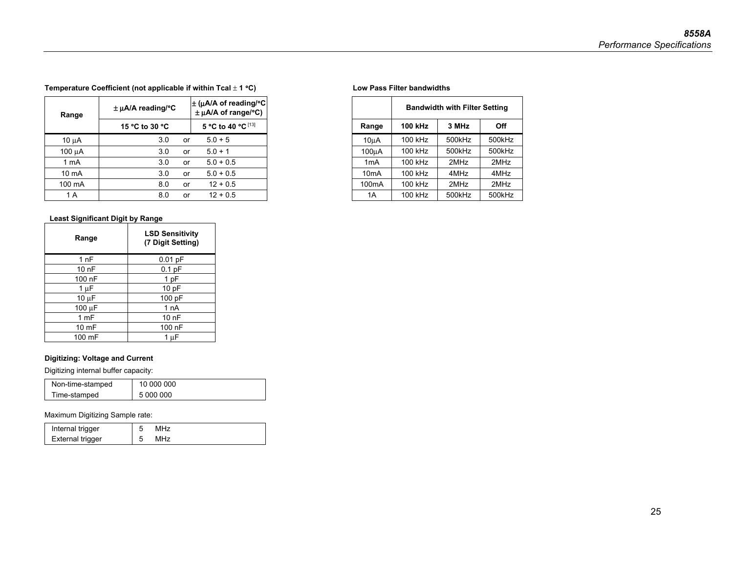**Temperature Coefficient (not applicable if within Tcal ± 1 °C)**

| Range | ± µA/A reading/°C | | ± (µA/A of reading/°C ± µA/A of range/°C) |
|---|---|---|---|
| | 15 °C to 30 °C | | 5 °C to 40 °C [13] |
| 10 µA | 3.0 | or | 5.0 + 5 |
| 100 µA | 3.0 | or | 5.0 + 1 |
| 1 mA | 3.0 | or | 5.0 + 0.5 |
| 10 mA | 3.0 | or | 5.0 + 0.5 |
| 100 mA | 8.0 | or | 12 + 0.5 |
| 1 A | 8.0 | or | 12 + 0.5 |

**Least Significant Digit by Range**

| Range | LSD Sensitivity (7 Digit Setting) |
|---|---|
| 1 nF | 0.01 pF |
| 10 nF | 0.1 pF |
| 100 nF | 1 pF |
| 1 µF | 10 pF |
| 10 µF | 100 pF |
| 100 µF | 1 nA |
| 1 mF | 10 nF |
| 10 mF | 100 nF |
| 100 mF | 1 µF |

**Digitizing: Voltage and Current**

Digitizing internal buffer capacity:

| | |
|---|---|
| Non-time-stamped | 10 000 000 |
| Time-stamped | 5 000 000 |

Maximum Digitizing Sample rate:

| | |
|---|---|
| Internal trigger | 5 MHz |
| External trigger | 5 MHz |

**Low Pass Filter bandwidths**

| | Bandwidth with Filter Setting | | |
|---|---|---|---|
| Range | 100 kHz | 3 MHz | Off |
| 10µA | 100 kHz | 500kHz | 500kHz |
| 100µA | 100 kHz | 500kHz | 500kHz |
| 1mA | 100 kHz | 2MHz | 2MHz |
| 10mA | 100 kHz | 4MHz | 4MHz |
| 100mA | 100 kHz | 2MHz | 2MHz |
| 1A | 100 kHz | 500kHz | 500kHz |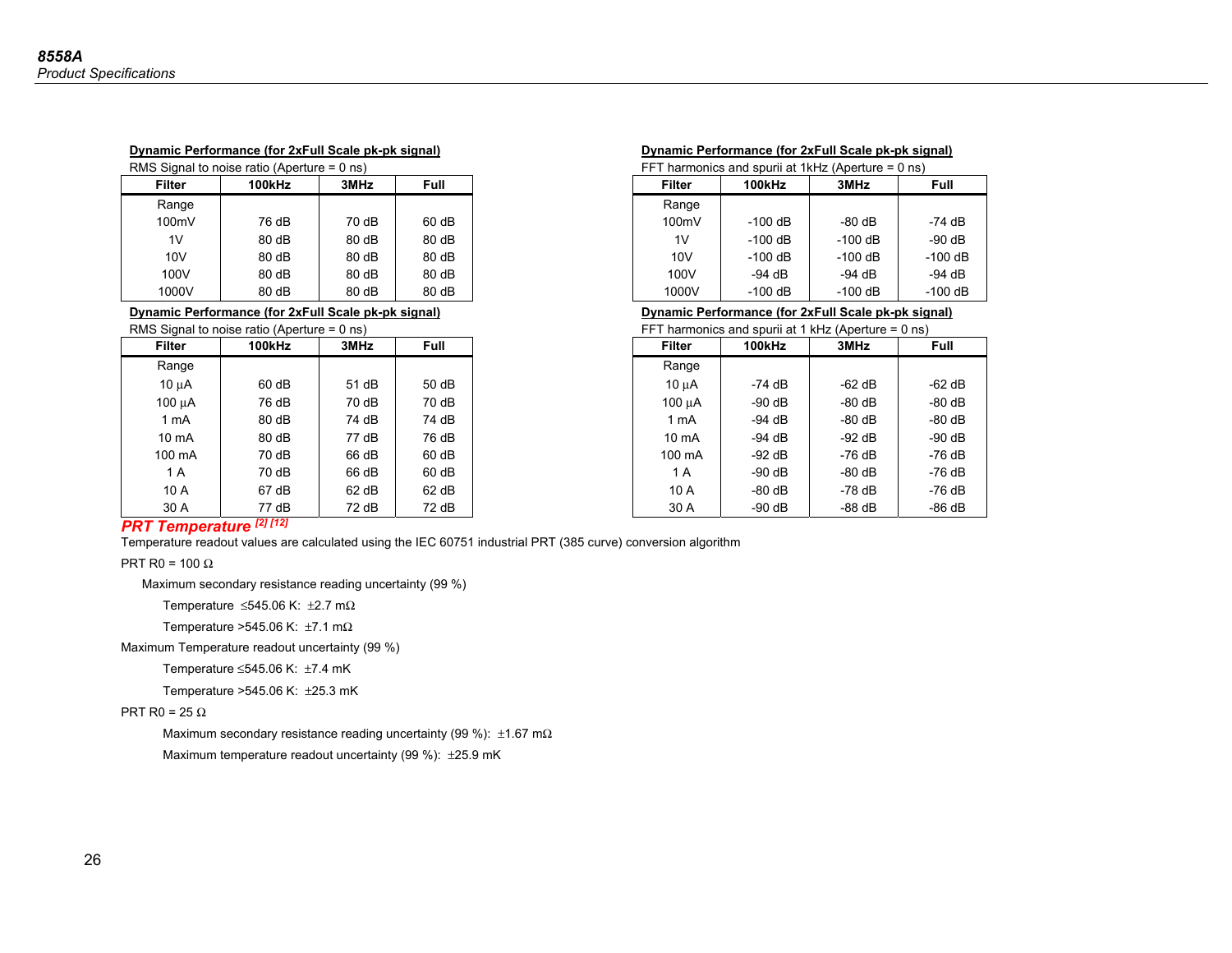**Dynamic Performance (for 2xFull Scale pk-pk signal)**

RMS Signal to noise ratio (Aperture = 0 ns)

| Filter | 100kHz | 3MHz | Full |
|---|---|---|---|
| Range | | | |
| 100mV | 76 dB | 70 dB | 60 dB |
| 1V | 80 dB | 80 dB | 80 dB |
| 10V | 80 dB | 80 dB | 80 dB |
| 100V | 80 dB | 80 dB | 80 dB |
| 1000V | 80 dB | 80 dB | 80 dB |

**Dynamic Performance (for 2xFull Scale pk-pk signal)**

FFT harmonics and spurii at 1kHz (Aperture = 0 ns)

| Filter | 100kHz | 3MHz | Full |
|---|---|---|---|
| Range | | | |
| 100mV | -100 dB | -80 dB | -74 dB |
| 1V | -100 dB | -100 dB | -90 dB |
| 10V | -100 dB | -100 dB | -100 dB |
| 100V | -94 dB | -94 dB | -94 dB |
| 1000V | -100 dB | -100 dB | -100 dB |

**Dynamic Performance (for 2xFull Scale pk-pk signal)**

RMS Signal to noise ratio (Aperture = 0 ns)

| Filter | 100kHz | 3MHz | Full |
|---|---|---|---|
| Range | | | |
| 10 µA | 60 dB | 51 dB | 50 dB |
| 100 µA | 76 dB | 70 dB | 70 dB |
| 1 mA | 80 dB | 74 dB | 74 dB |
| 10 mA | 80 dB | 77 dB | 76 dB |
| 100 mA | 70 dB | 66 dB | 60 dB |
| 1 A | 70 dB | 66 dB | 60 dB |
| 10 A | 67 dB | 62 dB | 62 dB |
| 30 A | 77 dB | 72 dB | 72 dB |

**Dynamic Performance (for 2xFull Scale pk-pk signal)**

FFT harmonics and spurii at 1 kHz (Aperture = 0 ns)

| Filter | 100kHz | 3MHz | Full |
|---|---|---|---|
| Range | | | |
| 10 µA | -74 dB | -62 dB | -62 dB |
| 100 µA | -90 dB | -80 dB | -80 dB |
| 1 mA | -94 dB | -80 dB | -80 dB |
| 10 mA | -94 dB | -92 dB | -90 dB |
| 100 mA | -92 dB | -76 dB | -76 dB |
| 1 A | -90 dB | -80 dB | -76 dB |
| 10 A | -80 dB | -78 dB | -76 dB |
| 30 A | -90 dB | -88 dB | -86 dB |

## PRT Temperature [2] [12]

Temperature readout values are calculated using the IEC 60751 industrial PRT (385 curve) conversion algorithm

PRT R0 = 100 Ω

Maximum secondary resistance reading uncertainty (99 %)

Temperature ≤545.06 K: ±2.7 mΩ

Temperature >545.06 K: ±7.1 mΩ

Maximum Temperature readout uncertainty (99 %)

Temperature ≤545.06 K: ±7.4 mK

Temperature >545.06 K: ±25.3 mK

PRT R0 = 25 Ω

Maximum secondary resistance reading uncertainty (99 %): ±1.67 mΩ

Maximum temperature readout uncertainty (99 %): ±25.9 mK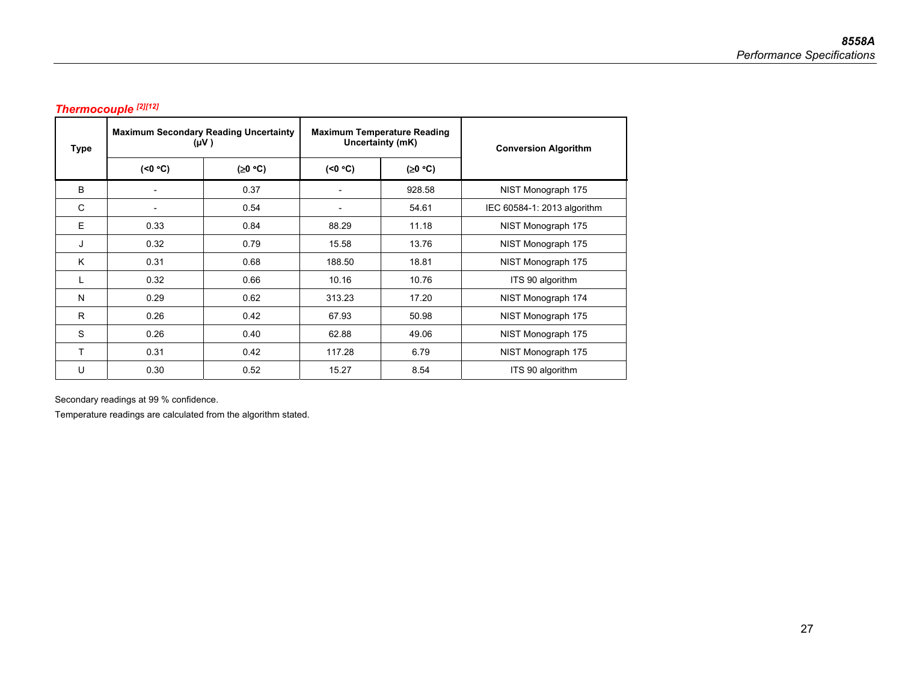### *Thermocouple* [2][12]

| Type | Maximum Secondary Reading Uncertainty (µV ) | | Maximum Temperature Reading Uncertainty (mK) | | Conversion Algorithm |
|---|---|---|---|---|---|
| | (<0 °C) | (≥0 °C) | (<0 °C) | (≥0 °C) | |
| B | - | 0.37 | - | 928.58 | NIST Monograph 175 |
| C | - | 0.54 | - | 54.61 | IEC 60584-1: 2013 algorithm |
| E | 0.33 | 0.84 | 88.29 | 11.18 | NIST Monograph 175 |
| J | 0.32 | 0.79 | 15.58 | 13.76 | NIST Monograph 175 |
| K | 0.31 | 0.68 | 188.50 | 18.81 | NIST Monograph 175 |
| L | 0.32 | 0.66 | 10.16 | 10.76 | ITS 90 algorithm |
| N | 0.29 | 0.62 | 313.23 | 17.20 | NIST Monograph 174 |
| R | 0.26 | 0.42 | 67.93 | 50.98 | NIST Monograph 175 |
| S | 0.26 | 0.40 | 62.88 | 49.06 | NIST Monograph 175 |
| T | 0.31 | 0.42 | 117.28 | 6.79 | NIST Monograph 175 |
| U | 0.30 | 0.52 | 15.27 | 8.54 | ITS 90 algorithm |

Secondary readings at 99 % confidence.

Temperature readings are calculated from the algorithm stated.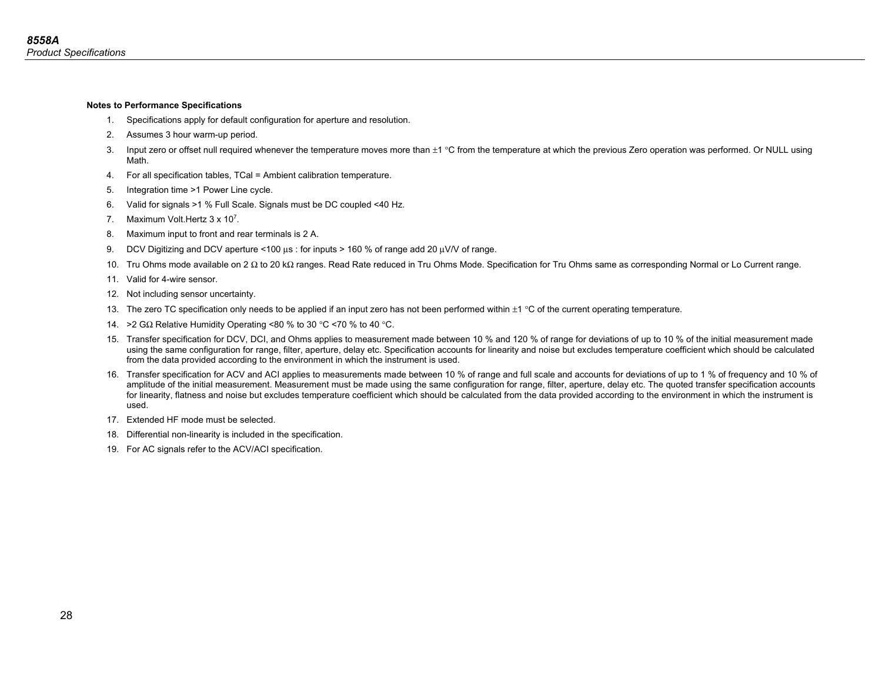**Notes to Performance Specifications**

1. Specifications apply for default configuration for aperture and resolution.
2. Assumes 3 hour warm-up period.
3. Input zero or offset null required whenever the temperature moves more than ±1 °C from the temperature at which the previous Zero operation was performed. Or NULL using Math.
4. For all specification tables, TCal = Ambient calibration temperature.
5. Integration time >1 Power Line cycle.
6. Valid for signals >1 % Full Scale. Signals must be DC coupled <40 Hz.
7. Maximum Volt.Hertz 3 x $10^7$.
8. Maximum input to front and rear terminals is 2 A.
9. DCV Digitizing and DCV aperture <100 µs : for inputs > 160 % of range add 20 µV/V of range.
10. Tru Ohms mode available on 2 Ω to 20 kΩ ranges. Read Rate reduced in Tru Ohms Mode. Specification for Tru Ohms same as corresponding Normal or Lo Current range.
11. Valid for 4-wire sensor.
12. Not including sensor uncertainty.
13. The zero TC specification only needs to be applied if an input zero has not been performed within ±1 °C of the current operating temperature.
14. >2 GΩ Relative Humidity Operating <80 % to 30 °C <70 % to 40 °C.
15. Transfer specification for DCV, DCI, and Ohms applies to measurement made between 10 % and 120 % of range for deviations of up to 10 % of the initial measurement made using the same configuration for range, filter, aperture, delay etc. Specification accounts for linearity and noise but excludes temperature coefficient which should be calculated from the data provided according to the environment in which the instrument is used.
16. Transfer specification for ACV and ACI applies to measurements made between 10 % of range and full scale and accounts for deviations of up to 1 % of frequency and 10 % of amplitude of the initial measurement. Measurement must be made using the same configuration for range, filter, aperture, delay etc. The quoted transfer specification accounts for linearity, flatness and noise but excludes temperature coefficient which should be calculated from the data provided according to the environment in which the instrument is used.
17. Extended HF mode must be selected.
18. Differential non-linearity is included in the specification.
19. For AC signals refer to the ACV/ACI specification.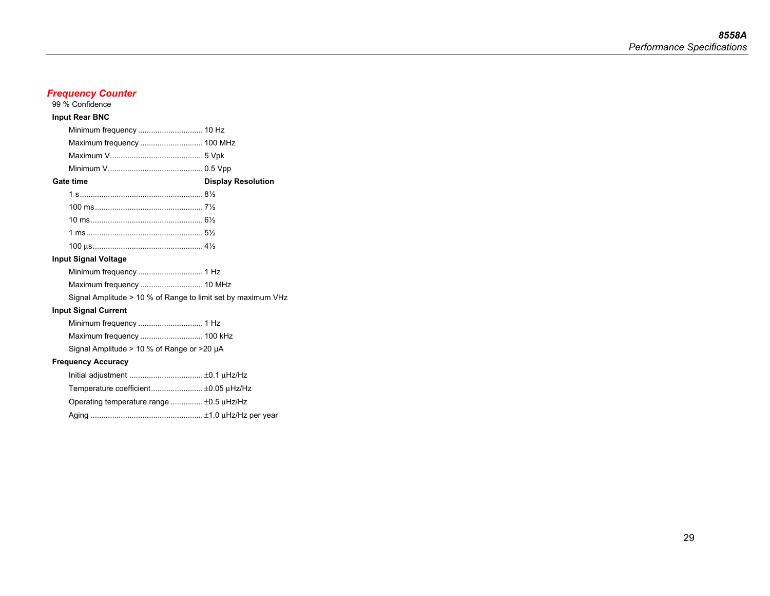## Frequency Counter

99 % Confidence

**Input Rear BNC**

| | |
|---|---|
| Minimum frequency | 10 Hz |
| Maximum frequency | 100 MHz |
| Maximum V | 5 Vpk |
| Minimum V | 0.5 Vpp |

| **Gate time** | **Display Resolution** |
|---|---|
| 1 s | 8½ |
| 100 ms | 7½ |
| 10 ms | 6½ |
| 1 ms | 5½ |
| 100 µs | 4½ |

**Input Signal Voltage**

| | |
|---|---|
| Minimum frequency | 1 Hz |
| Maximum frequency | 10 MHz |

Signal Amplitude > 10 % of Range to limit set by maximum VHz

**Input Signal Current**

| | |
|---|---|
| Minimum frequency | 1 Hz |
| Maximum frequency | 100 kHz |

Signal Amplitude > 10 % of Range or >20 µA

**Frequency Accuracy**

| | |
|---|---|
| Initial adjustment | ±0.1 µHz/Hz |
| Temperature coefficient | ±0.05 µHz/Hz |
| Operating temperature range | ±0.5 µHz/Hz |
| Aging | ±1.0 µHz/Hz per year |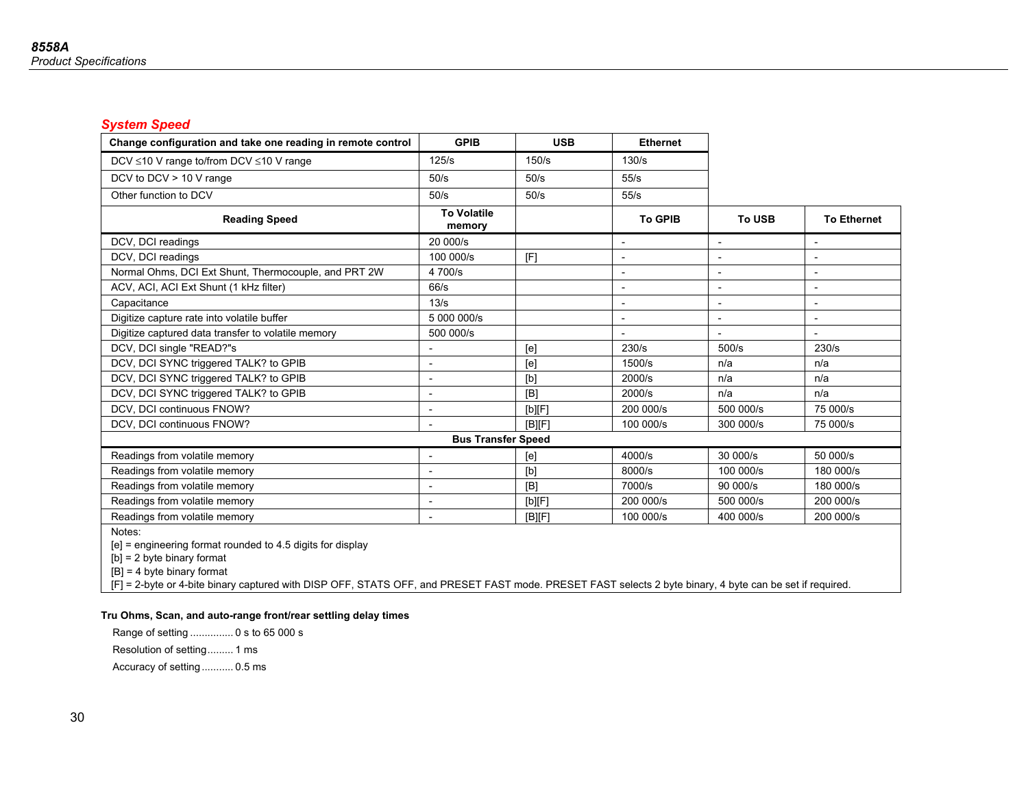## System Speed

| Change configuration and take one reading in remote control | GPIB | USB | Ethernet | | |
|---|---|---|---|---|---|
| DCV ≤10 V range to/from DCV ≤10 V range | 125/s | 150/s | 130/s | | |
| DCV to DCV > 10 V range | 50/s | 50/s | 55/s | | |
| Other function to DCV | 50/s | 50/s | 55/s | | |
| **Reading Speed** | **To Volatile memory** | | **To GPIB** | **To USB** | **To Ethernet** |
| DCV, DCI readings | 20 000/s | | - | - | - |
| DCV, DCI readings | 100 000/s | [F] | - | - | - |
| Normal Ohms, DCI Ext Shunt, Thermocouple, and PRT 2W | 4 700/s | | - | - | - |
| ACV, ACI, ACI Ext Shunt (1 kHz filter) | 66/s | | - | - | - |
| Capacitance | 13/s | | - | - | - |
| Digitize capture rate into volatile buffer | 5 000 000/s | | - | - | - |
| Digitize captured data transfer to volatile memory | 500 000/s | | - | - | - |
| DCV, DCI single "READ?"s | - | [e] | 230/s | 500/s | 230/s |
| DCV, DCI SYNC triggered TALK? to GPIB | - | [e] | 1500/s | n/a | n/a |
| DCV, DCI SYNC triggered TALK? to GPIB | - | [b] | 2000/s | n/a | n/a |
| DCV, DCI SYNC triggered TALK? to GPIB | - | [B] | 2000/s | n/a | n/a |
| DCV, DCI continuous FNOW? | - | [b][F] | 200 000/s | 500 000/s | 75 000/s |
| DCV, DCI continuous FNOW? | - | [B][F] | 100 000/s | 300 000/s | 75 000/s |
| **Bus Transfer Speed** | | | | | |
| Readings from volatile memory | - | [e] | 4000/s | 30 000/s | 50 000/s |
| Readings from volatile memory | - | [b] | 8000/s | 100 000/s | 180 000/s |
| Readings from volatile memory | - | [B] | 7000/s | 90 000/s | 180 000/s |
| Readings from volatile memory | - | [b][F] | 200 000/s | 500 000/s | 200 000/s |
| Readings from volatile memory | - | [B][F] | 100 000/s | 400 000/s | 200 000/s |

Notes:
[e] = engineering format rounded to 4.5 digits for display
[b] = 2 byte binary format
[B] = 4 byte binary format
[F] = 2-byte or 4-bite binary captured with DISP OFF, STATS OFF, and PRESET FAST mode. PRESET FAST selects 2 byte binary, 4 byte can be set if required.

**Tru Ohms, Scan, and auto-range front/rear settling delay times**

Range of setting ............... 0 s to 65 000 s

Resolution of setting......... 1 ms

Accuracy of setting........... 0.5 ms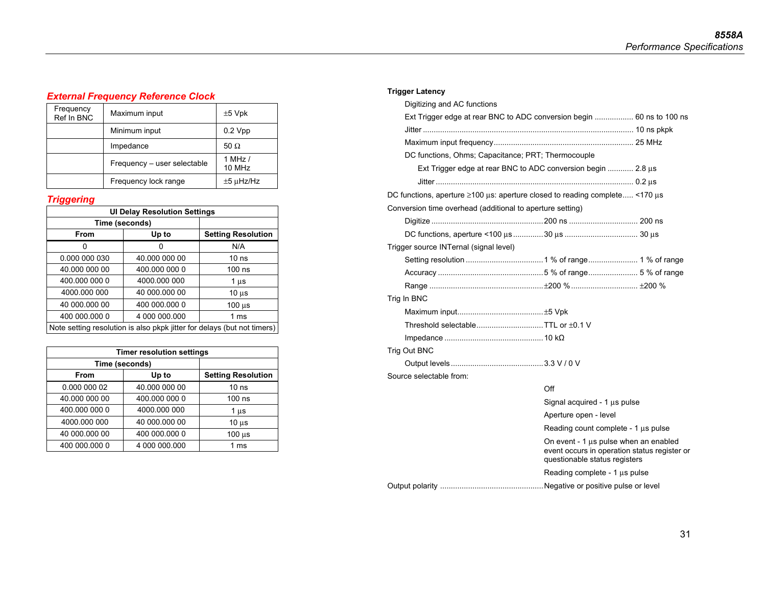## External Frequency Reference Clock

| Frequency Ref In BNC | Maximum input | ±5 Vpk |
|---|---|---|
| | Minimum input | 0.2 Vpp |
| | Impedance | 50 Ω |
| | Frequency – user selectable | 1 MHz / 10 MHz |
| | Frequency lock range | ±5 µHz/Hz |

## Triggering

| UI Delay Resolution Settings | | |
|---|---|---|
| Time (seconds) | | |
| From | Up to | Setting Resolution |
| 0 | 0 | N/A |
| 0.000 000 030 | 40.000 000 00 | 10 ns |
| 40.000 000 00 | 400.000 000 0 | 100 ns |
| 400.000 000 0 | 4000.000 000 | 1 µs |
| 4000.000 000 | 40 000.000 00 | 10 µs |
| 40 000.000 00 | 400 000.000 0 | 100 µs |
| 400 000.000 0 | 4 000 000.000 | 1 ms |
| Note setting resolution is also pkpk jitter for delays (but not timers) | | |

| Timer resolution settings | | |
|---|---|---|
| Time (seconds) | | |
| From | Up to | Setting Resolution |
| 0.000 000 02 | 40.000 000 00 | 10 ns |
| 40.000 000 00 | 400.000 000 0 | 100 ns |
| 400.000 000 0 | 4000.000 000 | 1 µs |
| 4000.000 000 | 40 000.000 00 | 10 µs |
| 40 000.000 00 | 400 000.000 0 | 100 µs |
| 400 000.000 0 | 4 000 000.000 | 1 ms |

**Trigger Latency**

Digitizing and AC functions

- Ext Trigger edge at rear BNC to ADC conversion begin .................. 60 ns to 100 ns
- Jitter ................ 10 ns pkpk
- Maximum input frequency ................ 25 MHz

DC functions, Ohms; Capacitance; PRT; Thermocouple

- Ext Trigger edge at rear BNC to ADC conversion begin ............ 2.8 µs
- Jitter ................ 0.2 µs

DC functions, aperture ≥100 µs: aperture closed to reading complete..... <170 µs

Conversion time overhead (additional to aperture setting)

- Digitize ................ 200 ns ................ 200 ns
- DC functions, aperture <100 µs ............. 30 µs ................ 30 µs

Trigger source INTernal (signal level)

- Setting resolution ................ 1 % of range ................ 1 % of range
- Accuracy ................ 5 % of range ................ 5 % of range
- Range ................ ±200 % ................ ±200 %

Trig In BNC

- Maximum input ................ ±5 Vpk
- Threshold selectable ................ TTL or ±0.1 V
- Impedance ................ 10 kΩ

Trig Out BNC

- Output levels ................ 3.3 V / 0 V

Source selectable from:

- Off
- Signal acquired - 1 µs pulse
- Aperture open - level
- Reading count complete - 1 µs pulse
- On event - 1 µs pulse when an enabled event occurs in operation status register or questionable status registers
- Reading complete - 1 µs pulse

Output polarity ................ Negative or positive pulse or level